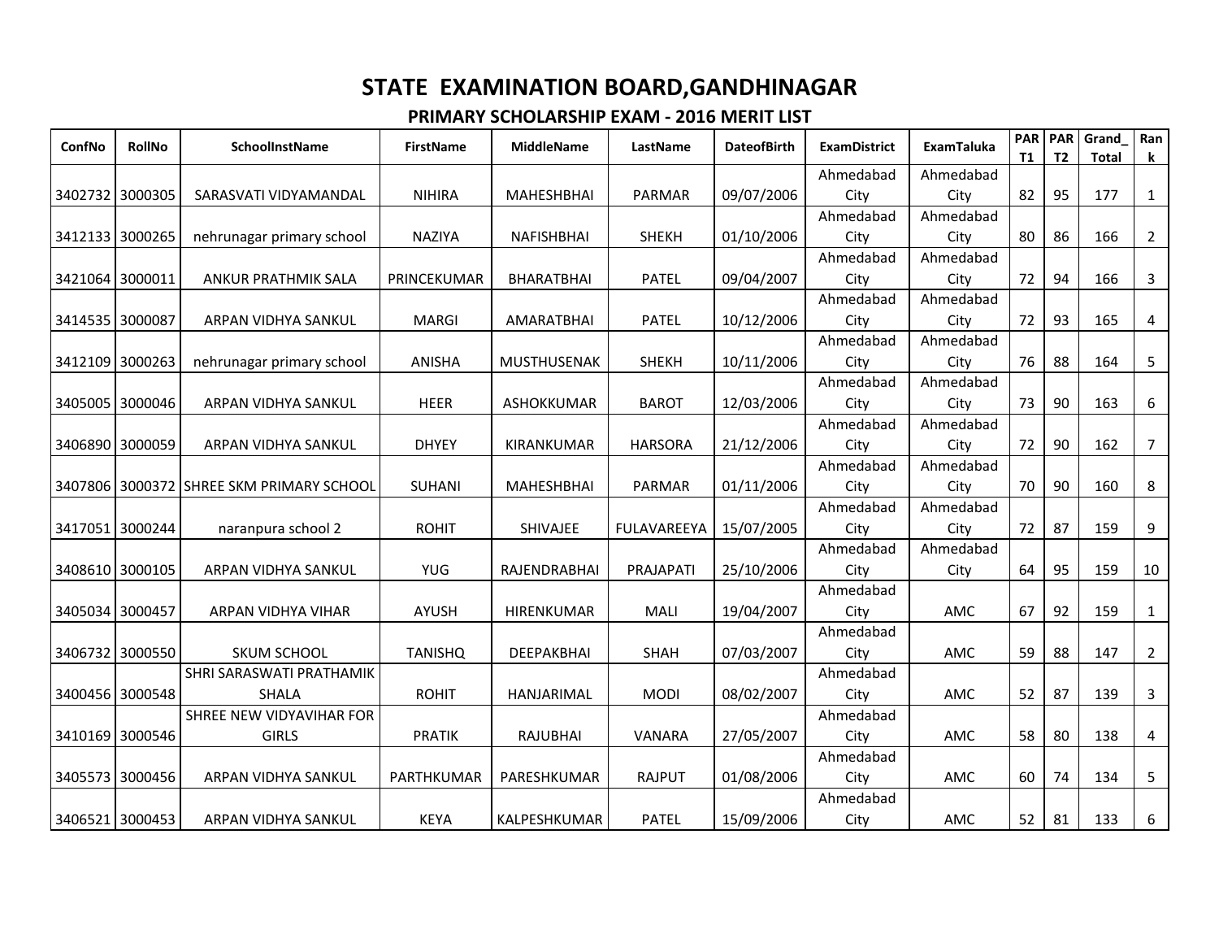# STATE EXAMINATION BOARD,GANDHINAGAR

## PRIMARY SCHOLARSHIP EXAM - 2016 MERIT LIST

| ConfNo | RollNo | SchoolInstName | FirstName | MiddleName | LastName | DateofBirth | ExamDistrict | ExamTaluka | PART1 | PART2 | Grand_Total | Rank |
|---|---|---|---|---|---|---|---|---|---|---|---|---|
| 3402732 | 3000305 | SARASVATI VIDYAMANDAL | NIHIRA | MAHESHBHAI | PARMAR | 09/07/2006 | Ahmedabad City | Ahmedabad City | 82 | 95 | 177 | 1 |
| 3412133 | 3000265 | nehrunagar primary school | NAZIYA | NAFISHBHAI | SHEKH | 01/10/2006 | Ahmedabad City | Ahmedabad City | 80 | 86 | 166 | 2 |
| 3421064 | 3000011 | ANKUR PRATHMIK SALA | PRINCEKUMAR | BHARATBHAI | PATEL | 09/04/2007 | Ahmedabad City | Ahmedabad City | 72 | 94 | 166 | 3 |
| 3414535 | 3000087 | ARPAN VIDHYA SANKUL | MARGI | AMARATBHAI | PATEL | 10/12/2006 | Ahmedabad City | Ahmedabad City | 72 | 93 | 165 | 4 |
| 3412109 | 3000263 | nehrunagar primary school | ANISHA | MUSTHUSENAK | SHEKH | 10/11/2006 | Ahmedabad City | Ahmedabad City | 76 | 88 | 164 | 5 |
| 3405005 | 3000046 | ARPAN VIDHYA SANKUL | HEER | ASHOKKUMAR | BAROT | 12/03/2006 | Ahmedabad City | Ahmedabad City | 73 | 90 | 163 | 6 |
| 3406890 | 3000059 | ARPAN VIDHYA SANKUL | DHYEY | KIRANKUMAR | HARSORA | 21/12/2006 | Ahmedabad City | Ahmedabad City | 72 | 90 | 162 | 7 |
| 3407806 | 3000372 | SHREE SKM PRIMARY SCHOOL | SUHANI | MAHESHBHAI | PARMAR | 01/11/2006 | Ahmedabad City | Ahmedabad City | 70 | 90 | 160 | 8 |
| 3417051 | 3000244 | naranpura school 2 | ROHIT | SHIVAJEE | FULAVAREEYA | 15/07/2005 | Ahmedabad City | Ahmedabad City | 72 | 87 | 159 | 9 |
| 3408610 | 3000105 | ARPAN VIDHYA SANKUL | YUG | RAJENDRABHAI | PRAJAPATI | 25/10/2006 | Ahmedabad City | Ahmedabad City | 64 | 95 | 159 | 10 |
| 3405034 | 3000457 | ARPAN VIDHYA VIHAR | AYUSH | HIRENKUMAR | MALI | 19/04/2007 | Ahmedabad City | AMC | 67 | 92 | 159 | 1 |
| 3406732 | 3000550 | SKUM SCHOOL | TANISHQ | DEEPAKBHAI | SHAH | 07/03/2007 | Ahmedabad City | AMC | 59 | 88 | 147 | 2 |
| 3400456 | 3000548 | SHRI SARASWATI PRATHAMIK SHALA | ROHIT | HANJARIMAL | MODI | 08/02/2007 | Ahmedabad City | AMC | 52 | 87 | 139 | 3 |
| 3410169 | 3000546 | SHREE NEW VIDYAVIHAR FOR GIRLS | PRATIK | RAJUBHAI | VANARA | 27/05/2007 | Ahmedabad City | AMC | 58 | 80 | 138 | 4 |
| 3405573 | 3000456 | ARPAN VIDHYA SANKUL | PARTHKUMAR | PARESHKUMAR | RAJPUT | 01/08/2006 | Ahmedabad City | AMC | 60 | 74 | 134 | 5 |
| 3406521 | 3000453 | ARPAN VIDHYA SANKUL | KEYA | KALPESHKUMAR | PATEL | 15/09/2006 | Ahmedabad City | AMC | 52 | 81 | 133 | 6 |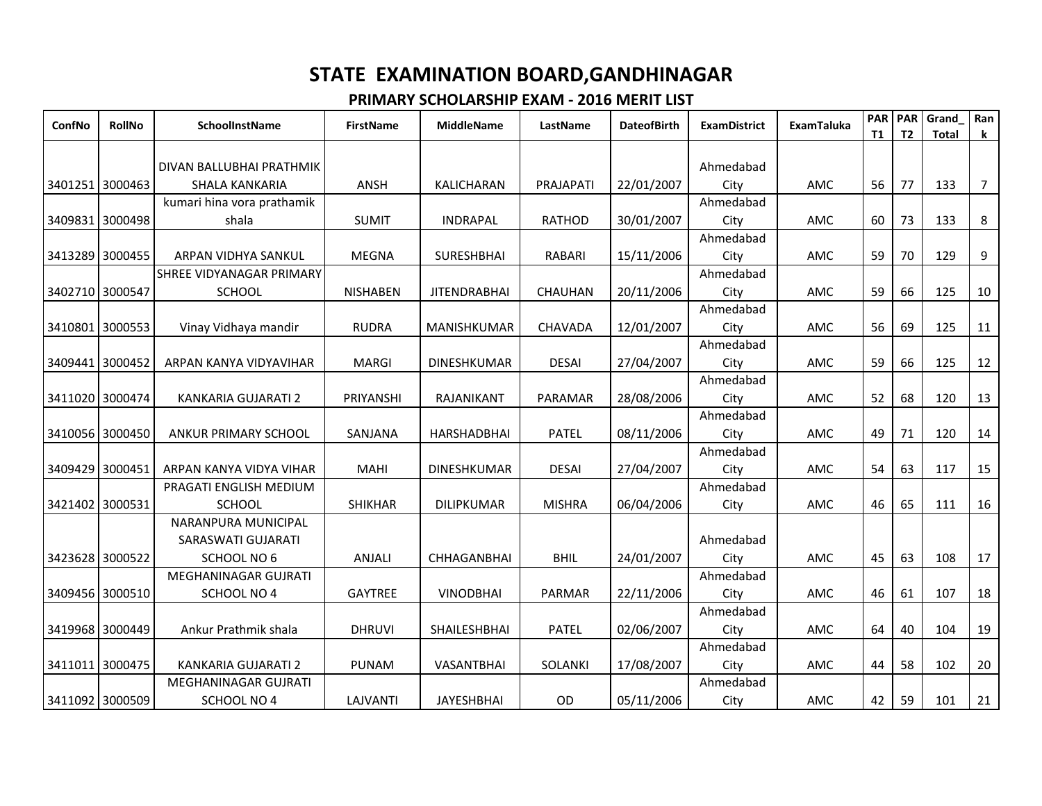# STATE EXAMINATION BOARD,GANDHINAGAR

## PRIMARY SCHOLARSHIP EXAM - 2016 MERIT LIST

| ConfNo | RollNo | SchoolInstName | FirstName | MiddleName | LastName | DateofBirth | ExamDistrict | ExamTaluka | PART1 | PART2 | Grand_Total | Rank |
|---|---|---|---|---|---|---|---|---|---|---|---|---|
| 3401251 | 3000463 | DIVAN BALLUBHAI PRATHMIK SHALA KANKARIA | ANSH | KALICHARAN | PRAJAPATI | 22/01/2007 | Ahmedabad City | AMC | 56 | 77 | 133 | 7 |
| 3409831 | 3000498 | kumari hina vora prathamik shala | SUMIT | INDRAPAL | RATHOD | 30/01/2007 | Ahmedabad City | AMC | 60 | 73 | 133 | 8 |
| 3413289 | 3000455 | ARPAN VIDHYA SANKUL | MEGNA | SURESHBHAI | RABARI | 15/11/2006 | Ahmedabad City | AMC | 59 | 70 | 129 | 9 |
| 3402710 | 3000547 | SHREE VIDYANAGAR PRIMARY SCHOOL | NISHABEN | JITENDRABHAI | CHAUHAN | 20/11/2006 | Ahmedabad City | AMC | 59 | 66 | 125 | 10 |
| 3410801 | 3000553 | Vinay Vidhaya mandir | RUDRA | MANISHKUMAR | CHAVADA | 12/01/2007 | Ahmedabad City | AMC | 56 | 69 | 125 | 11 |
| 3409441 | 3000452 | ARPAN KANYA VIDYAVIHAR | MARGI | DINESHKUMAR | DESAI | 27/04/2007 | Ahmedabad City | AMC | 59 | 66 | 125 | 12 |
| 3411020 | 3000474 | KANKARIA GUJARATI 2 | PRIYANSHI | RAJANIKANT | PARAMAR | 28/08/2006 | Ahmedabad City | AMC | 52 | 68 | 120 | 13 |
| 3410056 | 3000450 | ANKUR PRIMARY SCHOOL | SANJANA | HARSHADBHAI | PATEL | 08/11/2006 | Ahmedabad City | AMC | 49 | 71 | 120 | 14 |
| 3409429 | 3000451 | ARPAN KANYA VIDYA VIHAR | MAHI | DINESHKUMAR | DESAI | 27/04/2007 | Ahmedabad City | AMC | 54 | 63 | 117 | 15 |
| 3421402 | 3000531 | PRAGATI ENGLISH MEDIUM SCHOOL | SHIKHAR | DILIPKUMAR | MISHRA | 06/04/2006 | Ahmedabad City | AMC | 46 | 65 | 111 | 16 |
| 3423628 | 3000522 | NARANPURA MUNICIPAL SARASWATI GUJARATI SCHOOL NO 6 | ANJALI | CHHAGANBHAI | BHIL | 24/01/2007 | Ahmedabad City | AMC | 45 | 63 | 108 | 17 |
| 3409456 | 3000510 | MEGHANINAGAR GUJRATI SCHOOL NO 4 | GAYTREE | VINODBHAI | PARMAR | 22/11/2006 | Ahmedabad City | AMC | 46 | 61 | 107 | 18 |
| 3419968 | 3000449 | Ankur Prathmik shala | DHRUVI | SHAILESHBHAI | PATEL | 02/06/2007 | Ahmedabad City | AMC | 64 | 40 | 104 | 19 |
| 3411011 | 3000475 | KANKARIA GUJARATI 2 | PUNAM | VASANTBHAI | SOLANKI | 17/08/2007 | Ahmedabad City | AMC | 44 | 58 | 102 | 20 |
| 3411092 | 3000509 | MEGHANINAGAR GUJRATI SCHOOL NO 4 | LAJVANTI | JAYESHBHAI | OD | 05/11/2006 | Ahmedabad City | AMC | 42 | 59 | 101 | 21 |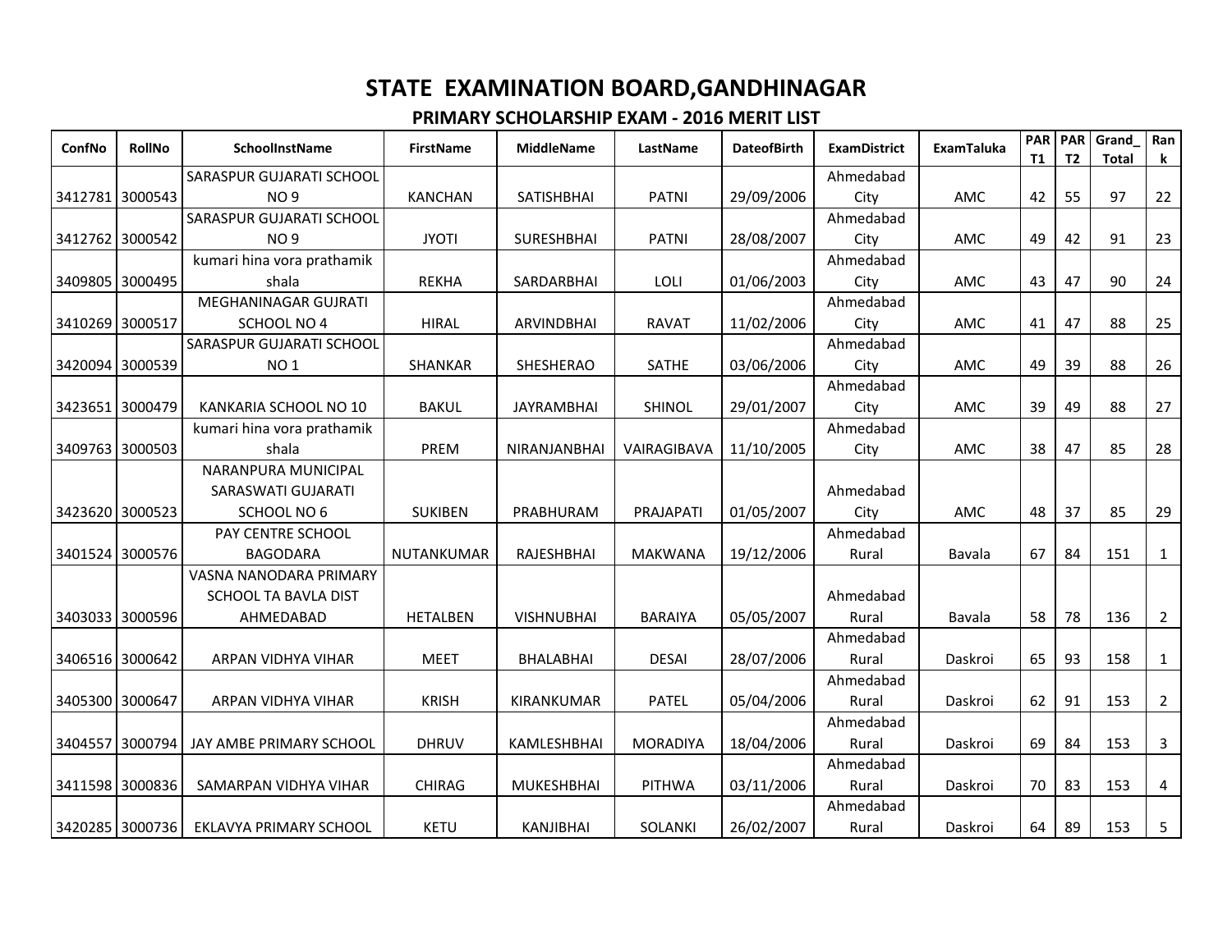# STATE EXAMINATION BOARD,GANDHINAGAR

## PRIMARY SCHOLARSHIP EXAM - 2016 MERIT LIST

| ConfNo | RollNo | SchoolInstName | FirstName | MiddleName | LastName | DateofBirth | ExamDistrict | ExamTaluka | PART1 | PART2 | Grand_Total | Rank |
|---|---|---|---|---|---|---|---|---|---|---|---|---|
| 3412781 | 3000543 | SARASPUR GUJARATI SCHOOL NO 9 | KANCHAN | SATISHBHAI | PATNI | 29/09/2006 | Ahmedabad City | AMC | 42 | 55 | 97 | 22 |
| 3412762 | 3000542 | SARASPUR GUJARATI SCHOOL NO 9 | JYOTI | SURESHBHAI | PATNI | 28/08/2007 | Ahmedabad City | AMC | 49 | 42 | 91 | 23 |
| 3409805 | 3000495 | kumari hina vora prathamik shala | REKHA | SARDARBHAI | LOLI | 01/06/2003 | Ahmedabad City | AMC | 43 | 47 | 90 | 24 |
| 3410269 | 3000517 | MEGHANINAGAR GUJRATI SCHOOL NO 4 | HIRAL | ARVINDBHAI | RAVAT | 11/02/2006 | Ahmedabad City | AMC | 41 | 47 | 88 | 25 |
| 3420094 | 3000539 | SARASPUR GUJARATI SCHOOL NO 1 | SHANKAR | SHESHERAO | SATHE | 03/06/2006 | Ahmedabad City | AMC | 49 | 39 | 88 | 26 |
| 3423651 | 3000479 | KANKARIA SCHOOL NO 10 | BAKUL | JAYRAMBHAI | SHINOL | 29/01/2007 | Ahmedabad City | AMC | 39 | 49 | 88 | 27 |
| 3409763 | 3000503 | kumari hina vora prathamik shala | PREM | NIRANJANBHAI | VAIRAGIBAVA | 11/10/2005 | Ahmedabad City | AMC | 38 | 47 | 85 | 28 |
| 3423620 | 3000523 | NARANPURA MUNICIPAL SARASWATI GUJARATI SCHOOL NO 6 | SUKIBEN | PRABHURAM | PRAJAPATI | 01/05/2007 | Ahmedabad City | AMC | 48 | 37 | 85 | 29 |
| 3401524 | 3000576 | PAY CENTRE SCHOOL BAGODARA | NUTANKUMAR | RAJESHBHAI | MAKWANA | 19/12/2006 | Ahmedabad Rural | Bavala | 67 | 84 | 151 | 1 |
| 3403033 | 3000596 | VASNA NANODARA PRIMARY SCHOOL TA BAVLA DIST AHMEDABAD | HETALBEN | VISHNUBHAI | BARAIYA | 05/05/2007 | Ahmedabad Rural | Bavala | 58 | 78 | 136 | 2 |
| 3406516 | 3000642 | ARPAN VIDHYA VIHAR | MEET | BHALABHAI | DESAI | 28/07/2006 | Ahmedabad Rural | Daskroi | 65 | 93 | 158 | 1 |
| 3405300 | 3000647 | ARPAN VIDHYA VIHAR | KRISH | KIRANKUMAR | PATEL | 05/04/2006 | Ahmedabad Rural | Daskroi | 62 | 91 | 153 | 2 |
| 3404557 | 3000794 | JAY AMBE PRIMARY SCHOOL | DHRUV | KAMLESHBHAI | MORADIYA | 18/04/2006 | Ahmedabad Rural | Daskroi | 69 | 84 | 153 | 3 |
| 3411598 | 3000836 | SAMARPAN VIDHYA VIHAR | CHIRAG | MUKESHBHAI | PITHWA | 03/11/2006 | Ahmedabad Rural | Daskroi | 70 | 83 | 153 | 4 |
| 3420285 | 3000736 | EKLAVYA PRIMARY SCHOOL | KETU | KANJIBHAI | SOLANKI | 26/02/2007 | Ahmedabad Rural | Daskroi | 64 | 89 | 153 | 5 |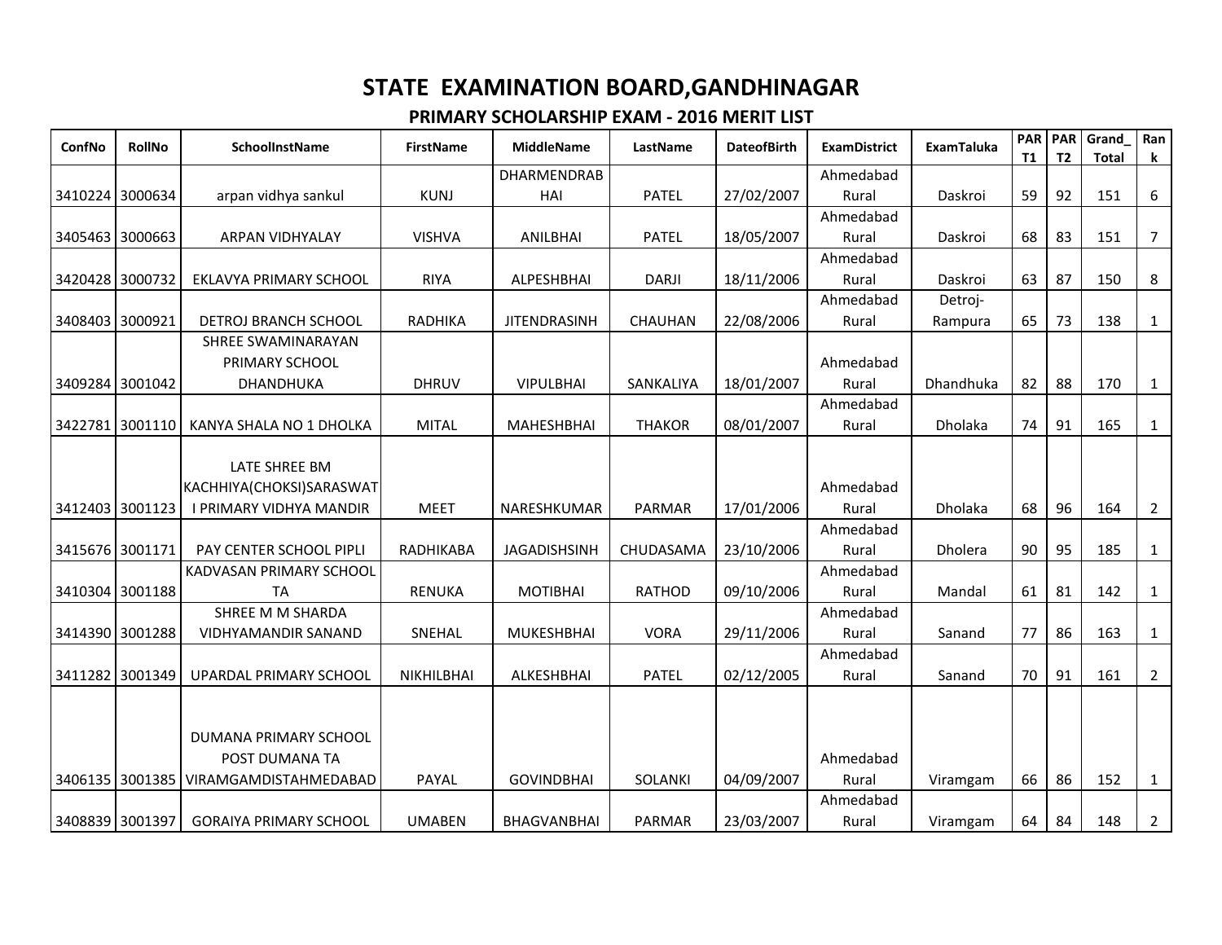# STATE EXAMINATION BOARD,GANDHINAGAR

## PRIMARY SCHOLARSHIP EXAM - 2016 MERIT LIST

| ConfNo | RollNo | SchoolInstName | FirstName | MiddleName | LastName | DateofBirth | ExamDistrict | ExamTaluka | PART1 | PART2 | Grand_Total | Rank |
|---|---|---|---|---|---|---|---|---|---|---|---|---|
| 3410224 | 3000634 | arpan vidhya sankul | KUNJ | DHARMENDRABHAI | PATEL | 27/02/2007 | Ahmedabad Rural | Daskroi | 59 | 92 | 151 | 6 |
| 3405463 | 3000663 | ARPAN VIDHYALAY | VISHVA | ANILBHAI | PATEL | 18/05/2007 | Ahmedabad Rural | Daskroi | 68 | 83 | 151 | 7 |
| 3420428 | 3000732 | EKLAVYA PRIMARY SCHOOL | RIYA | ALPESHBHAI | DARJI | 18/11/2006 | Ahmedabad Rural | Daskroi | 63 | 87 | 150 | 8 |
| 3408403 | 3000921 | DETROJ BRANCH SCHOOL | RADHIKA | JITENDRASINH | CHAUHAN | 22/08/2006 | Ahmedabad Rural | Detroj-Rampura | 65 | 73 | 138 | 1 |
| 3409284 | 3001042 | SHREE SWAMINARAYAN PRIMARY SCHOOL DHANDHUKA | DHRUV | VIPULBHAI | SANKALIYA | 18/01/2007 | Ahmedabad Rural | Dhandhuka | 82 | 88 | 170 | 1 |
| 3422781 | 3001110 | KANYA SHALA NO 1 DHOLKA | MITAL | MAHESHBHAI | THAKOR | 08/01/2007 | Ahmedabad Rural | Dholaka | 74 | 91 | 165 | 1 |
| 3412403 | 3001123 | LATE SHREE BM KACHHIYA(CHOKSI)SARASWATI PRIMARY VIDHYA MANDIR | MEET | NARESHKUMAR | PARMAR | 17/01/2006 | Ahmedabad Rural | Dholaka | 68 | 96 | 164 | 2 |
| 3415676 | 3001171 | PAY CENTER SCHOOL PIPLI | RADHIKABA | JAGADISHSINH | CHUDASAMA | 23/10/2006 | Ahmedabad Rural | Dholera | 90 | 95 | 185 | 1 |
| 3410304 | 3001188 | KADVASAN PRIMARY SCHOOL TA | RENUKA | MOTIBHAI | RATHOD | 09/10/2006 | Ahmedabad Rural | Mandal | 61 | 81 | 142 | 1 |
| 3414390 | 3001288 | SHREE M M SHARDA VIDHYAMANDIR SANAND | SNEHAL | MUKESHBHAI | VORA | 29/11/2006 | Ahmedabad Rural | Sanand | 77 | 86 | 163 | 1 |
| 3411282 | 3001349 | UPARDAL PRIMARY SCHOOL | NIKHILBHAI | ALKESHBHAI | PATEL | 02/12/2005 | Ahmedabad Rural | Sanand | 70 | 91 | 161 | 2 |
| 3406135 | 3001385 | DUMANA PRIMARY SCHOOL POST DUMANA TA VIRAMGAMDISTAHMEDABAD | PAYAL | GOVINDBHAI | SOLANKI | 04/09/2007 | Ahmedabad Rural | Viramgam | 66 | 86 | 152 | 1 |
| 3408839 | 3001397 | GORAIYA PRIMARY SCHOOL | UMABEN | BHAGVANBHAI | PARMAR | 23/03/2007 | Ahmedabad Rural | Viramgam | 64 | 84 | 148 | 2 |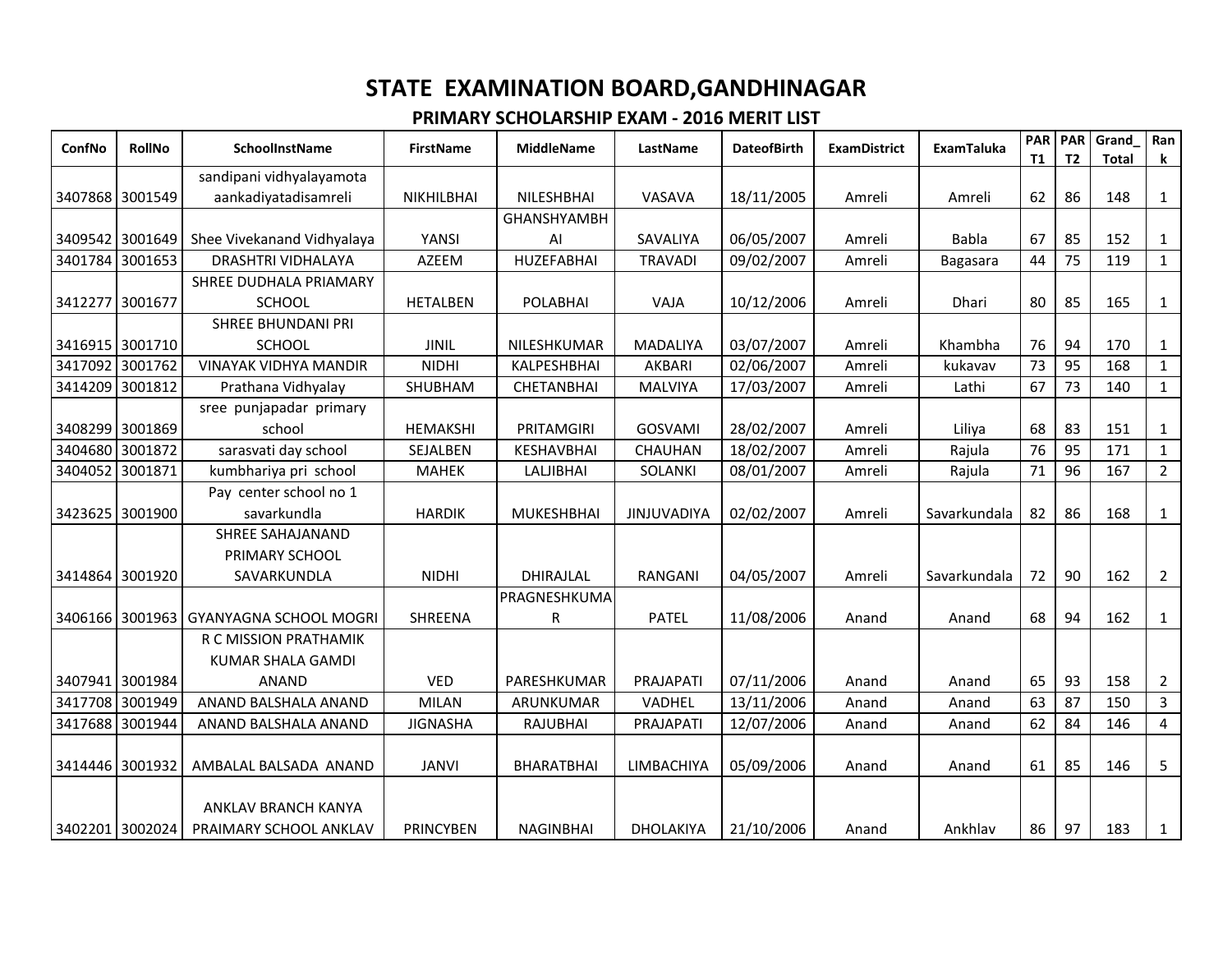# STATE EXAMINATION BOARD,GANDHINAGAR

## PRIMARY SCHOLARSHIP EXAM - 2016 MERIT LIST

| ConfNo | RollNo | SchoolInstName | FirstName | MiddleName | LastName | DateofBirth | ExamDistrict | ExamTaluka | PART1 | PART2 | Grand_Total | Rank |
|---|---|---|---|---|---|---|---|---|---|---|---|---|
| 3407868 | 3001549 | sandipani vidhyalayamota aankadiyatadisamreli | NIKHILBHAI | NILESHBHAI | VASAVA | 18/11/2005 | Amreli | Amreli | 62 | 86 | 148 | 1 |
| 3409542 | 3001649 | Shee Vivekanand Vidhyalaya | YANSI | GHANSHYAMBHAI | SAVALIYA | 06/05/2007 | Amreli | Babla | 67 | 85 | 152 | 1 |
| 3401784 | 3001653 | DRASHTRI VIDHALAYA | AZEEM | HUZEFABHAI | TRAVADI | 09/02/2007 | Amreli | Bagasara | 44 | 75 | 119 | 1 |
| 3412277 | 3001677 | SHREE DUDHALA PRIAMARY SCHOOL | HETALBEN | POLABHAI | VAJA | 10/12/2006 | Amreli | Dhari | 80 | 85 | 165 | 1 |
| 3416915 | 3001710 | SHREE BHUNDANI PRI SCHOOL | JINIL | NILESHKUMAR | MADALIYA | 03/07/2007 | Amreli | Khambha | 76 | 94 | 170 | 1 |
| 3417092 | 3001762 | VINAYAK VIDHYA MANDIR | NIDHI | KALPESHBHAI | AKBARI | 02/06/2007 | Amreli | kukavav | 73 | 95 | 168 | 1 |
| 3414209 | 3001812 | Prathana Vidhyalay | SHUBHAM | CHETANBHAI | MALVIYA | 17/03/2007 | Amreli | Lathi | 67 | 73 | 140 | 1 |
| 3408299 | 3001869 | sree punjapadar primary school | HEMAKSHI | PRITAMGIRI | GOSVAMI | 28/02/2007 | Amreli | Liliya | 68 | 83 | 151 | 1 |
| 3404680 | 3001872 | sarasvati day school | SEJALBEN | KESHAVBHAI | CHAUHAN | 18/02/2007 | Amreli | Rajula | 76 | 95 | 171 | 1 |
| 3404052 | 3001871 | kumbhariya pri school | MAHEK | LALJIBHAI | SOLANKI | 08/01/2007 | Amreli | Rajula | 71 | 96 | 167 | 2 |
| 3423625 | 3001900 | Pay center school no 1 savarkundla | HARDIK | MUKESHBHAI | JINJUVADIYA | 02/02/2007 | Amreli | Savarkundala | 82 | 86 | 168 | 1 |
| 3414864 | 3001920 | SHREE SAHAJANAND PRIMARY SCHOOL SAVARKUNDLA | NIDHI | DHIRAJLAL | RANGANI | 04/05/2007 | Amreli | Savarkundala | 72 | 90 | 162 | 2 |
| 3406166 | 3001963 | GYANYAGNA SCHOOL MOGRI | SHREENA | PRAGNESHKUMAR | PATEL | 11/08/2006 | Anand | Anand | 68 | 94 | 162 | 1 |
| 3407941 | 3001984 | R C MISSION PRATHAMIK KUMAR SHALA GAMDI ANAND | VED | PARESHKUMAR | PRAJAPATI | 07/11/2006 | Anand | Anand | 65 | 93 | 158 | 2 |
| 3417708 | 3001949 | ANAND BALSHALA ANAND | MILAN | ARUNKUMAR | VADHEL | 13/11/2006 | Anand | Anand | 63 | 87 | 150 | 3 |
| 3417688 | 3001944 | ANAND BALSHALA ANAND | JIGNASHA | RAJUBHAI | PRAJAPATI | 12/07/2006 | Anand | Anand | 62 | 84 | 146 | 4 |
| 3414446 | 3001932 | AMBALAL BALSADA ANAND | JANVI | BHARATBHAI | LIMBACHIYA | 05/09/2006 | Anand | Anand | 61 | 85 | 146 | 5 |
| 3402201 | 3002024 | ANKLAV BRANCH KANYA PRAIMARY SCHOOL ANKLAV | PRINCYBEN | NAGINBHAI | DHOLAKIYA | 21/10/2006 | Anand | Ankhlav | 86 | 97 | 183 | 1 |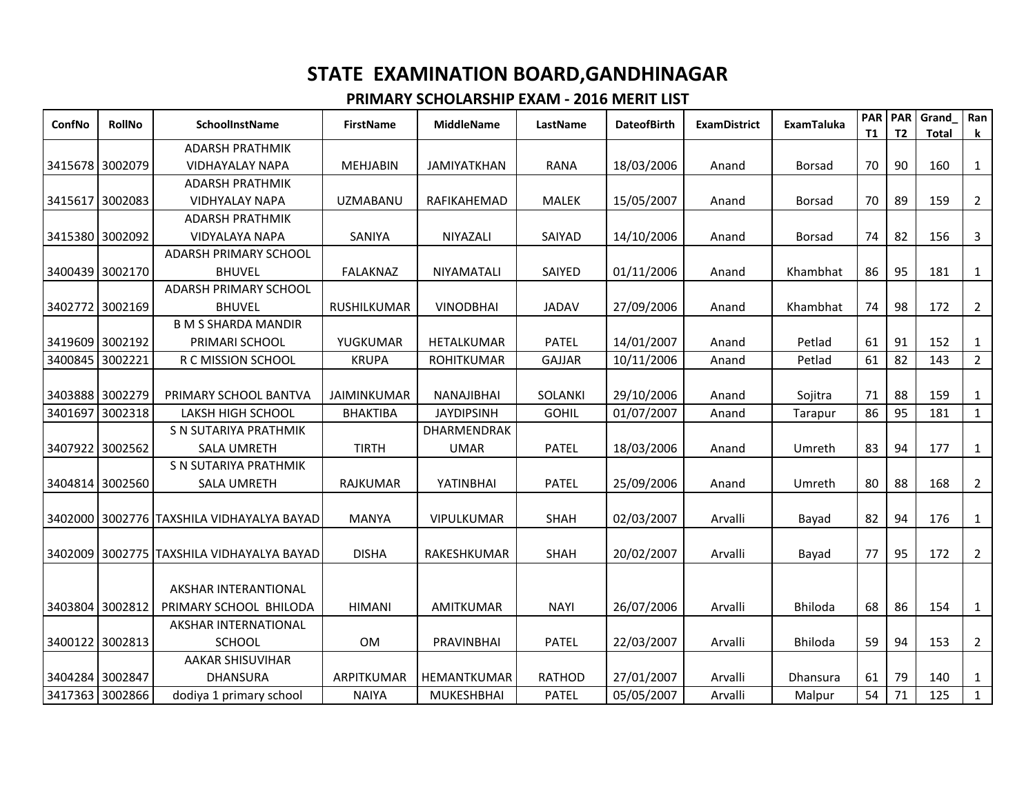# STATE EXAMINATION BOARD,GANDHINAGAR

## PRIMARY SCHOLARSHIP EXAM - 2016 MERIT LIST

| ConfNo | RollNo | SchoolInstName | FirstName | MiddleName | LastName | DateofBirth | ExamDistrict | ExamTaluka | PART1 | PART2 | Grand_Total | Rank |
|---|---|---|---|---|---|---|---|---|---|---|---|---|
| 3415678 | 3002079 | ADARSH PRATHMIK VIDHAYALAY NAPA | MEHJABIN | JAMIYATKHAN | RANA | 18/03/2006 | Anand | Borsad | 70 | 90 | 160 | 1 |
| 3415617 | 3002083 | ADARSH PRATHMIK VIDHAYALAY NAPA | UZMABANU | RAFIKAHEMAD | MALEK | 15/05/2007 | Anand | Borsad | 70 | 89 | 159 | 2 |
| 3415380 | 3002092 | ADARSH PRATHMIK VIDYALAYA NAPA | SANIYA | NIYAZALI | SAIYAD | 14/10/2006 | Anand | Borsad | 74 | 82 | 156 | 3 |
| 3400439 | 3002170 | ADARSH PRIMARY SCHOOL BHUVEL | FALAKNAZ | NIYAMATALI | SAIYED | 01/11/2006 | Anand | Khambhat | 86 | 95 | 181 | 1 |
| 3402772 | 3002169 | ADARSH PRIMARY SCHOOL BHUVEL | RUSHILKUMAR | VINODBHAI | JADAV | 27/09/2006 | Anand | Khambhat | 74 | 98 | 172 | 2 |
| 3419609 | 3002192 | B M S SHARDA MANDIR PRIMARI SCHOOL | YUGKUMAR | HETALKUMAR | PATEL | 14/01/2007 | Anand | Petlad | 61 | 91 | 152 | 1 |
| 3400845 | 3002221 | R C MISSION SCHOOL | KRUPA | ROHITKUMAR | GAJJAR | 10/11/2006 | Anand | Petlad | 61 | 82 | 143 | 2 |
| 3403888 | 3002279 | PRIMARY SCHOOL BANTVA | JAIMINKUMAR | NANAJIBHAI | SOLANKI | 29/10/2006 | Anand | Sojitra | 71 | 88 | 159 | 1 |
| 3401697 | 3002318 | LAKSH HIGH SCHOOL | BHAKTIBA | JAYDIPSINH | GOHIL | 01/07/2007 | Anand | Tarapur | 86 | 95 | 181 | 1 |
| 3407922 | 3002562 | S N SUTARIYA PRATHMIK SALA UMRETH | TIRTH | DHARMENDRAKUMAR | PATEL | 18/03/2006 | Anand | Umreth | 83 | 94 | 177 | 1 |
| 3404814 | 3002560 | S N SUTARIYA PRATHMIK SALA UMRETH | RAJKUMAR | YATINBHAI | PATEL | 25/09/2006 | Anand | Umreth | 80 | 88 | 168 | 2 |
| 3402000 | 3002776 | TAXSHILA VIDHAYALYA BAYAD | MANYA | VIPULKUMAR | SHAH | 02/03/2007 | Arvalli | Bayad | 82 | 94 | 176 | 1 |
| 3402009 | 3002775 | TAXSHILA VIDHAYALYA BAYAD | DISHA | RAKESHKUMAR | SHAH | 20/02/2007 | Arvalli | Bayad | 77 | 95 | 172 | 2 |
| 3403804 | 3002812 | AKSHAR INTERANTIONAL PRIMARY SCHOOL BHILODA | HIMANI | AMITKUMAR | NAYI | 26/07/2006 | Arvalli | Bhiloda | 68 | 86 | 154 | 1 |
| 3400122 | 3002813 | AKSHAR INTERNATIONAL SCHOOL | OM | PRAVINBHAI | PATEL | 22/03/2007 | Arvalli | Bhiloda | 59 | 94 | 153 | 2 |
| 3404284 | 3002847 | AAKAR SHISUVIHAR DHANSURA | ARPITKUMAR | HEMANTKUMAR | RATHOD | 27/01/2007 | Arvalli | Dhansura | 61 | 79 | 140 | 1 |
| 3417363 | 3002866 | dodiya 1 primary school | NAIYA | MUKESHBHAI | PATEL | 05/05/2007 | Arvalli | Malpur | 54 | 71 | 125 | 1 |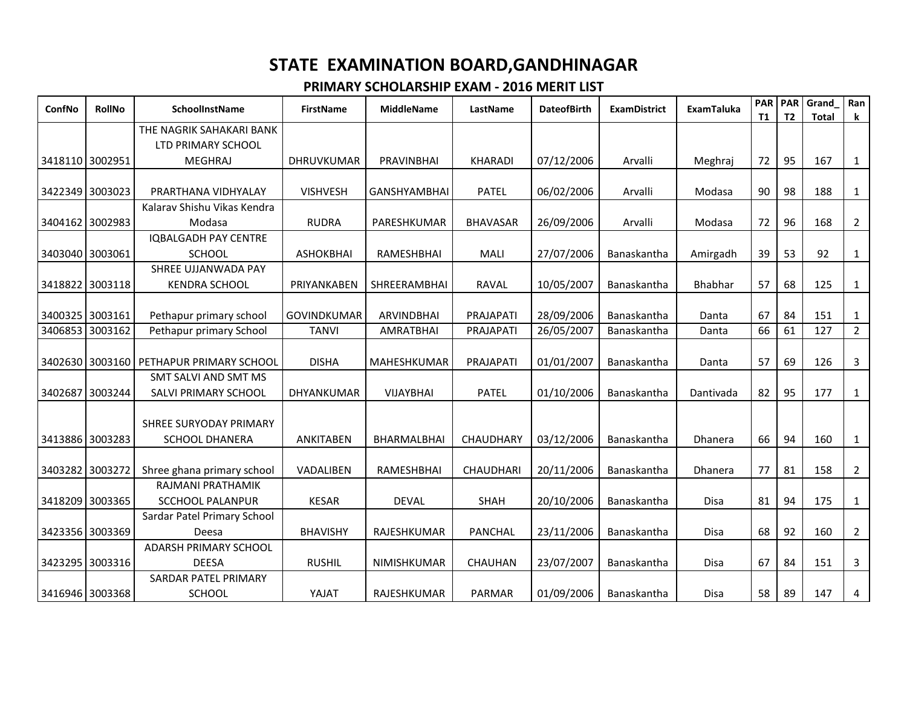# STATE EXAMINATION BOARD,GANDHINAGAR

## PRIMARY SCHOLARSHIP EXAM - 2016 MERIT LIST

| ConfNo | RollNo | SchoolInstName | FirstName | MiddleName | LastName | DateofBirth | ExamDistrict | ExamTaluka | PART1 | PART2 | Grand_Total | Rank |
|---|---|---|---|---|---|---|---|---|---|---|---|---|
| 3418110 | 3002951 | THE NAGRIK SAHAKARI BANK LTD PRIMARY SCHOOL MEGHRAJ | DHRUVKUMAR | PRAVINBHAI | KHARADI | 07/12/2006 | Arvalli | Meghraj | 72 | 95 | 167 | 1 |
| 3422349 | 3003023 | PRARTHANA VIDHYALAY | VISHVESH | GANSHYAMBHAI | PATEL | 06/02/2006 | Arvalli | Modasa | 90 | 98 | 188 | 1 |
| 3404162 | 3002983 | Kalarav Shishu Vikas Kendra Modasa | RUDRA | PARESHKUMAR | BHAVASAR | 26/09/2006 | Arvalli | Modasa | 72 | 96 | 168 | 2 |
| 3403040 | 3003061 | IQBALGADH PAY CENTRE SCHOOL | ASHOKBHAI | RAMESHBHAI | MALI | 27/07/2006 | Banaskantha | Amirgadh | 39 | 53 | 92 | 1 |
| 3418822 | 3003118 | SHREE UJJANWADA PAY KENDRA SCHOOL | PRIYANKABEN | SHREERAMBHAI | RAVAL | 10/05/2007 | Banaskantha | Bhabhar | 57 | 68 | 125 | 1 |
| 3400325 | 3003161 | Pethapur primary school | GOVINDKUMAR | ARVINDBHAI | PRAJAPATI | 28/09/2006 | Banaskantha | Danta | 67 | 84 | 151 | 1 |
| 3406853 | 3003162 | Pethapur primary School | TANVI | AMRATBHAI | PRAJAPATI | 26/05/2007 | Banaskantha | Danta | 66 | 61 | 127 | 2 |
| 3402630 | 3003160 | PETHAPUR PRIMARY SCHOOL | DISHA | MAHESHKUMAR | PRAJAPATI | 01/01/2007 | Banaskantha | Danta | 57 | 69 | 126 | 3 |
| 3402687 | 3003244 | SMT SALVI AND SMT MS SALVI PRIMARY SCHOOL | DHYANKUMAR | VIJAYBHAI | PATEL | 01/10/2006 | Banaskantha | Dantivada | 82 | 95 | 177 | 1 |
| 3413886 | 3003283 | SHREE SURYODAY PRIMARY SCHOOL DHANERA | ANKITABEN | BHARMALBHAI | CHAUDHARY | 03/12/2006 | Banaskantha | Dhanera | 66 | 94 | 160 | 1 |
| 3403282 | 3003272 | Shree ghana primary school | VADALIBEN | RAMESHBHAI | CHAUDHARI | 20/11/2006 | Banaskantha | Dhanera | 77 | 81 | 158 | 2 |
| 3418209 | 3003365 | RAJMANI PRATHAMIK SCCHOOL PALANPUR | KESAR | DEVAL | SHAH | 20/10/2006 | Banaskantha | Disa | 81 | 94 | 175 | 1 |
| 3423356 | 3003369 | Sardar Patel Primary School Deesa | BHAVISHY | RAJESHKUMAR | PANCHAL | 23/11/2006 | Banaskantha | Disa | 68 | 92 | 160 | 2 |
| 3423295 | 3003316 | ADARSH PRIMARY SCHOOL DEESA | RUSHIL | NIMISHKUMAR | CHAUHAN | 23/07/2007 | Banaskantha | Disa | 67 | 84 | 151 | 3 |
| 3416946 | 3003368 | SARDAR PATEL PRIMARY SCHOOL | YAJAT | RAJESHKUMAR | PARMAR | 01/09/2006 | Banaskantha | Disa | 58 | 89 | 147 | 4 |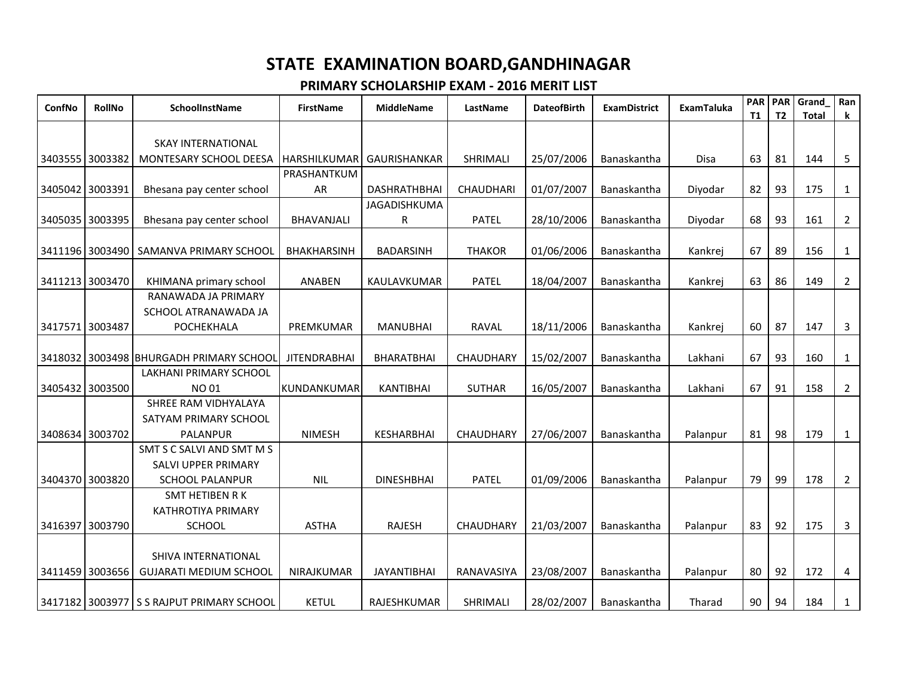# STATE EXAMINATION BOARD,GANDHINAGAR

## PRIMARY SCHOLARSHIP EXAM - 2016 MERIT LIST

| ConfNo | RollNo | SchoolInstName | FirstName | MiddleName | LastName | DateofBirth | ExamDistrict | ExamTaluka | PART1 | PART2 | Grand_Total | Rank |
|---|---|---|---|---|---|---|---|---|---|---|---|---|
| 3403555 | 3003382 | SKAY INTERNATIONAL MONTESARY SCHOOL DEESA | HARSHILKUMAR | GAURISHANKAR | SHRIMALI | 25/07/2006 | Banaskantha | Disa | 63 | 81 | 144 | 5 |
| 3405042 | 3003391 | Bhesana pay center school | PRASHANTKUMAR | DASHRATHBHAI | CHAUDHARI | 01/07/2007 | Banaskantha | Diyodar | 82 | 93 | 175 | 1 |
| 3405035 | 3003395 | Bhesana pay center school | BHAVANJALI | JAGADISHKUMAR | PATEL | 28/10/2006 | Banaskantha | Diyodar | 68 | 93 | 161 | 2 |
| 3411196 | 3003490 | SAMANVA PRIMARY SCHOOL | BHAKHARSINH | BADARSINH | THAKOR | 01/06/2006 | Banaskantha | Kankrej | 67 | 89 | 156 | 1 |
| 3411213 | 3003470 | KHIMANA primary school | ANABEN | KAULAVKUMAR | PATEL | 18/04/2007 | Banaskantha | Kankrej | 63 | 86 | 149 | 2 |
| 3417571 | 3003487 | RANAWADA JA PRIMARY SCHOOL ATRANAWADA JA POCHEKHALA | PREMKUMAR | MANUBHAI | RAVAL | 18/11/2006 | Banaskantha | Kankrej | 60 | 87 | 147 | 3 |
| 3418032 | 3003498 | BHURGADH PRIMARY SCHOOL | JITENDRABHAI | BHARATBHAI | CHAUDHARY | 15/02/2007 | Banaskantha | Lakhani | 67 | 93 | 160 | 1 |
| 3405432 | 3003500 | LAKHANI PRIMARY SCHOOL NO 01 | KUNDANKUMAR | KANTIBHAI | SUTHAR | 16/05/2007 | Banaskantha | Lakhani | 67 | 91 | 158 | 2 |
| 3408634 | 3003702 | SHREE RAM VIDHYALAYA SATYAM PRIMARY SCHOOL PALANPUR | NIMESH | KESHARBHAI | CHAUDHARY | 27/06/2007 | Banaskantha | Palanpur | 81 | 98 | 179 | 1 |
| 3404370 | 3003820 | SMT S C SALVI AND SMT M S SALVI UPPER PRIMARY SCHOOL PALANPUR | NIL | DINESHBHAI | PATEL | 01/09/2006 | Banaskantha | Palanpur | 79 | 99 | 178 | 2 |
| 3416397 | 3003790 | SMT HETIBEN R K KATHROTIYA PRIMARY SCHOOL | ASTHA | RAJESH | CHAUDHARY | 21/03/2007 | Banaskantha | Palanpur | 83 | 92 | 175 | 3 |
| 3411459 | 3003656 | SHIVA INTERNATIONAL GUJARATI MEDIUM SCHOOL | NIRAJKUMAR | JAYANTIBHAI | RANAVASIYA | 23/08/2007 | Banaskantha | Palanpur | 80 | 92 | 172 | 4 |
| 3417182 | 3003977 | S S RAJPUT PRIMARY SCHOOL | KETUL | RAJESHKUMAR | SHRIMALI | 28/02/2007 | Banaskantha | Tharad | 90 | 94 | 184 | 1 |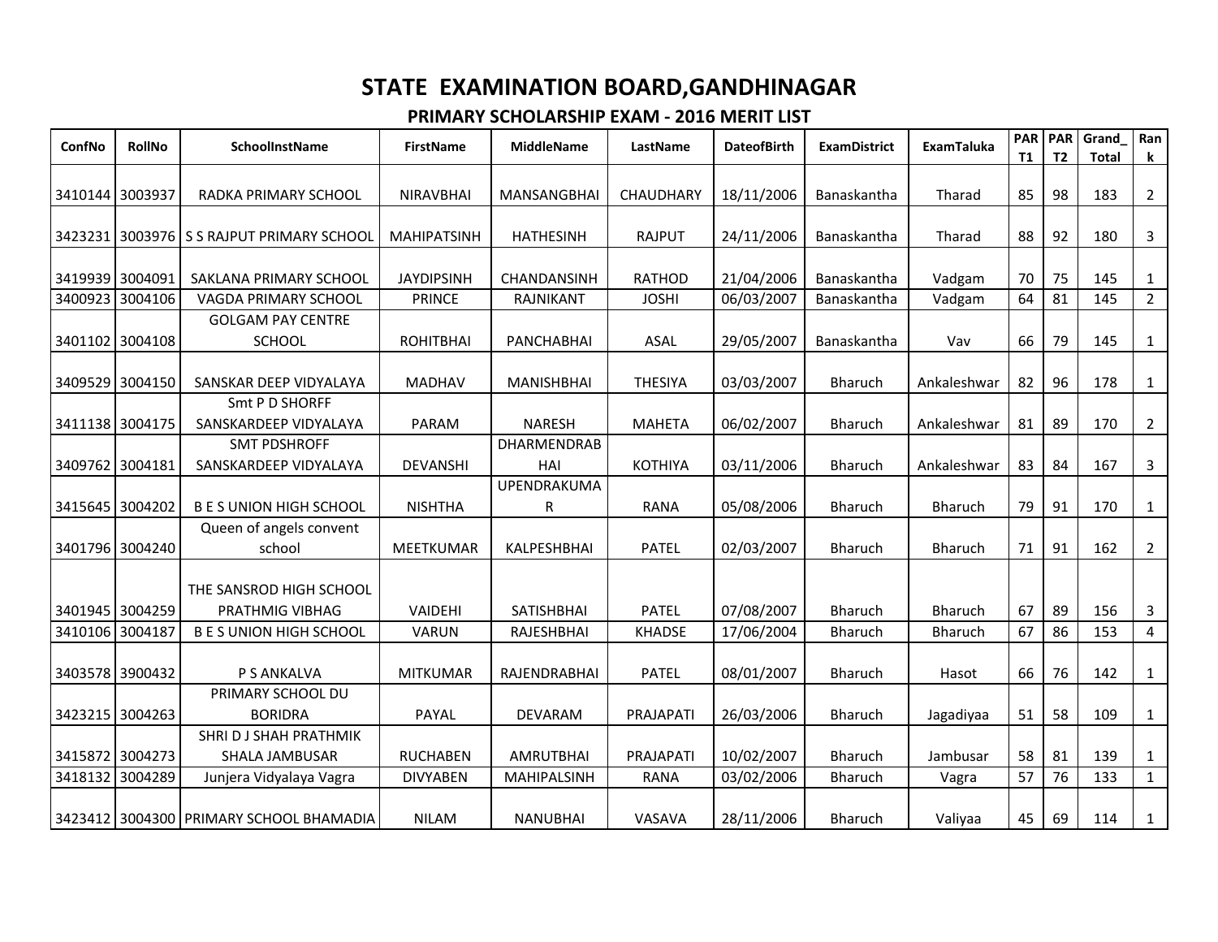# STATE EXAMINATION BOARD,GANDHINAGAR

## PRIMARY SCHOLARSHIP EXAM - 2016 MERIT LIST

| ConfNo | RollNo | SchoolInstName | FirstName | MiddleName | LastName | DateofBirth | ExamDistrict | ExamTaluka | PART1 | PART2 | Grand_Total | Rank |
|---|---|---|---|---|---|---|---|---|---|---|---|---|
| 3410144 | 3003937 | RADKA PRIMARY SCHOOL | NIRAVBHAI | MANSANGBHAI | CHAUDHARY | 18/11/2006 | Banaskantha | Tharad | 85 | 98 | 183 | 2 |
| 3423231 | 3003976 | S S RAJPUT PRIMARY SCHOOL | MAHIPATSINH | HATHESINH | RAJPUT | 24/11/2006 | Banaskantha | Tharad | 88 | 92 | 180 | 3 |
| 3419939 | 3004091 | SAKLANA PRIMARY SCHOOL | JAYDIPSINH | CHANDANSINH | RATHOD | 21/04/2006 | Banaskantha | Vadgam | 70 | 75 | 145 | 1 |
| 3400923 | 3004106 | VAGDA PRIMARY SCHOOL | PRINCE | RAJNIKANT | JOSHI | 06/03/2007 | Banaskantha | Vadgam | 64 | 81 | 145 | 2 |
| 3401102 | 3004108 | GOLGAM PAY CENTRE SCHOOL | ROHITBHAI | PANCHABHAI | ASAL | 29/05/2007 | Banaskantha | Vav | 66 | 79 | 145 | 1 |
| 3409529 | 3004150 | SANSKAR DEEP VIDYALAYA | MADHAV | MANISHBHAI | THESIYA | 03/03/2007 | Bharuch | Ankaleshwar | 82 | 96 | 178 | 1 |
| 3411138 | 3004175 | Smt P D SHORFF SANSKARDEEP VIDYALAYA | PARAM | NARESH | MAHETA | 06/02/2007 | Bharuch | Ankaleshwar | 81 | 89 | 170 | 2 |
| 3409762 | 3004181 | SMT PDSHROFF SANSKARDEEP VIDYALAYA | DEVANSHI | DHARMENDRABHAI | KOTHIYA | 03/11/2006 | Bharuch | Ankaleshwar | 83 | 84 | 167 | 3 |
| 3415645 | 3004202 | B E S UNION HIGH SCHOOL | NISHTHA | UPENDRAKUMAR | RANA | 05/08/2006 | Bharuch | Bharuch | 79 | 91 | 170 | 1 |
| 3401796 | 3004240 | Queen of angels convent school | MEETKUMAR | KALPESHBHAI | PATEL | 02/03/2007 | Bharuch | Bharuch | 71 | 91 | 162 | 2 |
| 3401945 | 3004259 | THE SANSROD HIGH SCHOOL PRATHMIG VIBHAG | VAIDEHI | SATISHBHAI | PATEL | 07/08/2007 | Bharuch | Bharuch | 67 | 89 | 156 | 3 |
| 3410106 | 3004187 | B E S UNION HIGH SCHOOL | VARUN | RAJESHBHAI | KHADSE | 17/06/2004 | Bharuch | Bharuch | 67 | 86 | 153 | 4 |
| 3403578 | 3900432 | P S ANKALVA | MITKUMAR | RAJENDRABHAI | PATEL | 08/01/2007 | Bharuch | Hasot | 66 | 76 | 142 | 1 |
| 3423215 | 3004263 | PRIMARY SCHOOL DU BORIDRA | PAYAL | DEVARAM | PRAJAPATI | 26/03/2006 | Bharuch | Jagadiyaa | 51 | 58 | 109 | 1 |
| 3415872 | 3004273 | SHRI D J SHAH PRATHMIK SHALA JAMBUSAR | RUCHABEN | AMRUTBHAI | PRAJAPATI | 10/02/2007 | Bharuch | Jambusar | 58 | 81 | 139 | 1 |
| 3418132 | 3004289 | Junjera Vidyalaya Vagra | DIVYABEN | MAHIPALSINH | RANA | 03/02/2006 | Bharuch | Vagra | 57 | 76 | 133 | 1 |
| 3423412 | 3004300 | PRIMARY SCHOOL BHAMADIA | NILAM | NANUBHAI | VASAVA | 28/11/2006 | Bharuch | Valiyaa | 45 | 69 | 114 | 1 |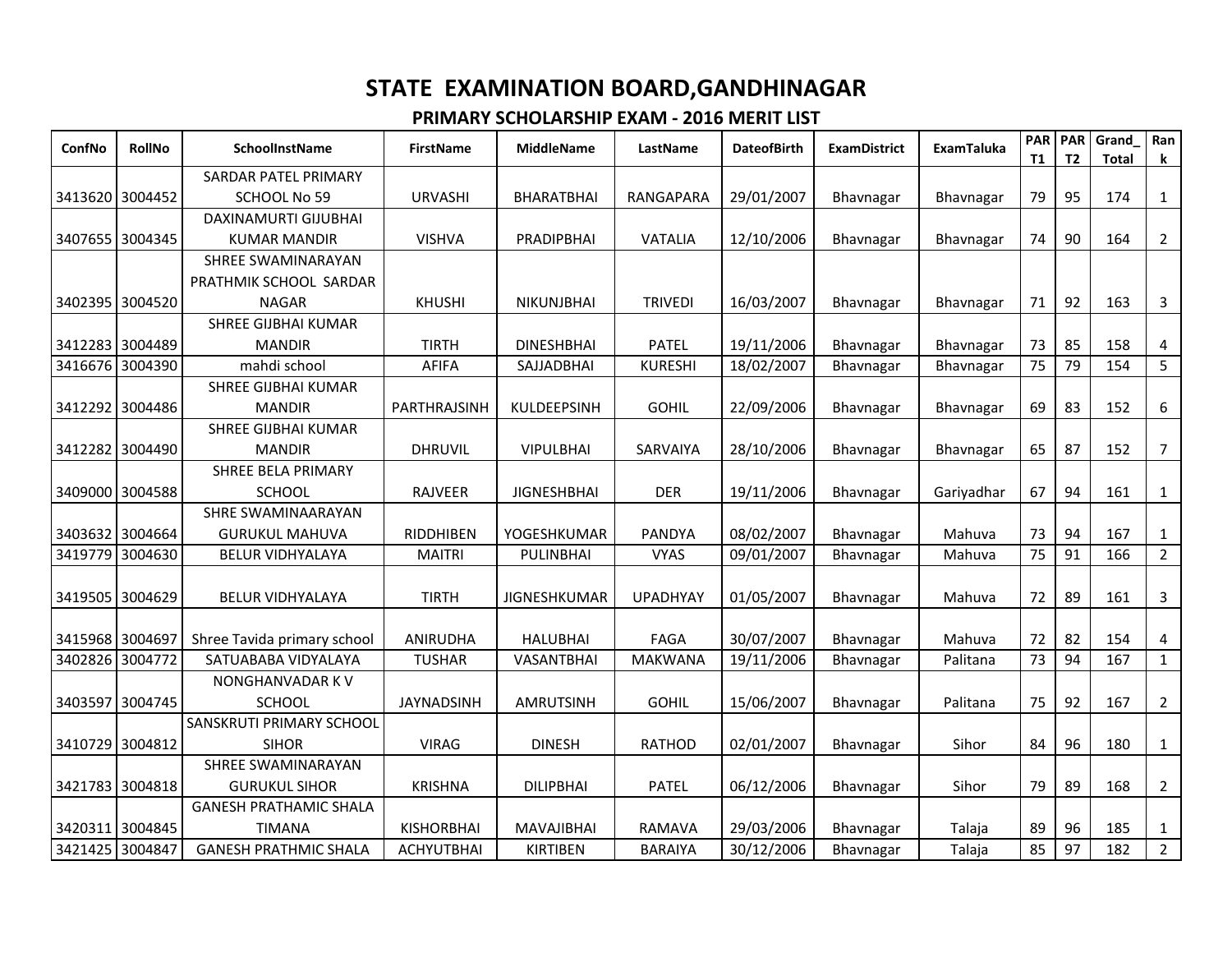# STATE EXAMINATION BOARD,GANDHINAGAR

## PRIMARY SCHOLARSHIP EXAM - 2016 MERIT LIST

| ConfNo | RollNo | SchoolInstName | FirstName | MiddleName | LastName | DateofBirth | ExamDistrict | ExamTaluka | PART1 | PART2 | Grand_Total | Rank |
|---|---|---|---|---|---|---|---|---|---|---|---|---|
| 3413620 | 3004452 | SARDAR PATEL PRIMARY SCHOOL No 59 | URVASHI | BHARATBHAI | RANGAPARA | 29/01/2007 | Bhavnagar | Bhavnagar | 79 | 95 | 174 | 1 |
| 3407655 | 3004345 | DAXINAMURTI GIJUBHAI KUMAR MANDIR | VISHVA | PRADIPBHAI | VATALIA | 12/10/2006 | Bhavnagar | Bhavnagar | 74 | 90 | 164 | 2 |
| 3402395 | 3004520 | SHREE SWAMINARAYAN PRATHMIK SCHOOL SARDAR NAGAR | KHUSHI | NIKUNJBHAI | TRIVEDI | 16/03/2007 | Bhavnagar | Bhavnagar | 71 | 92 | 163 | 3 |
| 3412283 | 3004489 | SHREE GIJBHAI KUMAR MANDIR | TIRTH | DINESHBHAI | PATEL | 19/11/2006 | Bhavnagar | Bhavnagar | 73 | 85 | 158 | 4 |
| 3416676 | 3004390 | mahdi school | AFIFA | SAJJADBHAI | KURESHI | 18/02/2007 | Bhavnagar | Bhavnagar | 75 | 79 | 154 | 5 |
| 3412292 | 3004486 | SHREE GIJBHAI KUMAR MANDIR | PARTHRAJSINH | KULDEEPSINH | GOHIL | 22/09/2006 | Bhavnagar | Bhavnagar | 69 | 83 | 152 | 6 |
| 3412282 | 3004490 | SHREE GIJBHAI KUMAR MANDIR | DHRUVIL | VIPULBHAI | SARVAIYA | 28/10/2006 | Bhavnagar | Bhavnagar | 65 | 87 | 152 | 7 |
| 3409000 | 3004588 | SHREE BELA PRIMARY SCHOOL | RAJVEER | JIGNESHBHAI | DER | 19/11/2006 | Bhavnagar | Gariyadhar | 67 | 94 | 161 | 1 |
| 3403632 | 3004664 | SHRE SWAMINAARAYAN GURUKUL MAHUVA | RIDDHIBEN | YOGESHKUMAR | PANDYA | 08/02/2007 | Bhavnagar | Mahuva | 73 | 94 | 167 | 1 |
| 3419779 | 3004630 | BELUR VIDHYALAYA | MAITRI | PULINBHAI | VYAS | 09/01/2007 | Bhavnagar | Mahuva | 75 | 91 | 166 | 2 |
| 3419505 | 3004629 | BELUR VIDHYALAYA | TIRTH | JIGNESHKUMAR | UPADHYAY | 01/05/2007 | Bhavnagar | Mahuva | 72 | 89 | 161 | 3 |
| 3415968 | 3004697 | Shree Tavida primary school | ANIRUDHA | HALUBHAI | FAGA | 30/07/2007 | Bhavnagar | Mahuva | 72 | 82 | 154 | 4 |
| 3402826 | 3004772 | SATUABABA VIDYALAYA | TUSHAR | VASANTBHAI | MAKWANA | 19/11/2006 | Bhavnagar | Palitana | 73 | 94 | 167 | 1 |
| 3403597 | 3004745 | NONGHANVADAR K V SCHOOL | JAYNADSINH | AMRUTSINH | GOHIL | 15/06/2007 | Bhavnagar | Palitana | 75 | 92 | 167 | 2 |
| 3410729 | 3004812 | SANSKRUTI PRIMARY SCHOOL SIHOR | VIRAG | DINESH | RATHOD | 02/01/2007 | Bhavnagar | Sihor | 84 | 96 | 180 | 1 |
| 3421783 | 3004818 | SHREE SWAMINARAYAN GURUKUL SIHOR | KRISHNA | DILIPBHAI | PATEL | 06/12/2006 | Bhavnagar | Sihor | 79 | 89 | 168 | 2 |
| 3420311 | 3004845 | GANESH PRATHAMIC SHALA TIMANA | KISHORBHAI | MAVAJIBHAI | RAMAVA | 29/03/2006 | Bhavnagar | Talaja | 89 | 96 | 185 | 1 |
| 3421425 | 3004847 | GANESH PRATHMIC SHALA | ACHYUTBHAI | KIRTIBEN | BARAIYA | 30/12/2006 | Bhavnagar | Talaja | 85 | 97 | 182 | 2 |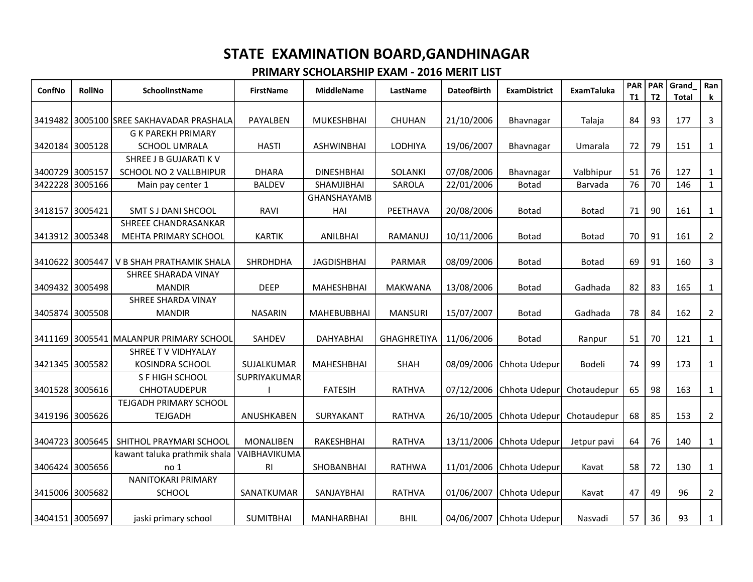# STATE EXAMINATION BOARD,GANDHINAGAR

## PRIMARY SCHOLARSHIP EXAM - 2016 MERIT LIST

| ConfNo | RollNo | SchoolInstName | FirstName | MiddleName | LastName | DateofBirth | ExamDistrict | ExamTaluka | PART1 | PART2 | Grand_Total | Rank |
|---|---|---|---|---|---|---|---|---|---|---|---|---|
| 3419482 | 3005100 | SREE SAKHAVADAR PRASHALA | PAYALBEN | MUKESHBHAI | CHUHAN | 21/10/2006 | Bhavnagar | Talaja | 84 | 93 | 177 | 3 |
| 3420184 | 3005128 | G K PAREKH PRIMARY SCHOOL UMRALA | HASTI | ASHWINBHAI | LODHIYA | 19/06/2007 | Bhavnagar | Umarala | 72 | 79 | 151 | 1 |
| 3400729 | 3005157 | SHREE J B GUJARATI K V SCHOOL NO 2 VALLBHIPUR | DHARA | DINESHBHAI | SOLANKI | 07/08/2006 | Bhavnagar | Valbhipur | 51 | 76 | 127 | 1 |
| 3422228 | 3005166 | Main pay center 1 | BALDEV | SHAMJIBHAI | SAROLA | 22/01/2006 | Botad | Barvada | 76 | 70 | 146 | 1 |
| 3418157 | 3005421 | SMT S J DANI SHCOOL | RAVI | GHANSHAYAMBHAI | PEETHAVA | 20/08/2006 | Botad | Botad | 71 | 90 | 161 | 1 |
| 3413912 | 3005348 | SHREEE CHANDRASANKAR MEHTA PRIMARY SCHOOL | KARTIK | ANILBHAI | RAMANUJ | 10/11/2006 | Botad | Botad | 70 | 91 | 161 | 2 |
| 3410622 | 3005447 | V B SHAH PRATHAMIK SHALA | SHRDHDHA | JAGDISHBHAI | PARMAR | 08/09/2006 | Botad | Botad | 69 | 91 | 160 | 3 |
| 3409432 | 3005498 | SHREE SHARADA VINAY MANDIR | DEEP | MAHESHBHAI | MAKWANA | 13/08/2006 | Botad | Gadhada | 82 | 83 | 165 | 1 |
| 3405874 | 3005508 | SHREE SHARDA VINAY MANDIR | NASARIN | MAHEBUBBHAI | MANSURI | 15/07/2007 | Botad | Gadhada | 78 | 84 | 162 | 2 |
| 3411169 | 3005541 | MALANPUR PRIMARY SCHOOL | SAHDEV | DAHYABHAI | GHAGHRETIYA | 11/06/2006 | Botad | Ranpur | 51 | 70 | 121 | 1 |
| 3421345 | 3005582 | SHREE T V VIDHYALAY KOSINDRA SCHOOL | SUJALKUMAR | MAHESHBHAI | SHAH | 08/09/2006 | Chhota Udepur | Bodeli | 74 | 99 | 173 | 1 |
| 3401528 | 3005616 | S F HIGH SCHOOL CHHOTAUDEPUR | SUPRIYAKUMARI | FATESIH | RATHVA | 07/12/2006 | Chhota Udepur | Chotaudepur | 65 | 98 | 163 | 1 |
| 3419196 | 3005626 | TEJGADH PRIMARY SCHOOL TEJGADH | ANUSHKABEN | SURYAKANT | RATHVA | 26/10/2005 | Chhota Udepur | Chotaudepur | 68 | 85 | 153 | 2 |
| 3404723 | 3005645 | SHITHOL PRAYMARI SCHOOL | MONALIBEN | RAKESHBHAI | RATHVA | 13/11/2006 | Chhota Udepur | Jetpur pavi | 64 | 76 | 140 | 1 |
| 3406424 | 3005656 | kawant taluka prathmik shala no 1 | VAIBHAVIKUMARI | SHOBANBHAI | RATHWA | 11/01/2006 | Chhota Udepur | Kavat | 58 | 72 | 130 | 1 |
| 3415006 | 3005682 | NANITOKARI PRIMARY SCHOOL | SANATKUMAR | SANJAYBHAI | RATHVA | 01/06/2007 | Chhota Udepur | Kavat | 47 | 49 | 96 | 2 |
| 3404151 | 3005697 | jaski primary school | SUMITBHAI | MANHARBHAI | BHIL | 04/06/2007 | Chhota Udepur | Nasvadi | 57 | 36 | 93 | 1 |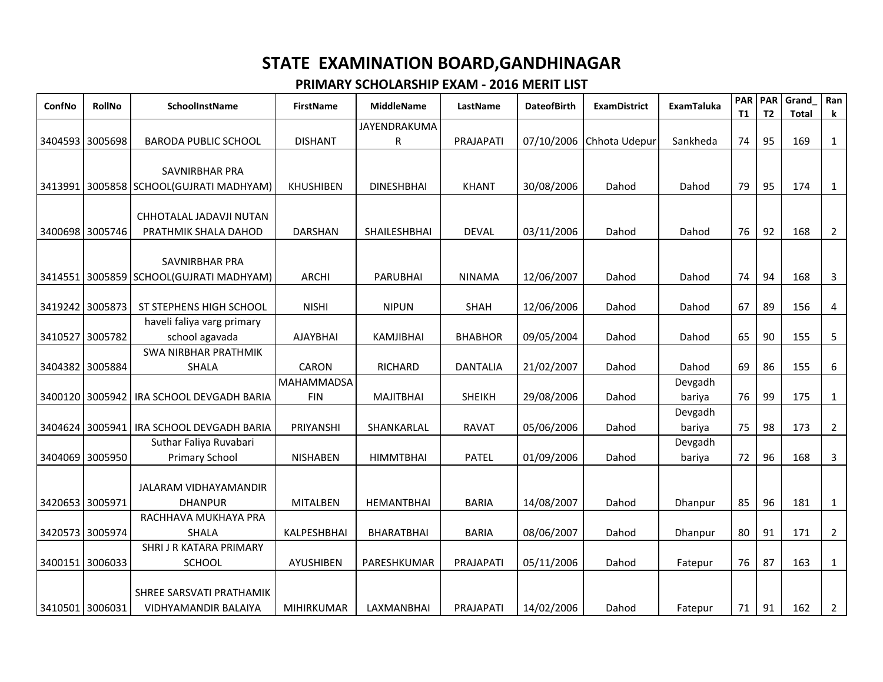# STATE EXAMINATION BOARD,GANDHINAGAR

## PRIMARY SCHOLARSHIP EXAM - 2016 MERIT LIST

| ConfNo | RollNo | SchoolInstName | FirstName | MiddleName | LastName | DateofBirth | ExamDistrict | ExamTaluka | PART1 | PART2 | Grand_Total | Rank |
|---|---|---|---|---|---|---|---|---|---|---|---|---|
| 3404593 | 3005698 | BARODA PUBLIC SCHOOL | DISHANT | JAYENDRAKUMAR | PRAJAPATI | 07/10/2006 | Chhota Udepur | Sankheda | 74 | 95 | 169 | 1 |
| 3413991 | 3005858 | SAVNIRBHAR PRA SCHOOL(GUJRATI MADHYAM) | KHUSHIBEN | DINESHBHAI | KHANT | 30/08/2006 | Dahod | Dahod | 79 | 95 | 174 | 1 |
| 3400698 | 3005746 | CHHOTALAL JADAVJI NUTAN PRATHMIK SHALA DAHOD | DARSHAN | SHAILESHBHAI | DEVAL | 03/11/2006 | Dahod | Dahod | 76 | 92 | 168 | 2 |
| 3414551 | 3005859 | SAVNIRBHAR PRA SCHOOL(GUJRATI MADHYAM) | ARCHI | PARUBHAI | NINAMA | 12/06/2007 | Dahod | Dahod | 74 | 94 | 168 | 3 |
| 3419242 | 3005873 | ST STEPHENS HIGH SCHOOL | NISHI | NIPUN | SHAH | 12/06/2006 | Dahod | Dahod | 67 | 89 | 156 | 4 |
| 3410527 | 3005782 | haveli faliya varg primary school agavada | AJAYBHAI | KAMJIBHAI | BHABHOR | 09/05/2004 | Dahod | Dahod | 65 | 90 | 155 | 5 |
| 3404382 | 3005884 | SWA NIRBHAR PRATHMIK SHALA | CARON | RICHARD | DANTALIA | 21/02/2007 | Dahod | Dahod | 69 | 86 | 155 | 6 |
| 3400120 | 3005942 | IRA SCHOOL DEVGADH BARIA | MAHAMMADSAFIN | MAJITBHAI | SHEIKH | 29/08/2006 | Dahod | Devgadh bariya | 76 | 99 | 175 | 1 |
| 3404624 | 3005941 | IRA SCHOOL DEVGADH BARIA | PRIYANSHI | SHANKARLAL | RAVAT | 05/06/2006 | Dahod | Devgadh bariya | 75 | 98 | 173 | 2 |
| 3404069 | 3005950 | Suthar Faliya Ruvabari Primary School | NISHABEN | HIMMTBHAI | PATEL | 01/09/2006 | Dahod | Devgadh bariya | 72 | 96 | 168 | 3 |
| 3420653 | 3005971 | JALARAM VIDHAYAMANDIR DHANPUR | MITALBEN | HEMANTBHAI | BARIA | 14/08/2007 | Dahod | Dhanpur | 85 | 96 | 181 | 1 |
| 3420573 | 3005974 | RACHHAVA MUKHAYA PRA SHALA | KALPESHBHAI | BHARATBHAI | BARIA | 08/06/2007 | Dahod | Dhanpur | 80 | 91 | 171 | 2 |
| 3400151 | 3006033 | SHRI J R KATARA PRIMARY SCHOOL | AYUSHIBEN | PARESHKUMAR | PRAJAPATI | 05/11/2006 | Dahod | Fatepur | 76 | 87 | 163 | 1 |
| 3410501 | 3006031 | SHREE SARSVATI PRATHAMIK VIDHYAMANDIR BALAIYA | MIHIRKUMAR | LAXMANBHAI | PRAJAPATI | 14/02/2006 | Dahod | Fatepur | 71 | 91 | 162 | 2 |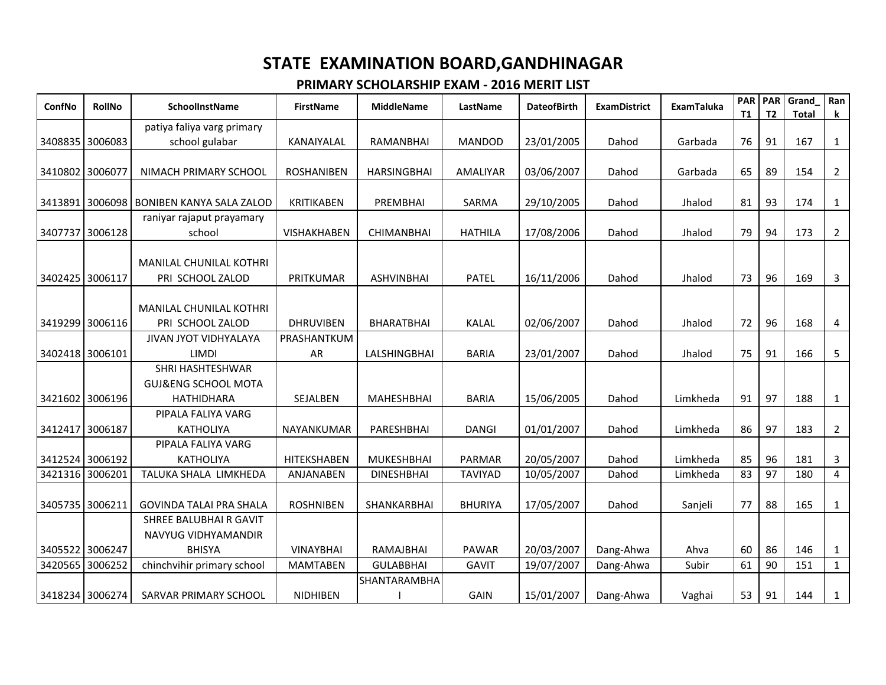# STATE EXAMINATION BOARD,GANDHINAGAR

## PRIMARY SCHOLARSHIP EXAM - 2016 MERIT LIST

| ConfNo | RollNo | SchoolInstName | FirstName | MiddleName | LastName | DateofBirth | ExamDistrict | ExamTaluka | PART1 | PART2 | Grand_Total | Rank |
|---|---|---|---|---|---|---|---|---|---|---|---|---|
| 3408835 | 3006083 | patiya faliya varg primary school gulabar | KANAIYALAL | RAMANBHAI | MANDOD | 23/01/2005 | Dahod | Garbada | 76 | 91 | 167 | 1 |
| 3410802 | 3006077 | NIMACH PRIMARY SCHOOL | ROSHANIBEN | HARSINGBHAI | AMALIYAR | 03/06/2007 | Dahod | Garbada | 65 | 89 | 154 | 2 |
| 3413891 | 3006098 | BONIBEN KANYA SALA ZALOD | KRITIKABEN | PREMBHAI | SARMA | 29/10/2005 | Dahod | Jhalod | 81 | 93 | 174 | 1 |
| 3407737 | 3006128 | raniyar rajaput prayamary school | VISHAKHABEN | CHIMANBHAI | HATHILA | 17/08/2006 | Dahod | Jhalod | 79 | 94 | 173 | 2 |
| 3402425 | 3006117 | MANILAL CHUNILAL KOTHRI PRI SCHOOL ZALOD | PRITKUMAR | ASHVINBHAI | PATEL | 16/11/2006 | Dahod | Jhalod | 73 | 96 | 169 | 3 |
| 3419299 | 3006116 | MANILAL CHUNILAL KOTHRI PRI SCHOOL ZALOD | DHRUVIBEN | BHARATBHAI | KALAL | 02/06/2007 | Dahod | Jhalod | 72 | 96 | 168 | 4 |
| 3402418 | 3006101 | JIVAN JYOT VIDHYALAYA LIMDI | PRASHANTKUMAR | LALSHINGBHAI | BARIA | 23/01/2007 | Dahod | Jhalod | 75 | 91 | 166 | 5 |
| 3421602 | 3006196 | SHRI HASHTESHWAR GUJ&ENG SCHOOL MOTA HATHIDHARA | SEJALBEN | MAHESHBHAI | BARIA | 15/06/2005 | Dahod | Limkheda | 91 | 97 | 188 | 1 |
| 3412417 | 3006187 | PIPALA FALIYA VARG KATHOLIYA | NAYANKUMAR | PARESHBHAI | DANGI | 01/01/2007 | Dahod | Limkheda | 86 | 97 | 183 | 2 |
| 3412524 | 3006192 | PIPALA FALIYA VARG KATHOLIYA | HITEKSHABEN | MUKESHBHAI | PARMAR | 20/05/2007 | Dahod | Limkheda | 85 | 96 | 181 | 3 |
| 3421316 | 3006201 | TALUKA SHALA LIMKHEDA | ANJANABEN | DINESHBHAI | TAVIYAD | 10/05/2007 | Dahod | Limkheda | 83 | 97 | 180 | 4 |
| 3405735 | 3006211 | GOVINDA TALAI PRA SHALA | ROSHNIBEN | SHANKARBHAI | BHURIYA | 17/05/2007 | Dahod | Sanjeli | 77 | 88 | 165 | 1 |
| 3405522 | 3006247 | SHREE BALUBHAI R GAVIT NAVYUG VIDHYAMANDIR BHISYA | VINAYBHAI | RAMAJBHAI | PAWAR | 20/03/2007 | Dang-Ahwa | Ahva | 60 | 86 | 146 | 1 |
| 3420565 | 3006252 | chinchvihir primary school | MAMTABEN | GULABBHAI | GAVIT | 19/07/2007 | Dang-Ahwa | Subir | 61 | 90 | 151 | 1 |
| 3418234 | 3006274 | SARVAR PRIMARY SCHOOL | NIDHIBEN | SHANTARAMBHAI | GAIN | 15/01/2007 | Dang-Ahwa | Vaghai | 53 | 91 | 144 | 1 |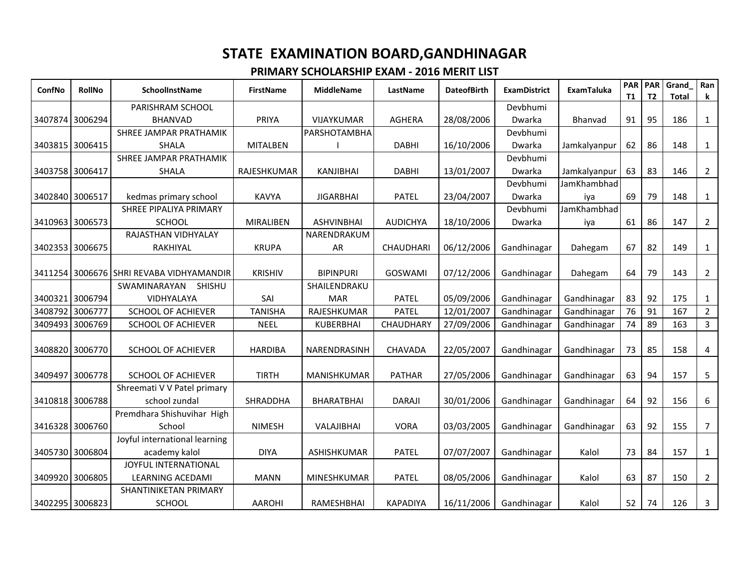# STATE EXAMINATION BOARD,GANDHINAGAR

## PRIMARY SCHOLARSHIP EXAM - 2016 MERIT LIST

| ConfNo | RollNo | SchoolInstName | FirstName | MiddleName | LastName | DateofBirth | ExamDistrict | ExamTaluka | PART1 | PART2 | Grand_Total | Rank |
|---|---|---|---|---|---|---|---|---|---|---|---|---|
| 3407874 | 3006294 | PARISHRAM SCHOOL BHANVAD | PRIYA | VIJAYKUMAR | AGHERA | 28/08/2006 | Devbhumi Dwarka | Bhanvad | 91 | 95 | 186 | 1 |
| 3403815 | 3006415 | SHREE JAMPAR PRATHAMIK SHALA | MITALBEN | PARSHOTAMBHAI | DABHI | 16/10/2006 | Devbhumi Dwarka | Jamkalyanpur | 62 | 86 | 148 | 1 |
| 3403758 | 3006417 | SHREE JAMPAR PRATHAMIK SHALA | RAJESHKUMAR | KANJIBHAI | DABHI | 13/01/2007 | Devbhumi Dwarka | Jamkalyanpur | 63 | 83 | 146 | 2 |
| 3402840 | 3006517 | kedmas primary school | KAVYA | JIGARBHAI | PATEL | 23/04/2007 | Devbhumi Dwarka | JamKhambhadiya | 69 | 79 | 148 | 1 |
| 3410963 | 3006573 | SHREE PIPALIYA PRIMARY SCHOOL | MIRALIBEN | ASHVINBHAI | AUDICHYA | 18/10/2006 | Devbhumi Dwarka | JamKhambhadiya | 61 | 86 | 147 | 2 |
| 3402353 | 3006675 | RAJASTHAN VIDHYALAY RAKHIYAL | KRUPA | NARENDRAKUMAR | CHAUDHARI | 06/12/2006 | Gandhinagar | Dahegam | 67 | 82 | 149 | 1 |
| 3411254 | 3006676 | SHRI REVABA VIDHYAMANDIR | KRISHIV | BIPINPURI | GOSWAMI | 07/12/2006 | Gandhinagar | Dahegam | 64 | 79 | 143 | 2 |
| 3400321 | 3006794 | SWAMINARAYAN SHISHU VIDHYALAYA | SAI | SHAILENDRAKUMAR | PATEL | 05/09/2006 | Gandhinagar | Gandhinagar | 83 | 92 | 175 | 1 |
| 3408792 | 3006777 | SCHOOL OF ACHIEVER | TANISHA | RAJESHKUMAR | PATEL | 12/01/2007 | Gandhinagar | Gandhinagar | 76 | 91 | 167 | 2 |
| 3409493 | 3006769 | SCHOOL OF ACHIEVER | NEEL | KUBERBHAI | CHAUDHARY | 27/09/2006 | Gandhinagar | Gandhinagar | 74 | 89 | 163 | 3 |
| 3408820 | 3006770 | SCHOOL OF ACHIEVER | HARDIBA | NARENDRASINH | CHAVADA | 22/05/2007 | Gandhinagar | Gandhinagar | 73 | 85 | 158 | 4 |
| 3409497 | 3006778 | SCHOOL OF ACHIEVER | TIRTH | MANISHKUMAR | PATHAR | 27/05/2006 | Gandhinagar | Gandhinagar | 63 | 94 | 157 | 5 |
| 3410818 | 3006788 | Shreemati V V Patel primary school zundal | SHRADDHA | BHARATBHAI | DARAJI | 30/01/2006 | Gandhinagar | Gandhinagar | 64 | 92 | 156 | 6 |
| 3416328 | 3006760 | Premdhara Shishuvihar High School | NIMESH | VALAJIBHAI | VORA | 03/03/2005 | Gandhinagar | Gandhinagar | 63 | 92 | 155 | 7 |
| 3405730 | 3006804 | Joyful international learning academy kalol | DIYA | ASHISHKUMAR | PATEL | 07/07/2007 | Gandhinagar | Kalol | 73 | 84 | 157 | 1 |
| 3409920 | 3006805 | JOYFUL INTERNATIONAL LEARNING ACEDAMI | MANN | MINESHKUMAR | PATEL | 08/05/2006 | Gandhinagar | Kalol | 63 | 87 | 150 | 2 |
| 3402295 | 3006823 | SHANTINIKETAN PRIMARY SCHOOL | AAROHI | RAMESHBHAI | KAPADIYA | 16/11/2006 | Gandhinagar | Kalol | 52 | 74 | 126 | 3 |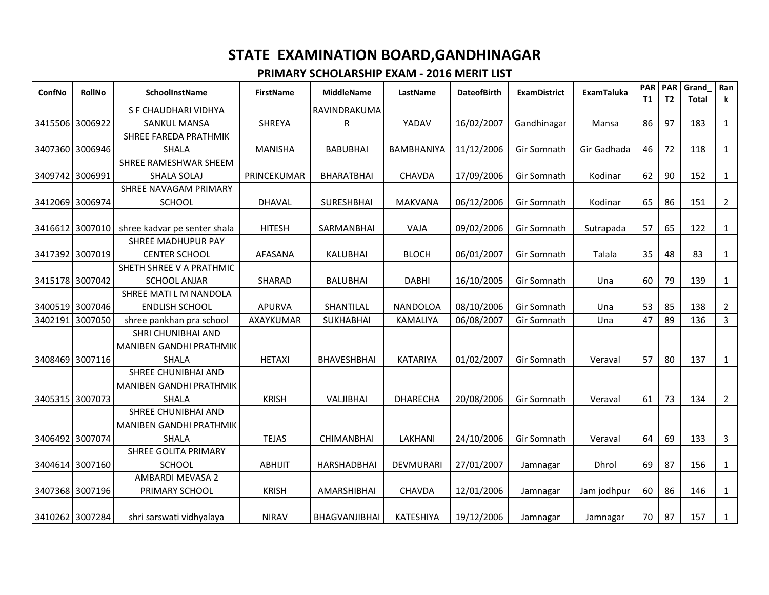# STATE EXAMINATION BOARD,GANDHINAGAR

## PRIMARY SCHOLARSHIP EXAM - 2016 MERIT LIST

| ConfNo | RollNo | SchoolInstName | FirstName | MiddleName | LastName | DateofBirth | ExamDistrict | ExamTaluka | PART1 | PART2 | Grand_Total | Rank |
|---|---|---|---|---|---|---|---|---|---|---|---|---|
| 3415506 | 3006922 | S F CHAUDHARI VIDHYA SANKUL MANSA | SHREYA | RAVINDRAKUMAR | YADAV | 16/02/2007 | Gandhinagar | Mansa | 86 | 97 | 183 | 1 |
| 3407360 | 3006946 | SHREE FAREDA PRATHMIK SHALA | MANISHA | BABUBHAI | BAMBHANIYA | 11/12/2006 | Gir Somnath | Gir Gadhada | 46 | 72 | 118 | 1 |
| 3409742 | 3006991 | SHREE RAMESHWAR SHEEM SHALA SOLAJ | PRINCEKUMAR | BHARATBHAI | CHAVDA | 17/09/2006 | Gir Somnath | Kodinar | 62 | 90 | 152 | 1 |
| 3412069 | 3006974 | SHREE NAVAGAM PRIMARY SCHOOL | DHAVAL | SURESHBHAI | MAKVANA | 06/12/2006 | Gir Somnath | Kodinar | 65 | 86 | 151 | 2 |
| 3416612 | 3007010 | shree kadvar pe senter shala | HITESH | SARMANBHAI | VAJA | 09/02/2006 | Gir Somnath | Sutrapada | 57 | 65 | 122 | 1 |
| 3417392 | 3007019 | SHREE MADHUPUR PAY CENTER SCHOOL | AFASANA | KALUBHAI | BLOCH | 06/01/2007 | Gir Somnath | Talala | 35 | 48 | 83 | 1 |
| 3415178 | 3007042 | SHETH SHREE V A PRATHMIC SCHOOL ANJAR | SHARAD | BALUBHAI | DABHI | 16/10/2005 | Gir Somnath | Una | 60 | 79 | 139 | 1 |
| 3400519 | 3007046 | SHREE MATI L M NANDOLA ENDLISH SCHOOL | APURVA | SHANTILAL | NANDOLOA | 08/10/2006 | Gir Somnath | Una | 53 | 85 | 138 | 2 |
| 3402191 | 3007050 | shree pankhan pra school | AXAYKUMAR | SUKHABHAI | KAMALIYA | 06/08/2007 | Gir Somnath | Una | 47 | 89 | 136 | 3 |
| 3408469 | 3007116 | SHRI CHUNIBHAI AND MANIBEN GANDHI PRATHMIK SHALA | HETAXI | BHAVESHBHAI | KATARIYA | 01/02/2007 | Gir Somnath | Veraval | 57 | 80 | 137 | 1 |
| 3405315 | 3007073 | SHREE CHUNIBHAI AND MANIBEN GANDHI PRATHMIK SHALA | KRISH | VALJIBHAI | DHARECHA | 20/08/2006 | Gir Somnath | Veraval | 61 | 73 | 134 | 2 |
| 3406492 | 3007074 | SHREE CHUNIBHAI AND MANIBEN GANDHI PRATHMIK SHALA | TEJAS | CHIMANBHAI | LAKHANI | 24/10/2006 | Gir Somnath | Veraval | 64 | 69 | 133 | 3 |
| 3404614 | 3007160 | SHREE GOLITA PRIMARY SCHOOL | ABHIJIT | HARSHADBHAI | DEVMURARI | 27/01/2007 | Jamnagar | Dhrol | 69 | 87 | 156 | 1 |
| 3407368 | 3007196 | AMBARDI MEVASA 2 PRIMARY SCHOOL | KRISH | AMARSHIBHAI | CHAVDA | 12/01/2006 | Jamnagar | Jam jodhpur | 60 | 86 | 146 | 1 |
| 3410262 | 3007284 | shri sarswati vidhyalaya | NIRAV | BHAGVANJIBHAI | KATESHIYA | 19/12/2006 | Jamnagar | Jamnagar | 70 | 87 | 157 | 1 |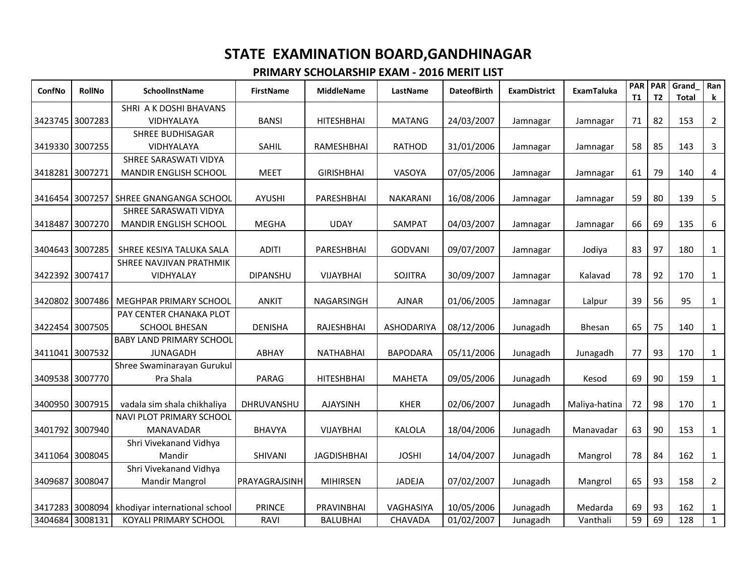# STATE EXAMINATION BOARD,GANDHINAGAR

## PRIMARY SCHOLARSHIP EXAM - 2016 MERIT LIST

| ConfNo | RollNo | SchoolInstName | FirstName | MiddleName | LastName | DateofBirth | ExamDistrict | ExamTaluka | PART1 | PART2 | Grand_Total | Rank |
|---|---|---|---|---|---|---|---|---|---|---|---|---|
| 3423745 | 3007283 | SHRI A K DOSHI BHAVANS VIDHYALAYA | BANSI | HITESHBHAI | MATANG | 24/03/2007 | Jamnagar | Jamnagar | 71 | 82 | 153 | 2 |
| 3419330 | 3007255 | SHREE BUDHISAGAR VIDHYALAYA | SAHIL | RAMESHBHAI | RATHOD | 31/01/2006 | Jamnagar | Jamnagar | 58 | 85 | 143 | 3 |
| 3418281 | 3007271 | SHREE SARASWATI VIDYA MANDIR ENGLISH SCHOOL | MEET | GIRISHBHAI | VASOYA | 07/05/2006 | Jamnagar | Jamnagar | 61 | 79 | 140 | 4 |
| 3416454 | 3007257 | SHREE GNANGANGA SCHOOL | AYUSHI | PARESHBHAI | NAKARANI | 16/08/2006 | Jamnagar | Jamnagar | 59 | 80 | 139 | 5 |
| 3418487 | 3007270 | SHREE SARASWATI VIDYA MANDIR ENGLISH SCHOOL | MEGHA | UDAY | SAMPAT | 04/03/2007 | Jamnagar | Jamnagar | 66 | 69 | 135 | 6 |
| 3404643 | 3007285 | SHREE KESIYA TALUKA SALA | ADITI | PARESHBHAI | GODVANI | 09/07/2007 | Jamnagar | Jodiya | 83 | 97 | 180 | 1 |
| 3422392 | 3007417 | SHREE NAVJIVAN PRATHMIK VIDHYALAY | DIPANSHU | VIJAYBHAI | SOJITRA | 30/09/2007 | Jamnagar | Kalavad | 78 | 92 | 170 | 1 |
| 3420802 | 3007486 | MEGHPAR PRIMARY SCHOOL | ANKIT | NAGARSINGH | AJNAR | 01/06/2005 | Jamnagar | Lalpur | 39 | 56 | 95 | 1 |
| 3422454 | 3007505 | PAY CENTER CHANAKA PLOT SCHOOL BHESAN | DENISHA | RAJESHBHAI | ASHODARIYA | 08/12/2006 | Junagadh | Bhesan | 65 | 75 | 140 | 1 |
| 3411041 | 3007532 | BABY LAND PRIMARY SCHOOL JUNAGADH | ABHAY | NATHABHAI | BAPODARA | 05/11/2006 | Junagadh | Junagadh | 77 | 93 | 170 | 1 |
| 3409538 | 3007770 | Shree Swaminarayan Gurukul Pra Shala | PARAG | HITESHBHAI | MAHETA | 09/05/2006 | Junagadh | Kesod | 69 | 90 | 159 | 1 |
| 3400950 | 3007915 | vadala sim shala chikhaliya | DHRUVANSHU | AJAYSINH | KHER | 02/06/2007 | Junagadh | Maliya-hatina | 72 | 98 | 170 | 1 |
| 3401792 | 3007940 | NAVI PLOT PRIMARY SCHOOL MANAVADAR | BHAVYA | VIJAYBHAI | KALOLA | 18/04/2006 | Junagadh | Manavadar | 63 | 90 | 153 | 1 |
| 3411064 | 3008045 | Shri Vivekanand Vidhya Mandir | SHIVANI | JAGDISHBHAI | JOSHI | 14/04/2007 | Junagadh | Mangrol | 78 | 84 | 162 | 1 |
| 3409687 | 3008047 | Shri Vivekanand Vidhya Mandir Mangrol | PRAYAGRAJSINH | MIHIRSEN | JADEJA | 07/02/2007 | Junagadh | Mangrol | 65 | 93 | 158 | 2 |
| 3417283 | 3008094 | khodiyar international school | PRINCE | PRAVINBHAI | VAGHASIYA | 10/05/2006 | Junagadh | Medarda | 69 | 93 | 162 | 1 |
| 3404684 | 3008131 | KOYALI PRIMARY SCHOOL | RAVI | BALUBHAI | CHAVADA | 01/02/2007 | Junagadh | Vanthali | 59 | 69 | 128 | 1 |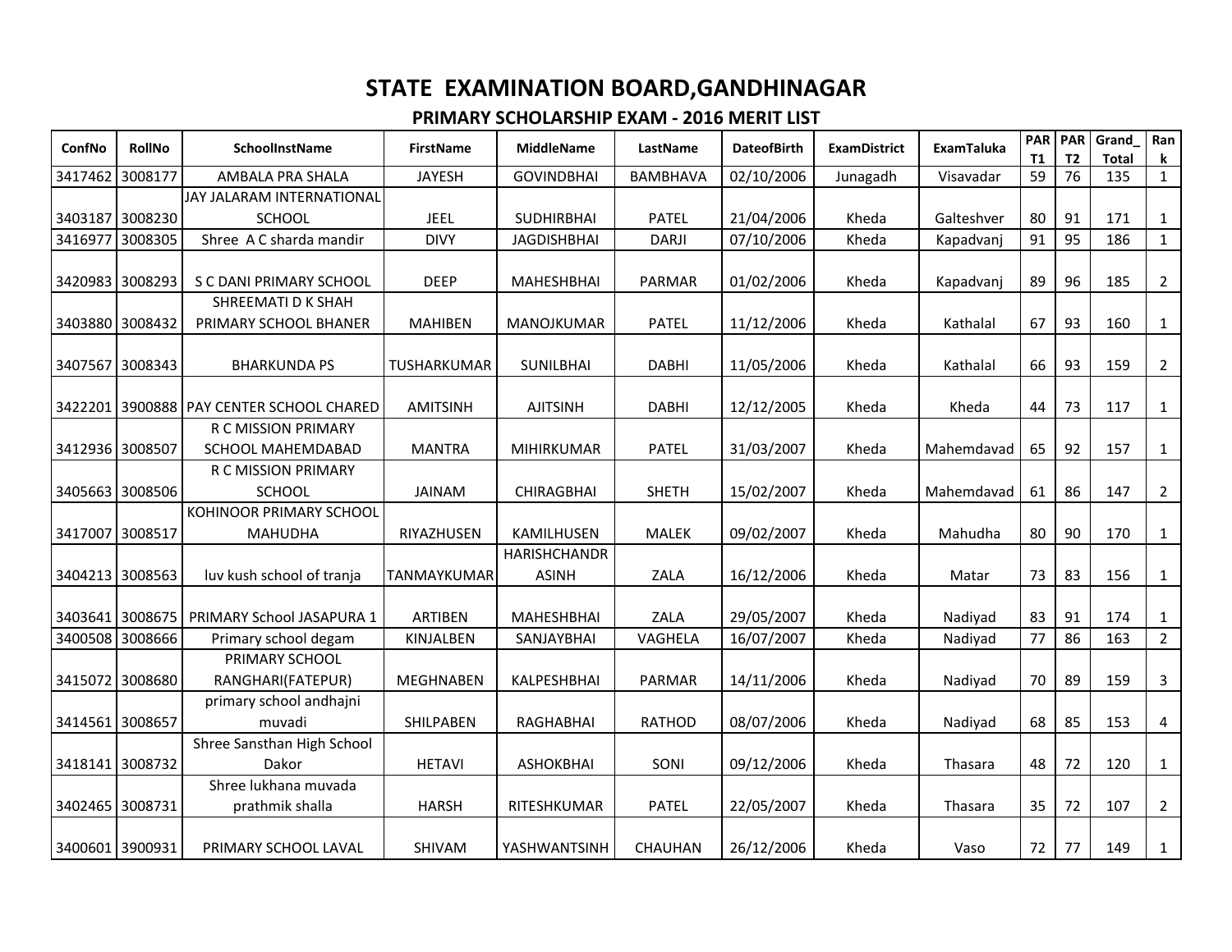# STATE EXAMINATION BOARD,GANDHINAGAR

## PRIMARY SCHOLARSHIP EXAM - 2016 MERIT LIST

| ConfNo | RollNo | SchoolInstName | FirstName | MiddleName | LastName | DateofBirth | ExamDistrict | ExamTaluka | PART1 | PART2 | Grand_Total | Rank |
|---|---|---|---|---|---|---|---|---|---|---|---|---|
| 3417462 | 3008177 | AMBALA PRA SHALA | JAYESH | GOVINDBHAI | BAMBHAVA | 02/10/2006 | Junagadh | Visavadar | 59 | 76 | 135 | 1 |
| 3403187 | 3008230 | JAY JALARAM INTERNATIONAL SCHOOL | JEEL | SUDHIRBHAI | PATEL | 21/04/2006 | Kheda | Galteshver | 80 | 91 | 171 | 1 |
| 3416977 | 3008305 | Shree A C sharda mandir | DIVY | JAGDISHBHAI | DARJI | 07/10/2006 | Kheda | Kapadvanj | 91 | 95 | 186 | 1 |
| 3420983 | 3008293 | S C DANI PRIMARY SCHOOL | DEEP | MAHESHBHAI | PARMAR | 01/02/2006 | Kheda | Kapadvanj | 89 | 96 | 185 | 2 |
| 3403880 | 3008432 | SHREEMATI D K SHAH PRIMARY SCHOOL BHANER | MAHIBEN | MANOJKUMAR | PATEL | 11/12/2006 | Kheda | Kathalal | 67 | 93 | 160 | 1 |
| 3407567 | 3008343 | BHARKUNDA PS | TUSHARKUMAR | SUNILBHAI | DABHI | 11/05/2006 | Kheda | Kathalal | 66 | 93 | 159 | 2 |
| 3422201 | 3900888 | PAY CENTER SCHOOL CHARED | AMITSINH | AJITSINH | DABHI | 12/12/2005 | Kheda | Kheda | 44 | 73 | 117 | 1 |
| 3412936 | 3008507 | R C MISSION PRIMARY SCHOOL MAHEMDABAD | MANTRA | MIHIRKUMAR | PATEL | 31/03/2007 | Kheda | Mahemdavad | 65 | 92 | 157 | 1 |
| 3405663 | 3008506 | R C MISSION PRIMARY SCHOOL | JAINAM | CHIRAGBHAI | SHETH | 15/02/2007 | Kheda | Mahemdavad | 61 | 86 | 147 | 2 |
| 3417007 | 3008517 | KOHINOOR PRIMARY SCHOOL MAHUDHA | RIYAZHUSEN | KAMILHUSEN | MALEK | 09/02/2007 | Kheda | Mahudha | 80 | 90 | 170 | 1 |
| 3404213 | 3008563 | luv kush school of tranja | TANMAYKUMAR | HARISHCHANDRASINH | ZALA | 16/12/2006 | Kheda | Matar | 73 | 83 | 156 | 1 |
| 3403641 | 3008675 | PRIMARY School JASAPURA 1 | ARTIBEN | MAHESHBHAI | ZALA | 29/05/2007 | Kheda | Nadiyad | 83 | 91 | 174 | 1 |
| 3400508 | 3008666 | Primary school degam | KINJALBEN | SANJAYBHAI | VAGHELA | 16/07/2007 | Kheda | Nadiyad | 77 | 86 | 163 | 2 |
| 3415072 | 3008680 | PRIMARY SCHOOL RANGHARI(FATEPUR) | MEGHNABEN | KALPESHBHAI | PARMAR | 14/11/2006 | Kheda | Nadiyad | 70 | 89 | 159 | 3 |
| 3414561 | 3008657 | primary school andhajni muvadi | SHILPABEN | RAGHABHAI | RATHOD | 08/07/2006 | Kheda | Nadiyad | 68 | 85 | 153 | 4 |
| 3418141 | 3008732 | Shree Sansthan High School Dakor | HETAVI | ASHOKBHAI | SONI | 09/12/2006 | Kheda | Thasara | 48 | 72 | 120 | 1 |
| 3402465 | 3008731 | Shree lukhana muvada prathmik shalla | HARSH | RITESHKUMAR | PATEL | 22/05/2007 | Kheda | Thasara | 35 | 72 | 107 | 2 |
| 3400601 | 3900931 | PRIMARY SCHOOL LAVAL | SHIVAM | YASHWANTSINH | CHAUHAN | 26/12/2006 | Kheda | Vaso | 72 | 77 | 149 | 1 |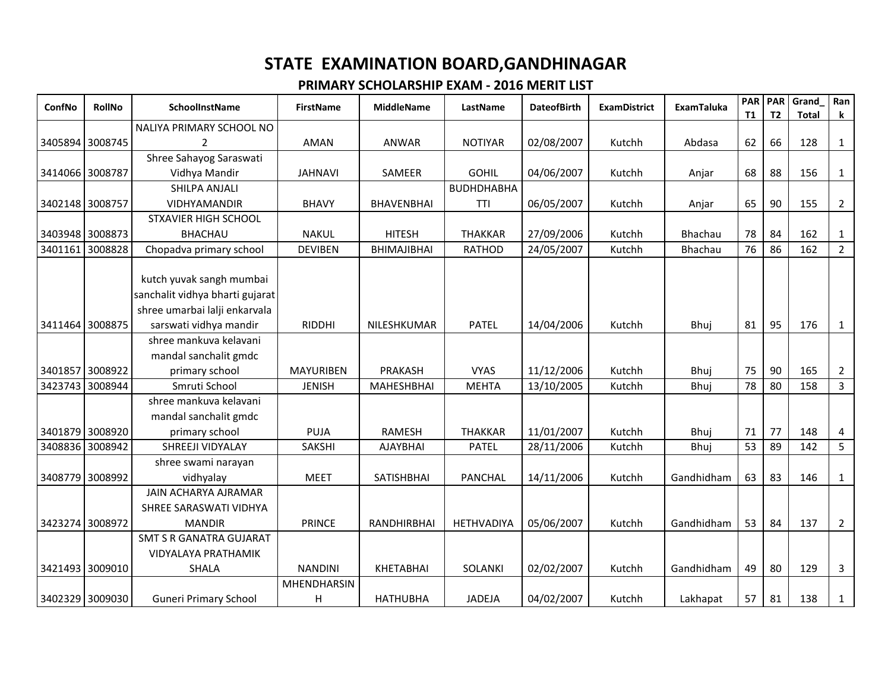# STATE EXAMINATION BOARD,GANDHINAGAR

## PRIMARY SCHOLARSHIP EXAM - 2016 MERIT LIST

| ConfNo | RollNo | SchoolInstName | FirstName | MiddleName | LastName | DateofBirth | ExamDistrict | ExamTaluka | PART1 | PART2 | Grand_Total | Rank |
|---|---|---|---|---|---|---|---|---|---|---|---|---|
| 3405894 | 3008745 | NALIYA PRIMARY SCHOOL NO 2 | AMAN | ANWAR | NOTIYAR | 02/08/2007 | Kutchh | Abdasa | 62 | 66 | 128 | 1 |
| 3414066 | 3008787 | Shree Sahayog Saraswati Vidhya Mandir | JAHNAVI | SAMEER | GOHIL | 04/06/2007 | Kutchh | Anjar | 68 | 88 | 156 | 1 |
| 3402148 | 3008757 | SHILPA ANJALI VIDHYAMANDIR | BHAVY | BHAVENBHAI | BUDHDHABHATTI | 06/05/2007 | Kutchh | Anjar | 65 | 90 | 155 | 2 |
| 3403948 | 3008873 | STXAVIER HIGH SCHOOL BHACHAU | NAKUL | HITESH | THAKKAR | 27/09/2006 | Kutchh | Bhachau | 78 | 84 | 162 | 1 |
| 3401161 | 3008828 | Chopadva primary school | DEVIBEN | BHIMAJIBHAI | RATHOD | 24/05/2007 | Kutchh | Bhachau | 76 | 86 | 162 | 2 |
| 3411464 | 3008875 | kutch yuvak sangh mumbai sanchalit vidhya bharti gujarat shree umarbai lalji enkarvala sarswati vidhya mandir | RIDDHI | NILESHKUMAR | PATEL | 14/04/2006 | Kutchh | Bhuj | 81 | 95 | 176 | 1 |
| 3401857 | 3008922 | shree mankuva kelavani mandal sanchalit gmdc primary school | MAYURIBEN | PRAKASH | VYAS | 11/12/2006 | Kutchh | Bhuj | 75 | 90 | 165 | 2 |
| 3423743 | 3008944 | Smruti School | JENISH | MAHESHBHAI | MEHTA | 13/10/2005 | Kutchh | Bhuj | 78 | 80 | 158 | 3 |
| 3401879 | 3008920 | shree mankuva kelavani mandal sanchalit gmdc primary school | PUJA | RAMESH | THAKKAR | 11/01/2007 | Kutchh | Bhuj | 71 | 77 | 148 | 4 |
| 3408836 | 3008942 | SHREEJI VIDYALAY | SAKSHI | AJAYBHAI | PATEL | 28/11/2006 | Kutchh | Bhuj | 53 | 89 | 142 | 5 |
| 3408779 | 3008992 | shree swami narayan vidhyalay | MEET | SATISHBHAI | PANCHAL | 14/11/2006 | Kutchh | Gandhidham | 63 | 83 | 146 | 1 |
| 3423274 | 3008972 | JAIN ACHARYA AJRAMAR SHREE SARASWATI VIDHYA MANDIR | PRINCE | RANDHIRBHAI | HETHVADIYA | 05/06/2007 | Kutchh | Gandhidham | 53 | 84 | 137 | 2 |
| 3421493 | 3009010 | SMT S R GANATRA GUJARAT VIDYALAYA PRATHAMIK SHALA | NANDINI | KHETABHAI | SOLANKI | 02/02/2007 | Kutchh | Gandhidham | 49 | 80 | 129 | 3 |
| 3402329 | 3009030 | Guneri Primary School | MHENDHARSINH | HATHUBHA | JADEJA | 04/02/2007 | Kutchh | Lakhapat | 57 | 81 | 138 | 1 |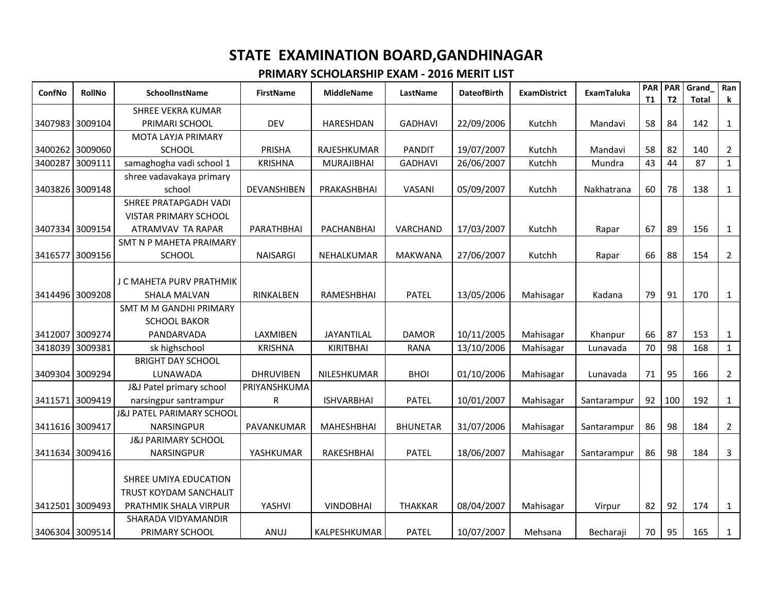# STATE EXAMINATION BOARD,GANDHINAGAR

## PRIMARY SCHOLARSHIP EXAM - 2016 MERIT LIST

| ConfNo | RollNo | SchoolInstName | FirstName | MiddleName | LastName | DateofBirth | ExamDistrict | ExamTaluka | PART1 | PART2 | Grand_Total | Rank |
|---|---|---|---|---|---|---|---|---|---|---|---|---|
| 3407983 | 3009104 | SHREE VEKRA KUMAR PRIMARI SCHOOL | DEV | HARESHDAN | GADHAVI | 22/09/2006 | Kutchh | Mandavi | 58 | 84 | 142 | 1 |
| 3400262 | 3009060 | MOTA LAYJA PRIMARY SCHOOL | PRISHA | RAJESHKUMAR | PANDIT | 19/07/2007 | Kutchh | Mandavi | 58 | 82 | 140 | 2 |
| 3400287 | 3009111 | samaghogha vadi school 1 | KRISHNA | MURAJIBHAI | GADHAVI | 26/06/2007 | Kutchh | Mundra | 43 | 44 | 87 | 1 |
| 3403826 | 3009148 | shree vadavakaya primary school | DEVANSHIBEN | PRAKASHBHAI | VASANI | 05/09/2007 | Kutchh | Nakhatrana | 60 | 78 | 138 | 1 |
| 3407334 | 3009154 | SHREE PRATAPGADH VADI VISTAR PRIMARY SCHOOL ATRAMVAV TA RAPAR | PARATHBHAI | PACHANBHAI | VARCHAND | 17/03/2007 | Kutchh | Rapar | 67 | 89 | 156 | 1 |
| 3416577 | 3009156 | SMT N P MAHETA PRAIMARY SCHOOL | NAISARGI | NEHALKUMAR | MAKWANA | 27/06/2007 | Kutchh | Rapar | 66 | 88 | 154 | 2 |
| 3414496 | 3009208 | J C MAHETA PURV PRATHMIK SHALA MALVAN | RINKALBEN | RAMESHBHAI | PATEL | 13/05/2006 | Mahisagar | Kadana | 79 | 91 | 170 | 1 |
| 3412007 | 3009274 | SMT M M GANDHI PRIMARY SCHOOL BAKOR PANDARVADA | LAXMIBEN | JAYANTILAL | DAMOR | 10/11/2005 | Mahisagar | Khanpur | 66 | 87 | 153 | 1 |
| 3418039 | 3009381 | sk highschool | KRISHNA | KIRITBHAI | RANA | 13/10/2006 | Mahisagar | Lunavada | 70 | 98 | 168 | 1 |
| 3409304 | 3009294 | BRIGHT DAY SCHOOL LUNAWADA | DHRUVIBEN | NILESHKUMAR | BHOI | 01/10/2006 | Mahisagar | Lunavada | 71 | 95 | 166 | 2 |
| 3411571 | 3009419 | J&J Patel primary school narsingpur santrampur | PRIYANSHKUMAR | ISHVARBHAI | PATEL | 10/01/2007 | Mahisagar | Santarampur | 92 | 100 | 192 | 1 |
| 3411616 | 3009417 | J&J PATEL PARIMARY SCHOOL NARSINGPUR | PAVANKUMAR | MAHESHBHAI | BHUNETAR | 31/07/2006 | Mahisagar | Santarampur | 86 | 98 | 184 | 2 |
| 3411634 | 3009416 | J&J PARIMARY SCHOOL NARSINGPUR | YASHKUMAR | RAKESHBHAI | PATEL | 18/06/2007 | Mahisagar | Santarampur | 86 | 98 | 184 | 3 |
| 3412501 | 3009493 | SHREE UMIYA EDUCATION TRUST KOYDAM SANCHALIT PRATHMIK SHALA VIRPUR | YASHVI | VINDOBHAI | THAKKAR | 08/04/2007 | Mahisagar | Virpur | 82 | 92 | 174 | 1 |
| 3406304 | 3009514 | SHARADA VIDYAMANDIR PRIMARY SCHOOL | ANUJ | KALPESHKUMAR | PATEL | 10/07/2007 | Mehsana | Becharaji | 70 | 95 | 165 | 1 |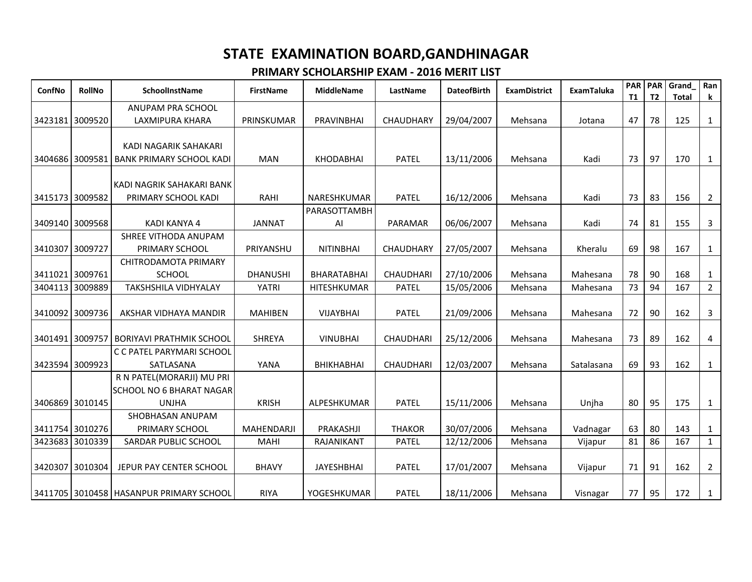# STATE EXAMINATION BOARD,GANDHINAGAR

## PRIMARY SCHOLARSHIP EXAM - 2016 MERIT LIST

| ConfNo | RollNo | SchoolInstName | FirstName | MiddleName | LastName | DateofBirth | ExamDistrict | ExamTaluka | PART1 | PART2 | Grand_Total | Rank |
|---|---|---|---|---|---|---|---|---|---|---|---|---|
| 3423181 | 3009520 | ANUPAM PRA SCHOOL LAXMIPURA KHARA | PRINSKUMAR | PRAVINBHAI | CHAUDHARY | 29/04/2007 | Mehsana | Jotana | 47 | 78 | 125 | 1 |
| 3404686 | 3009581 | KADI NAGARIK SAHAKARI BANK PRIMARY SCHOOL KADI | MAN | KHODABHAI | PATEL | 13/11/2006 | Mehsana | Kadi | 73 | 97 | 170 | 1 |
| 3415173 | 3009582 | KADI NAGRIK SAHAKARI BANK PRIMARY SCHOOL KADI | RAHI | NARESHKUMAR | PATEL | 16/12/2006 | Mehsana | Kadi | 73 | 83 | 156 | 2 |
| 3409140 | 3009568 | KADI KANYA 4 | JANNAT | PARASOTTAMBHAI | PARAMAR | 06/06/2007 | Mehsana | Kadi | 74 | 81 | 155 | 3 |
| 3410307 | 3009727 | SHREE VITHODA ANUPAM PRIMARY SCHOOL | PRIYANSHU | NITINBHAI | CHAUDHARY | 27/05/2007 | Mehsana | Kheralu | 69 | 98 | 167 | 1 |
| 3411021 | 3009761 | CHITRODAMOTA PRIMARY SCHOOL | DHANUSHI | BHARATABHAI | CHAUDHARI | 27/10/2006 | Mehsana | Mahesana | 78 | 90 | 168 | 1 |
| 3404113 | 3009889 | TAKSHSHILA VIDHYALAY | YATRI | HITESHKUMAR | PATEL | 15/05/2006 | Mehsana | Mahesana | 73 | 94 | 167 | 2 |
| 3410092 | 3009736 | AKSHAR VIDHAYA MANDIR | MAHIBEN | VIJAYBHAI | PATEL | 21/09/2006 | Mehsana | Mahesana | 72 | 90 | 162 | 3 |
| 3401491 | 3009757 | BORIYAVI PRATHMIK SCHOOL | SHREYA | VINUBHAI | CHAUDHARI | 25/12/2006 | Mehsana | Mahesana | 73 | 89 | 162 | 4 |
| 3423594 | 3009923 | C C PATEL PARYMARI SCHOOL SATLASANA | YANA | BHIKHABHAI | CHAUDHARI | 12/03/2007 | Mehsana | Satalasana | 69 | 93 | 162 | 1 |
| 3406869 | 3010145 | R N PATEL(MORARJI) MU PRI SCHOOL NO 6 BHARAT NAGAR UNJHA | KRISH | ALPESHKUMAR | PATEL | 15/11/2006 | Mehsana | Unjha | 80 | 95 | 175 | 1 |
| 3411754 | 3010276 | SHOBHASAN ANUPAM PRIMARY SCHOOL | MAHENDARJI | PRAKASHJI | THAKOR | 30/07/2006 | Mehsana | Vadnagar | 63 | 80 | 143 | 1 |
| 3423683 | 3010339 | SARDAR PUBLIC SCHOOL | MAHI | RAJANIKANT | PATEL | 12/12/2006 | Mehsana | Vijapur | 81 | 86 | 167 | 1 |
| 3420307 | 3010304 | JEPUR PAY CENTER SCHOOL | BHAVY | JAYESHBHAI | PATEL | 17/01/2007 | Mehsana | Vijapur | 71 | 91 | 162 | 2 |
| 3411705 | 3010458 | HASANPUR PRIMARY SCHOOL | RIYA | YOGESHKUMAR | PATEL | 18/11/2006 | Mehsana | Visnagar | 77 | 95 | 172 | 1 |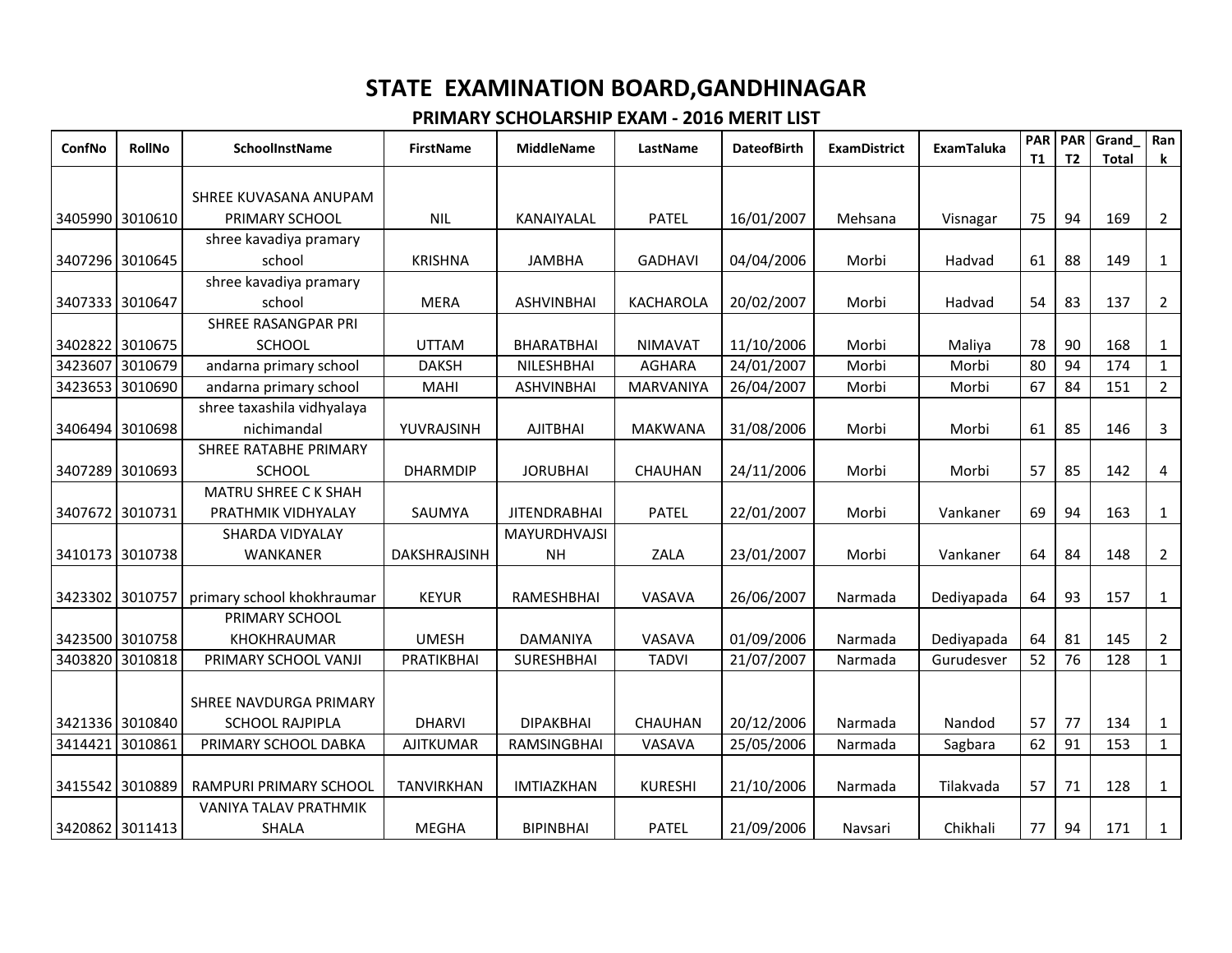# STATE EXAMINATION BOARD,GANDHINAGAR

## PRIMARY SCHOLARSHIP EXAM - 2016 MERIT LIST

| ConfNo | RollNo | SchoolInstName | FirstName | MiddleName | LastName | DateofBirth | ExamDistrict | ExamTaluka | PART1 | PART2 | Grand_Total | Rank |
|---|---|---|---|---|---|---|---|---|---|---|---|---|
| 3405990 | 3010610 | SHREE KUVASANA ANUPAM PRIMARY SCHOOL | NIL | KANAIYALAL | PATEL | 16/01/2007 | Mehsana | Visnagar | 75 | 94 | 169 | 2 |
| 3407296 | 3010645 | shree kavadiya pramary school | KRISHNA | JAMBHA | GADHAVI | 04/04/2006 | Morbi | Hadvad | 61 | 88 | 149 | 1 |
| 3407333 | 3010647 | shree kavadiya pramary school | MERA | ASHVINBHAI | KACHAROLA | 20/02/2007 | Morbi | Hadvad | 54 | 83 | 137 | 2 |
| 3402822 | 3010675 | SHREE RASANGPAR PRI SCHOOL | UTTAM | BHARATBHAI | NIMAVAT | 11/10/2006 | Morbi | Maliya | 78 | 90 | 168 | 1 |
| 3423607 | 3010679 | andarna primary school | DAKSH | NILESHBHAI | AGHARA | 24/01/2007 | Morbi | Morbi | 80 | 94 | 174 | 1 |
| 3423653 | 3010690 | andarna primary school | MAHI | ASHVINBHAI | MARVANIYA | 26/04/2007 | Morbi | Morbi | 67 | 84 | 151 | 2 |
| 3406494 | 3010698 | shree taxashila vidhyalaya nichimandal | YUVRAJSINH | AJITBHAI | MAKWANA | 31/08/2006 | Morbi | Morbi | 61 | 85 | 146 | 3 |
| 3407289 | 3010693 | SHREE RATABHE PRIMARY SCHOOL | DHARMDIP | JORUBHAI | CHAUHAN | 24/11/2006 | Morbi | Morbi | 57 | 85 | 142 | 4 |
| 3407672 | 3010731 | MATRU SHREE C K SHAH PRATHMIK VIDHYALAY | SAUMYA | JITENDRABHAI | PATEL | 22/01/2007 | Morbi | Vankaner | 69 | 94 | 163 | 1 |
| 3410173 | 3010738 | SHARDA VIDYALAY WANKANER | DAKSHRAJSINH | MAYURDHVAJSINH | ZALA | 23/01/2007 | Morbi | Vankaner | 64 | 84 | 148 | 2 |
| 3423302 | 3010757 | primary school khokhraumar | KEYUR | RAMESHBHAI | VASAVA | 26/06/2007 | Narmada | Dediyapada | 64 | 93 | 157 | 1 |
| 3423500 | 3010758 | PRIMARY SCHOOL KHOKHRAUMAR | UMESH | DAMANIYA | VASAVA | 01/09/2006 | Narmada | Dediyapada | 64 | 81 | 145 | 2 |
| 3403820 | 3010818 | PRIMARY SCHOOL VANJI | PRATIKBHAI | SURESHBHAI | TADVI | 21/07/2007 | Narmada | Gurudesver | 52 | 76 | 128 | 1 |
| 3421336 | 3010840 | SHREE NAVDURGA PRIMARY SCHOOL RAJPIPLA | DHARVI | DIPAKBHAI | CHAUHAN | 20/12/2006 | Narmada | Nandod | 57 | 77 | 134 | 1 |
| 3414421 | 3010861 | PRIMARY SCHOOL DABKA | AJITKUMAR | RAMSINGBHAI | VASAVA | 25/05/2006 | Narmada | Sagbara | 62 | 91 | 153 | 1 |
| 3415542 | 3010889 | RAMPURI PRIMARY SCHOOL | TANVIRKHAN | IMTIAZKHAN | KURESHI | 21/10/2006 | Narmada | Tilakvada | 57 | 71 | 128 | 1 |
| 3420862 | 3011413 | VANIYA TALAV PRATHMIK SHALA | MEGHA | BIPINBHAI | PATEL | 21/09/2006 | Navsari | Chikhali | 77 | 94 | 171 | 1 |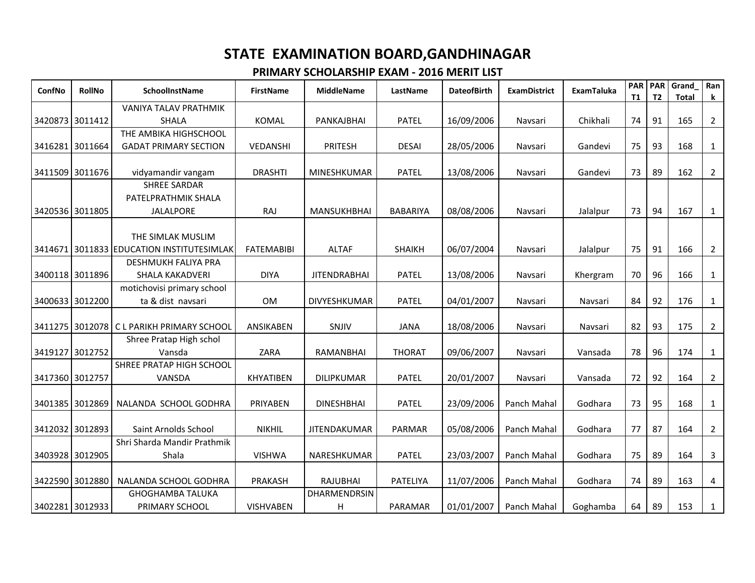# STATE EXAMINATION BOARD,GANDHINAGAR

## PRIMARY SCHOLARSHIP EXAM - 2016 MERIT LIST

| ConfNo | RollNo | SchoolInstName | FirstName | MiddleName | LastName | DateofBirth | ExamDistrict | ExamTaluka | PART1 | PART2 | Grand_Total | Rank |
|---|---|---|---|---|---|---|---|---|---|---|---|---|
| 3420873 | 3011412 | VANIYA TALAV PRATHMIK SHALA | KOMAL | PANKAJBHAI | PATEL | 16/09/2006 | Navsari | Chikhali | 74 | 91 | 165 | 2 |
| 3416281 | 3011664 | THE AMBIKA HIGHSCHOOL GADAT PRIMARY SECTION | VEDANSHI | PRITESH | DESAI | 28/05/2006 | Navsari | Gandevi | 75 | 93 | 168 | 1 |
| 3411509 | 3011676 | vidyamandir vangam | DRASHTI | MINESHKUMAR | PATEL | 13/08/2006 | Navsari | Gandevi | 73 | 89 | 162 | 2 |
| 3420536 | 3011805 | SHREE SARDAR PATELPRATHMIK SHALA JALALPORE | RAJ | MANSUKHBHAI | BABARIYA | 08/08/2006 | Navsari | Jalalpur | 73 | 94 | 167 | 1 |
| 3414671 | 3011833 | THE SIMLAK MUSLIM EDUCATION INSTITUTESIMLAK | FATEMABIBI | ALTAF | SHAIKH | 06/07/2004 | Navsari | Jalalpur | 75 | 91 | 166 | 2 |
| 3400118 | 3011896 | DESHMUKH FALIYA PRA SHALA KAKADVERI | DIYA | JITENDRABHAI | PATEL | 13/08/2006 | Navsari | Khergram | 70 | 96 | 166 | 1 |
| 3400633 | 3012200 | motichovisi primary school ta & dist navsari | OM | DIVYESHKUMAR | PATEL | 04/01/2007 | Navsari | Navsari | 84 | 92 | 176 | 1 |
| 3411275 | 3012078 | C L PARIKH PRIMARY SCHOOL | ANSIKABEN | SNJIV | JANA | 18/08/2006 | Navsari | Navsari | 82 | 93 | 175 | 2 |
| 3419127 | 3012752 | Shree Pratap High schol Vansda | ZARA | RAMANBHAI | THORAT | 09/06/2007 | Navsari | Vansada | 78 | 96 | 174 | 1 |
| 3417360 | 3012757 | SHREE PRATAP HIGH SCHOOL VANSDA | KHYATIBEN | DILIPKUMAR | PATEL | 20/01/2007 | Navsari | Vansada | 72 | 92 | 164 | 2 |
| 3401385 | 3012869 | NALANDA SCHOOL GODHRA | PRIYABEN | DINESHBHAI | PATEL | 23/09/2006 | Panch Mahal | Godhara | 73 | 95 | 168 | 1 |
| 3412032 | 3012893 | Saint Arnolds School | NIKHIL | JITENDAKUMAR | PARMAR | 05/08/2006 | Panch Mahal | Godhara | 77 | 87 | 164 | 2 |
| 3403928 | 3012905 | Shri Sharda Mandir Prathmik Shala | VISHWA | NARESHKUMAR | PATEL | 23/03/2007 | Panch Mahal | Godhara | 75 | 89 | 164 | 3 |
| 3422590 | 3012880 | NALANDA SCHOOL GODHRA | PRAKASH | RAJUBHAI | PATELIYA | 11/07/2006 | Panch Mahal | Godhara | 74 | 89 | 163 | 4 |
| 3402281 | 3012933 | GHOGHAMBA TALUKA PRIMARY SCHOOL | VISHVABEN | DHARMENDRSINH | PARAMAR | 01/01/2007 | Panch Mahal | Goghamba | 64 | 89 | 153 | 1 |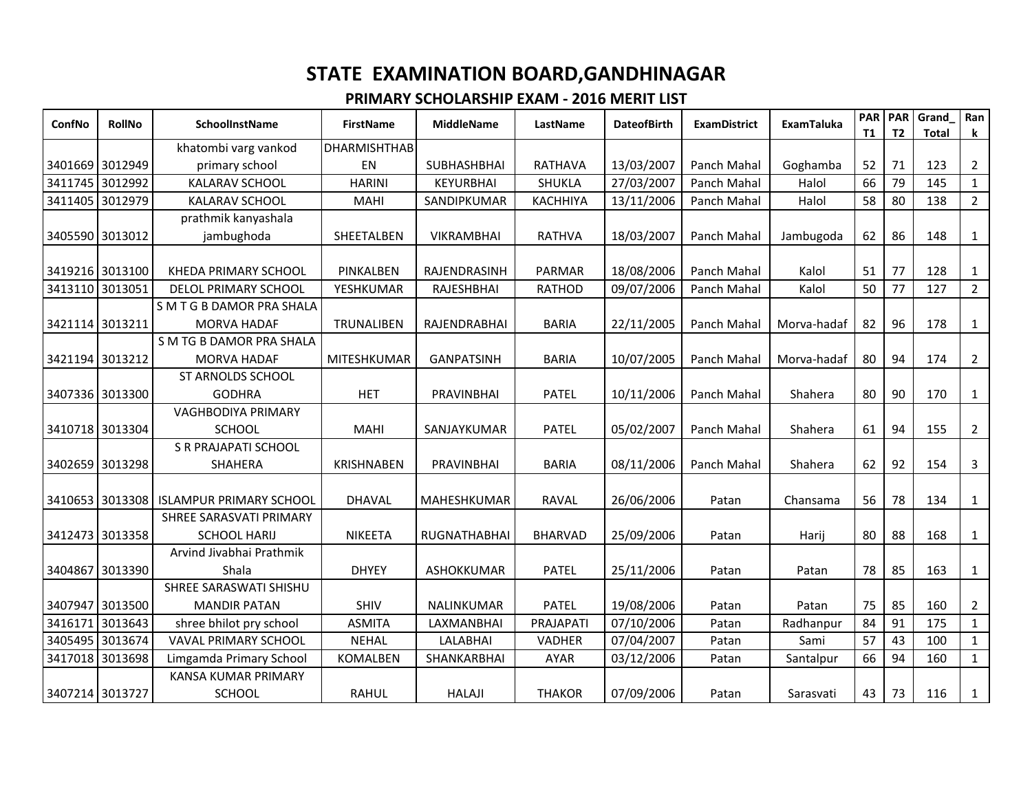# STATE EXAMINATION BOARD,GANDHINAGAR

## PRIMARY SCHOLARSHIP EXAM - 2016 MERIT LIST

| ConfNo | RollNo | SchoolInstName | FirstName | MiddleName | LastName | DateofBirth | ExamDistrict | ExamTaluka | PART1 | PART2 | Grand_Total | Rank |
|---|---|---|---|---|---|---|---|---|---|---|---|---|
| 3401669 | 3012949 | khatombi varg vankod primary school | DHARMISHTHABEN | SUBHASHBHAI | RATHAVA | 13/03/2007 | Panch Mahal | Goghamba | 52 | 71 | 123 | 2 |
| 3411745 | 3012992 | KALARAV SCHOOL | HARINI | KEYURBHAI | SHUKLA | 27/03/2007 | Panch Mahal | Halol | 66 | 79 | 145 | 1 |
| 3411405 | 3012979 | KALARAV SCHOOL | MAHI | SANDIPKUMAR | KACHHIYA | 13/11/2006 | Panch Mahal | Halol | 58 | 80 | 138 | 2 |
| 3405590 | 3013012 | prathmik kanyashala jambughoda | SHEETALBEN | VIKRAMBHAI | RATHVA | 18/03/2007 | Panch Mahal | Jambugoda | 62 | 86 | 148 | 1 |
| 3419216 | 3013100 | KHEDA PRIMARY SCHOOL | PINKALBEN | RAJENDRASINH | PARMAR | 18/08/2006 | Panch Mahal | Kalol | 51 | 77 | 128 | 1 |
| 3413110 | 3013051 | DELOL PRIMARY SCHOOL | YESHKUMAR | RAJESHBHAI | RATHOD | 09/07/2006 | Panch Mahal | Kalol | 50 | 77 | 127 | 2 |
| 3421114 | 3013211 | S M T G B DAMOR PRA SHALA MORVA HADAF | TRUNALIBEN | RAJENDRABHAI | BARIA | 22/11/2005 | Panch Mahal | Morva-hadaf | 82 | 96 | 178 | 1 |
| 3421194 | 3013212 | S M TG B DAMOR PRA SHALA MORVA HADAF | MITESHKUMAR | GANPATSINH | BARIA | 10/07/2005 | Panch Mahal | Morva-hadaf | 80 | 94 | 174 | 2 |
| 3407336 | 3013300 | ST ARNOLDS SCHOOL GODHRA | HET | PRAVINBHAI | PATEL | 10/11/2006 | Panch Mahal | Shahera | 80 | 90 | 170 | 1 |
| 3410718 | 3013304 | VAGHBODIYA PRIMARY SCHOOL | MAHI | SANJAYKUMAR | PATEL | 05/02/2007 | Panch Mahal | Shahera | 61 | 94 | 155 | 2 |
| 3402659 | 3013298 | S R PRAJAPATI SCHOOL SHAHERA | KRISHNABEN | PRAVINBHAI | BARIA | 08/11/2006 | Panch Mahal | Shahera | 62 | 92 | 154 | 3 |
| 3410653 | 3013308 | ISLAMPUR PRIMARY SCHOOL | DHAVAL | MAHESHKUMAR | RAVAL | 26/06/2006 | Patan | Chansama | 56 | 78 | 134 | 1 |
| 3412473 | 3013358 | SHREE SARASVATI PRIMARY SCHOOL HARIJ | NIKEETA | RUGNATHABHAI | BHARVAD | 25/09/2006 | Patan | Harij | 80 | 88 | 168 | 1 |
| 3404867 | 3013390 | Arvind Jivabhai Prathmik Shala | DHYEY | ASHOKKUMAR | PATEL | 25/11/2006 | Patan | Patan | 78 | 85 | 163 | 1 |
| 3407947 | 3013500 | SHREE SARASWATI SHISHU MANDIR PATAN | SHIV | NALINKUMAR | PATEL | 19/08/2006 | Patan | Patan | 75 | 85 | 160 | 2 |
| 3416171 | 3013643 | shree bhilot pry school | ASMITA | LAXMANBHAI | PRAJAPATI | 07/10/2006 | Patan | Radhanpur | 84 | 91 | 175 | 1 |
| 3405495 | 3013674 | VAVAL PRIMARY SCHOOL | NEHAL | LALABHAI | VADHER | 07/04/2007 | Patan | Sami | 57 | 43 | 100 | 1 |
| 3417018 | 3013698 | Limgamda Primary School | KOMALBEN | SHANKARBHAI | AYAR | 03/12/2006 | Patan | Santalpur | 66 | 94 | 160 | 1 |
| 3407214 | 3013727 | KANSA KUMAR PRIMARY SCHOOL | RAHUL | HALAJI | THAKOR | 07/09/2006 | Patan | Sarasvati | 43 | 73 | 116 | 1 |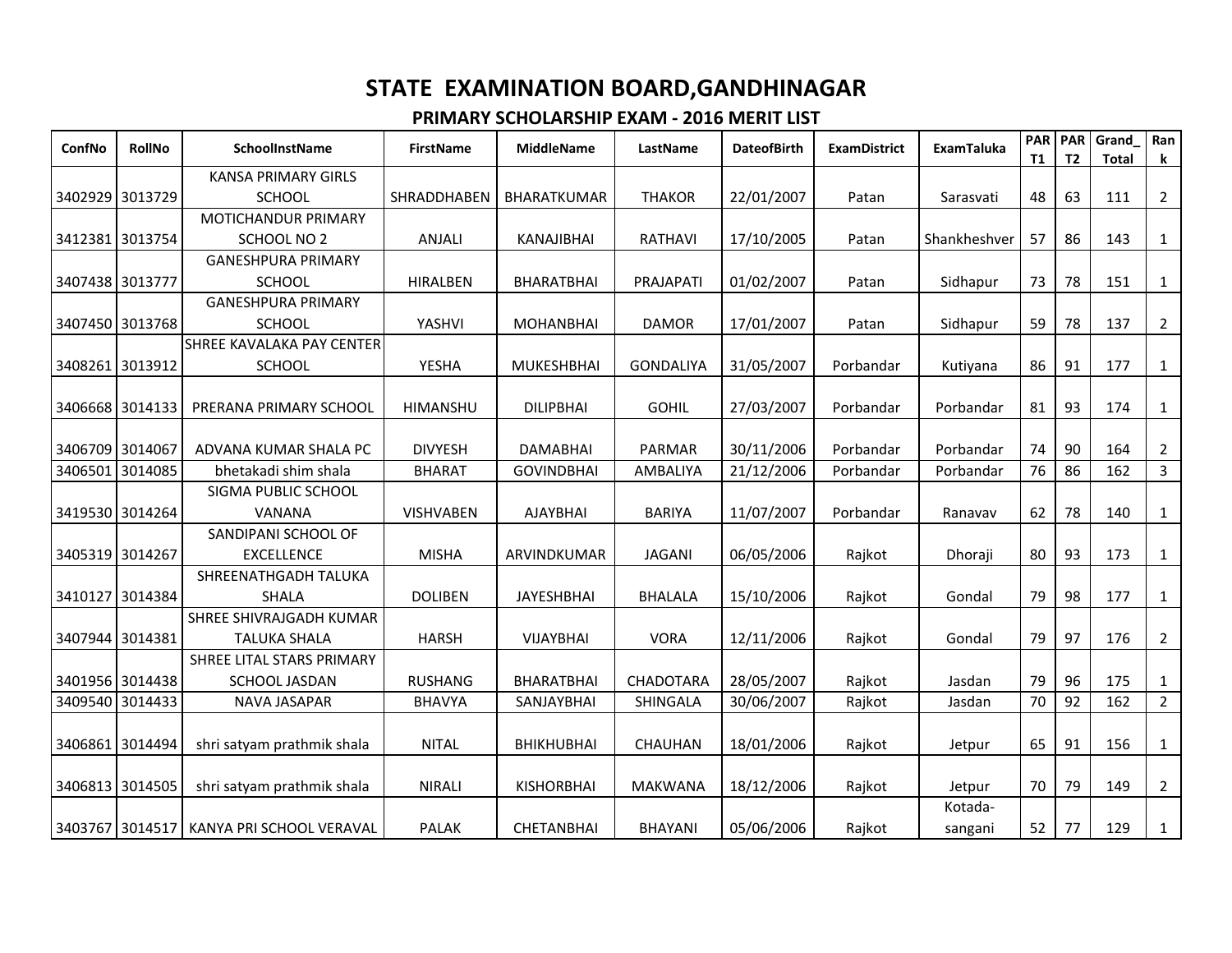# STATE EXAMINATION BOARD,GANDHINAGAR

## PRIMARY SCHOLARSHIP EXAM - 2016 MERIT LIST

| ConfNo | RollNo | SchoolInstName | FirstName | MiddleName | LastName | DateofBirth | ExamDistrict | ExamTaluka | PART1 | PART2 | Grand_Total | Rank |
|---|---|---|---|---|---|---|---|---|---|---|---|---|
| 3402929 | 3013729 | KANSA PRIMARY GIRLS SCHOOL | SHRADDHABEN | BHARATKUMAR | THAKOR | 22/01/2007 | Patan | Sarasvati | 48 | 63 | 111 | 2 |
| 3412381 | 3013754 | MOTICHANDUR PRIMARY SCHOOL NO 2 | ANJALI | KANAJIBHAI | RATHAVI | 17/10/2005 | Patan | Shankheshver | 57 | 86 | 143 | 1 |
| 3407438 | 3013777 | GANESHPURA PRIMARY SCHOOL | HIRALBEN | BHARATBHAI | PRAJAPATI | 01/02/2007 | Patan | Sidhapur | 73 | 78 | 151 | 1 |
| 3407450 | 3013768 | GANESHPURA PRIMARY SCHOOL | YASHVI | MOHANBHAI | DAMOR | 17/01/2007 | Patan | Sidhapur | 59 | 78 | 137 | 2 |
| 3408261 | 3013912 | SHREE KAVALAKA PAY CENTER SCHOOL | YESHA | MUKESHBHAI | GONDALIYA | 31/05/2007 | Porbandar | Kutiyana | 86 | 91 | 177 | 1 |
| 3406668 | 3014133 | PRERANA PRIMARY SCHOOL | HIMANSHU | DILIPBHAI | GOHIL | 27/03/2007 | Porbandar | Porbandar | 81 | 93 | 174 | 1 |
| 3406709 | 3014067 | ADVANA KUMAR SHALA PC | DIVYESH | DAMABHAI | PARMAR | 30/11/2006 | Porbandar | Porbandar | 74 | 90 | 164 | 2 |
| 3406501 | 3014085 | bhetakadi shim shala | BHARAT | GOVINDBHAI | AMBALIYA | 21/12/2006 | Porbandar | Porbandar | 76 | 86 | 162 | 3 |
| 3419530 | 3014264 | SIGMA PUBLIC SCHOOL VANANA | VISHVABEN | AJAYBHAI | BARIYA | 11/07/2007 | Porbandar | Ranavav | 62 | 78 | 140 | 1 |
| 3405319 | 3014267 | SANDIPANI SCHOOL OF EXCELLENCE | MISHA | ARVINDKUMAR | JAGANI | 06/05/2006 | Rajkot | Dhoraji | 80 | 93 | 173 | 1 |
| 3410127 | 3014384 | SHREENATHGADH TALUKA SHALA | DOLIBEN | JAYESHBHAI | BHALALA | 15/10/2006 | Rajkot | Gondal | 79 | 98 | 177 | 1 |
| 3407944 | 3014381 | SHREE SHIVRAJGADH KUMAR TALUKA SHALA | HARSH | VIJAYBHAI | VORA | 12/11/2006 | Rajkot | Gondal | 79 | 97 | 176 | 2 |
| 3401956 | 3014438 | SHREE LITAL STARS PRIMARY SCHOOL JASDAN | RUSHANG | BHARATBHAI | CHADOTARA | 28/05/2007 | Rajkot | Jasdan | 79 | 96 | 175 | 1 |
| 3409540 | 3014433 | NAVA JASAPAR | BHAVYA | SANJAYBHAI | SHINGALA | 30/06/2007 | Rajkot | Jasdan | 70 | 92 | 162 | 2 |
| 3406861 | 3014494 | shri satyam prathmik shala | NITAL | BHIKHUBHAI | CHAUHAN | 18/01/2006 | Rajkot | Jetpur | 65 | 91 | 156 | 1 |
| 3406813 | 3014505 | shri satyam prathmik shala | NIRALI | KISHORBHAI | MAKWANA | 18/12/2006 | Rajkot | Jetpur | 70 | 79 | 149 | 2 |
| 3403767 | 3014517 | KANYA PRI SCHOOL VERAVAL | PALAK | CHETANBHAI | BHAYANI | 05/06/2006 | Rajkot | Kotada-sangani | 52 | 77 | 129 | 1 |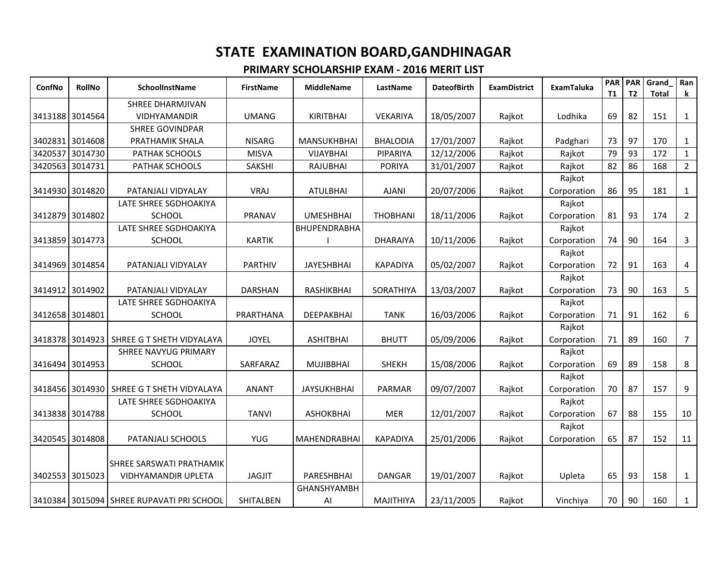# STATE EXAMINATION BOARD,GANDHINAGAR

## PRIMARY SCHOLARSHIP EXAM - 2016 MERIT LIST

| ConfNo | RollNo | SchoolInstName | FirstName | MiddleName | LastName | DateofBirth | ExamDistrict | ExamTaluka | PART1 | PART2 | Grand_Total | Rank |
|---|---|---|---|---|---|---|---|---|---|---|---|---|
| 3413188 | 3014564 | SHREE DHARMJIVAN VIDHYAMANDIR | UMANG | KIRITBHAI | VEKARIYA | 18/05/2007 | Rajkot | Lodhika | 69 | 82 | 151 | 1 |
| 3402831 | 3014608 | SHREE GOVINDPAR PRATHAMIK SHALA | NISARG | MANSUKHBHAI | BHALODIA | 17/01/2007 | Rajkot | Padghari | 73 | 97 | 170 | 1 |
| 3420537 | 3014730 | PATHAK SCHOOLS | MISVA | VIJAYBHAI | PIPARIYA | 12/12/2006 | Rajkot | Rajkot | 79 | 93 | 172 | 1 |
| 3420563 | 3014731 | PATHAK SCHOOLS | SAKSHI | RAJUBHAI | PORIYA | 31/01/2007 | Rajkot | Rajkot | 82 | 86 | 168 | 2 |
| 3414930 | 3014820 | PATANJALI VIDYALAY | VRAJ | ATULBHAI | AJANI | 20/07/2006 | Rajkot | Rajkot Corporation | 86 | 95 | 181 | 1 |
| 3412879 | 3014802 | LATE SHREE SGDHOAKIYA SCHOOL | PRANAV | UMESHBHAI | THOBHANI | 18/11/2006 | Rajkot | Rajkot Corporation | 81 | 93 | 174 | 2 |
| 3413859 | 3014773 | LATE SHREE SGDHOAKIYA SCHOOL | KARTIK | BHUPENDRABHAI | DHARAIYA | 10/11/2006 | Rajkot | Rajkot Corporation | 74 | 90 | 164 | 3 |
| 3414969 | 3014854 | PATANJALI VIDYALAY | PARTHIV | JAYESHBHAI | KAPADIYA | 05/02/2007 | Rajkot | Rajkot Corporation | 72 | 91 | 163 | 4 |
| 3414912 | 3014902 | PATANJALI VIDYALAY | DARSHAN | RASHIKBHAI | SORATHIYA | 13/03/2007 | Rajkot | Rajkot Corporation | 73 | 90 | 163 | 5 |
| 3412658 | 3014801 | LATE SHREE SGDHOAKIYA SCHOOL | PRARTHANA | DEEPAKBHAI | TANK | 16/03/2006 | Rajkot | Rajkot Corporation | 71 | 91 | 162 | 6 |
| 3418378 | 3014923 | SHREE G T SHETH VIDYALAYA | JOYEL | ASHITBHAI | BHUTT | 05/09/2006 | Rajkot | Rajkot Corporation | 71 | 89 | 160 | 7 |
| 3416494 | 3014953 | SHREE NAVYUG PRIMARY SCHOOL | SARFARAZ | MUJIBBHAI | SHEKH | 15/08/2006 | Rajkot | Rajkot Corporation | 69 | 89 | 158 | 8 |
| 3418456 | 3014930 | SHREE G T SHETH VIDYALAYA | ANANT | JAYSUKHBHAI | PARMAR | 09/07/2007 | Rajkot | Rajkot Corporation | 70 | 87 | 157 | 9 |
| 3413838 | 3014788 | LATE SHREE SGDHOAKIYA SCHOOL | TANVI | ASHOKBHAI | MER | 12/01/2007 | Rajkot | Rajkot Corporation | 67 | 88 | 155 | 10 |
| 3420545 | 3014808 | PATANJALI SCHOOLS | YUG | MAHENDRABHAI | KAPADIYA | 25/01/2006 | Rajkot | Rajkot Corporation | 65 | 87 | 152 | 11 |
| 3402553 | 3015023 | SHREE SARSWATI PRATHAMIK VIDHYAMANDIR UPLETA | JAGJIT | PARESHBHAI | DANGAR | 19/01/2007 | Rajkot | Upleta | 65 | 93 | 158 | 1 |
| 3410384 | 3015094 | SHREE RUPAVATI PRI SCHOOL | SHITALBEN | GHANSHYAMBHAI | MAJITHIYA | 23/11/2005 | Rajkot | Vinchiya | 70 | 90 | 160 | 1 |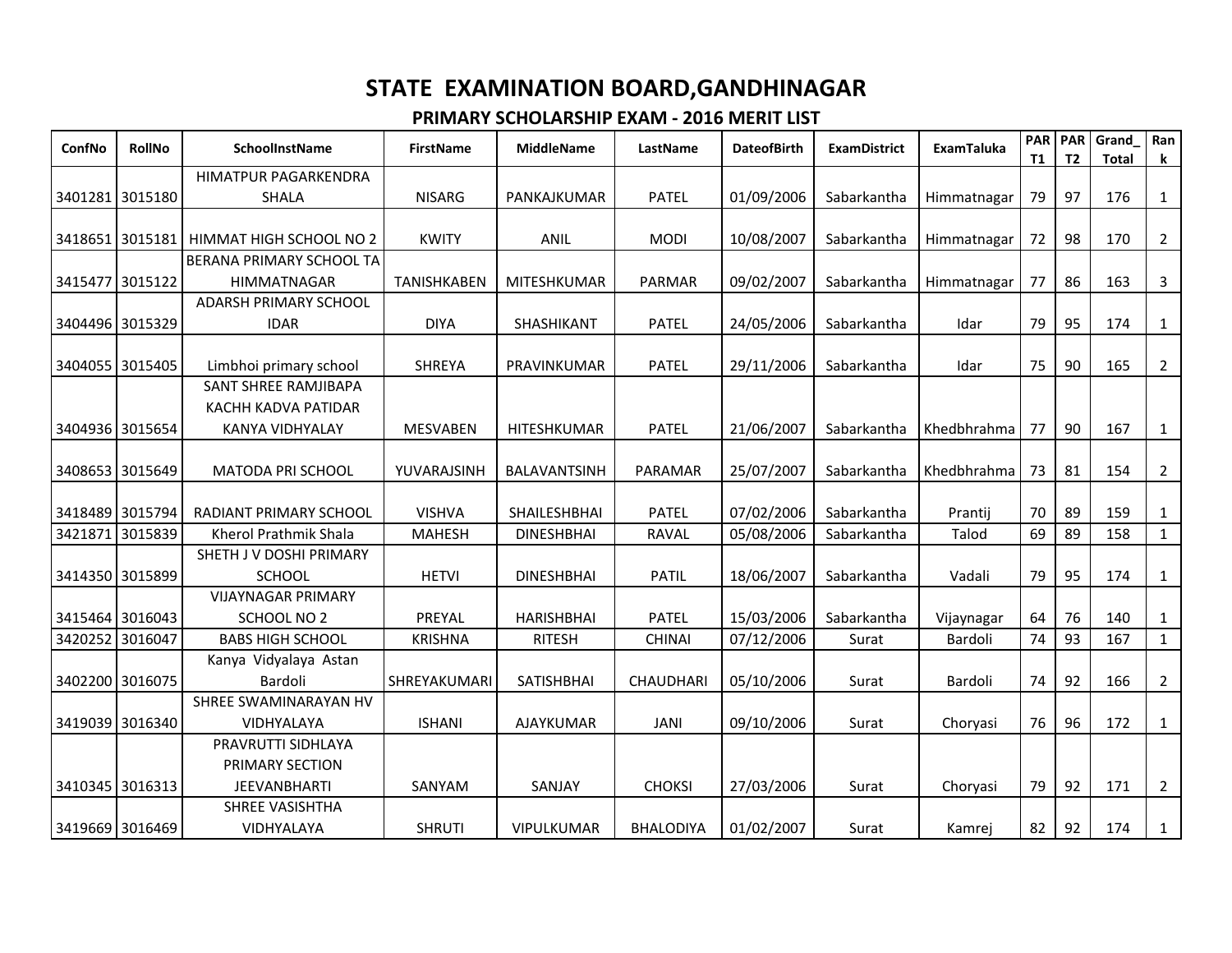# STATE EXAMINATION BOARD,GANDHINAGAR

## PRIMARY SCHOLARSHIP EXAM - 2016 MERIT LIST

| ConfNo | RollNo | SchoolInstName | FirstName | MiddleName | LastName | DateofBirth | ExamDistrict | ExamTaluka | PART1 | PART2 | Grand_Total | Rank |
|---|---|---|---|---|---|---|---|---|---|---|---|---|
| 3401281 | 3015180 | HIMATPUR PAGARKENDRA SHALA | NISARG | PANKAJKUMAR | PATEL | 01/09/2006 | Sabarkantha | Himmatnagar | 79 | 97 | 176 | 1 |
| 3418651 | 3015181 | HIMMAT HIGH SCHOOL NO 2 | KWITY | ANIL | MODI | 10/08/2007 | Sabarkantha | Himmatnagar | 72 | 98 | 170 | 2 |
| 3415477 | 3015122 | BERANA PRIMARY SCHOOL TA HIMMATNAGAR | TANISHKABEN | MITESHKUMAR | PARMAR | 09/02/2007 | Sabarkantha | Himmatnagar | 77 | 86 | 163 | 3 |
| 3404496 | 3015329 | ADARSH PRIMARY SCHOOL IDAR | DIYA | SHASHIKANT | PATEL | 24/05/2006 | Sabarkantha | Idar | 79 | 95 | 174 | 1 |
| 3404055 | 3015405 | Limbhoi primary school | SHREYA | PRAVINKUMAR | PATEL | 29/11/2006 | Sabarkantha | Idar | 75 | 90 | 165 | 2 |
| 3404936 | 3015654 | SANT SHREE RAMJIBAPA KACHH KADVA PATIDAR KANYA VIDHYALAY | MESVABEN | HITESHKUMAR | PATEL | 21/06/2007 | Sabarkantha | Khedbhrahma | 77 | 90 | 167 | 1 |
| 3408653 | 3015649 | MATODA PRI SCHOOL | YUVARAJSINH | BALAVANTSINH | PARAMAR | 25/07/2007 | Sabarkantha | Khedbhrahma | 73 | 81 | 154 | 2 |
| 3418489 | 3015794 | RADIANT PRIMARY SCHOOL | VISHVA | SHAILESHBHAI | PATEL | 07/02/2006 | Sabarkantha | Prantij | 70 | 89 | 159 | 1 |
| 3421871 | 3015839 | Kherol Prathmik Shala | MAHESH | DINESHBHAI | RAVAL | 05/08/2006 | Sabarkantha | Talod | 69 | 89 | 158 | 1 |
| 3414350 | 3015899 | SHETH J V DOSHI PRIMARY SCHOOL | HETVI | DINESHBHAI | PATIL | 18/06/2007 | Sabarkantha | Vadali | 79 | 95 | 174 | 1 |
| 3415464 | 3016043 | VIJAYNAGAR PRIMARY SCHOOL NO 2 | PREYAL | HARISHBHAI | PATEL | 15/03/2006 | Sabarkantha | Vijaynagar | 64 | 76 | 140 | 1 |
| 3420252 | 3016047 | BABS HIGH SCHOOL | KRISHNA | RITESH | CHINAI | 07/12/2006 | Surat | Bardoli | 74 | 93 | 167 | 1 |
| 3402200 | 3016075 | Kanya Vidyalaya Astan Bardoli | SHREYAKUMARI | SATISHBHAI | CHAUDHARI | 05/10/2006 | Surat | Bardoli | 74 | 92 | 166 | 2 |
| 3419039 | 3016340 | SHREE SWAMINARAYAN HV VIDHYALAYA | ISHANI | AJAYKUMAR | JANI | 09/10/2006 | Surat | Choryasi | 76 | 96 | 172 | 1 |
| 3410345 | 3016313 | PRAVRUTTI SIDHLAYA PRIMARY SECTION JEEVANBHARTI | SANYAM | SANJAY | CHOKSI | 27/03/2006 | Surat | Choryasi | 79 | 92 | 171 | 2 |
| 3419669 | 3016469 | SHREE VASISHTHA VIDHYALAYA | SHRUTI | VIPULKUMAR | BHALODIYA | 01/02/2007 | Surat | Kamrej | 82 | 92 | 174 | 1 |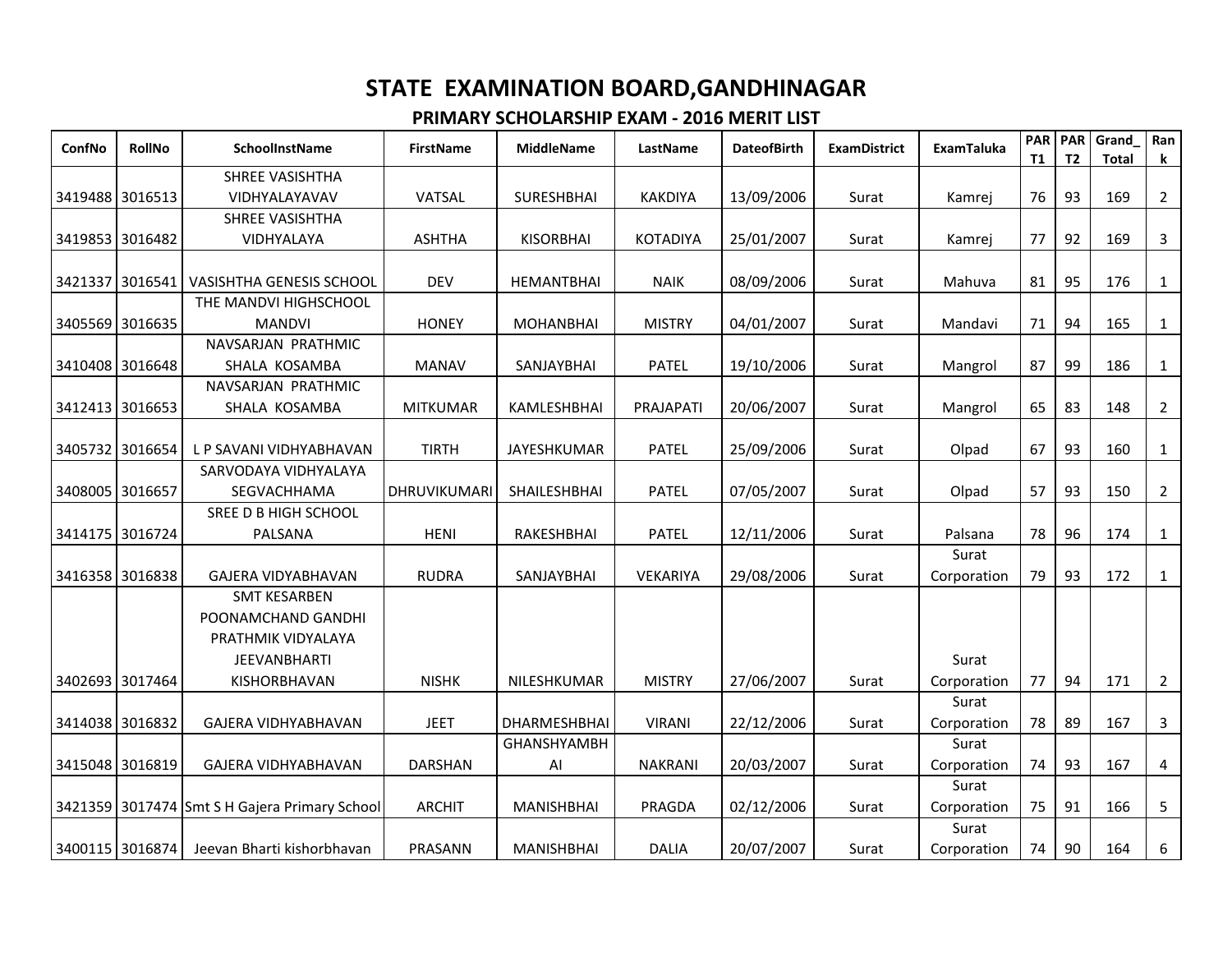# STATE EXAMINATION BOARD,GANDHINAGAR

## PRIMARY SCHOLARSHIP EXAM - 2016 MERIT LIST

| ConfNo | RollNo | SchoolInstName | FirstName | MiddleName | LastName | DateofBirth | ExamDistrict | ExamTaluka | PART1 | PART2 | Grand_Total | Rank |
|---|---|---|---|---|---|---|---|---|---|---|---|---|
| 3419488 | 3016513 | SHREE VASISHTHA VIDHYALAYAVAV | VATSAL | SURESHBHAI | KAKDIYA | 13/09/2006 | Surat | Kamrej | 76 | 93 | 169 | 2 |
| 3419853 | 3016482 | SHREE VASISHTHA VIDHYALAYA | ASHTHA | KISORBHAI | KOTADIYA | 25/01/2007 | Surat | Kamrej | 77 | 92 | 169 | 3 |
| 3421337 | 3016541 | VASISHTHA GENESIS SCHOOL | DEV | HEMANTBHAI | NAIK | 08/09/2006 | Surat | Mahuva | 81 | 95 | 176 | 1 |
| 3405569 | 3016635 | THE MANDVI HIGHSCHOOL MANDVI | HONEY | MOHANBHAI | MISTRY | 04/01/2007 | Surat | Mandavi | 71 | 94 | 165 | 1 |
| 3410408 | 3016648 | NAVSARJAN PRATHMIC SHALA KOSAMBA | MANAV | SANJAYBHAI | PATEL | 19/10/2006 | Surat | Mangrol | 87 | 99 | 186 | 1 |
| 3412413 | 3016653 | NAVSARJAN PRATHMIC SHALA KOSAMBA | MITKUMAR | KAMLESHBHAI | PRAJAPATI | 20/06/2007 | Surat | Mangrol | 65 | 83 | 148 | 2 |
| 3405732 | 3016654 | L P SAVANI VIDHYABHAVAN | TIRTH | JAYESHKUMAR | PATEL | 25/09/2006 | Surat | Olpad | 67 | 93 | 160 | 1 |
| 3408005 | 3016657 | SARVODAYA VIDHYALAYA SEGVACHHAMA | DHRUVIKUMARI | SHAILESHBHAI | PATEL | 07/05/2007 | Surat | Olpad | 57 | 93 | 150 | 2 |
| 3414175 | 3016724 | SREE D B HIGH SCHOOL PALSANA | HENI | RAKESHBHAI | PATEL | 12/11/2006 | Surat | Palsana | 78 | 96 | 174 | 1 |
| 3416358 | 3016838 | GAJERA VIDYABHAVAN | RUDRA | SANJAYBHAI | VEKARIYA | 29/08/2006 | Surat | Surat Corporation | 79 | 93 | 172 | 1 |
| 3402693 | 3017464 | SMT KESARBEN POONAMCHAND GANDHI PRATHMIK VIDYALAYA JEEVANBHARTI KISHORBHAVAN | NISHK | NILESHKUMAR | MISTRY | 27/06/2007 | Surat | Surat Corporation | 77 | 94 | 171 | 2 |
| 3414038 | 3016832 | GAJERA VIDHYABHAVAN | JEET | DHARMESHBHAI | VIRANI | 22/12/2006 | Surat | Surat Corporation | 78 | 89 | 167 | 3 |
| 3415048 | 3016819 | GAJERA VIDHYABHAVAN | DARSHAN | GHANSHYAMBHAI | NAKRANI | 20/03/2007 | Surat | Surat Corporation | 74 | 93 | 167 | 4 |
| 3421359 | 3017474 | Smt S H Gajera Primary School | ARCHIT | MANISHBHAI | PRAGDA | 02/12/2006 | Surat | Surat Corporation | 75 | 91 | 166 | 5 |
| 3400115 | 3016874 | Jeevan Bharti kishorbhavan | PRASANN | MANISHBHAI | DALIA | 20/07/2007 | Surat | Surat Corporation | 74 | 90 | 164 | 6 |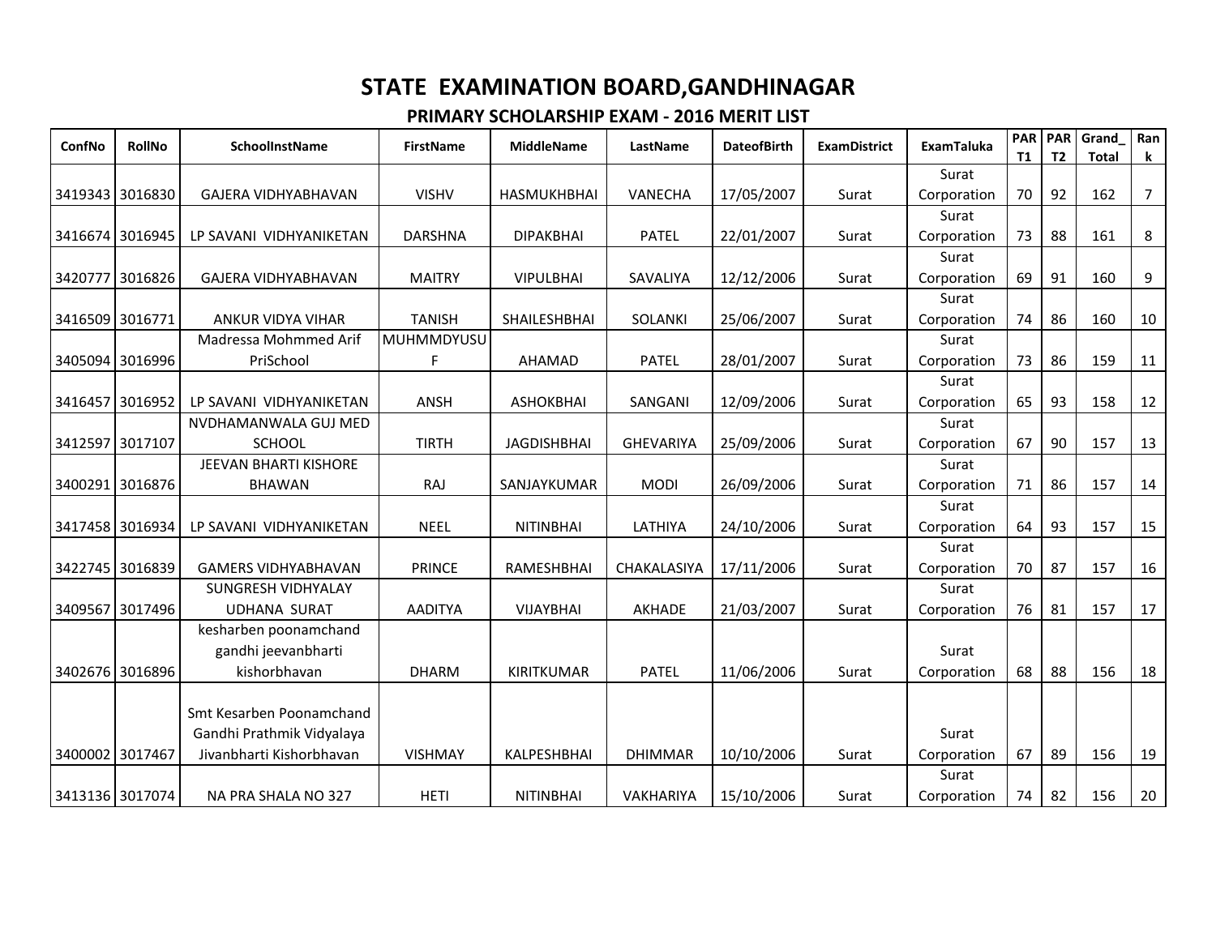# STATE EXAMINATION BOARD,GANDHINAGAR

## PRIMARY SCHOLARSHIP EXAM - 2016 MERIT LIST

| ConfNo | RollNo | SchoolInstName | FirstName | MiddleName | LastName | DateofBirth | ExamDistrict | ExamTaluka | PART1 | PART2 | Grand_Total | Rank |
|---|---|---|---|---|---|---|---|---|---|---|---|---|
| 3419343 | 3016830 | GAJERA VIDHYABHAVAN | VISHV | HASMUKHBHAI | VANECHA | 17/05/2007 | Surat | Surat Corporation | 70 | 92 | 162 | 7 |
| 3416674 | 3016945 | LP SAVANI VIDHYANIKETAN | DARSHNA | DIPAKBHAI | PATEL | 22/01/2007 | Surat | Surat Corporation | 73 | 88 | 161 | 8 |
| 3420777 | 3016826 | GAJERA VIDHYABHAVAN | MAITRY | VIPULBHAI | SAVALIYA | 12/12/2006 | Surat | Surat Corporation | 69 | 91 | 160 | 9 |
| 3416509 | 3016771 | ANKUR VIDYA VIHAR | TANISH | SHAILESHBHAI | SOLANKI | 25/06/2007 | Surat | Surat Corporation | 74 | 86 | 160 | 10 |
| 3405094 | 3016996 | Madressa Mohmmed Arif PriSchool | MUHMMDYUSUF | AHAMAD | PATEL | 28/01/2007 | Surat | Surat Corporation | 73 | 86 | 159 | 11 |
| 3416457 | 3016952 | LP SAVANI VIDHYANIKETAN | ANSH | ASHOKBHAI | SANGANI | 12/09/2006 | Surat | Surat Corporation | 65 | 93 | 158 | 12 |
| 3412597 | 3017107 | NVDHAMANWALA GUJ MED SCHOOL | TIRTH | JAGDISHBHAI | GHEVARIYA | 25/09/2006 | Surat | Surat Corporation | 67 | 90 | 157 | 13 |
| 3400291 | 3016876 | JEEVAN BHARTI KISHORE BHAWAN | RAJ | SANJAYKUMAR | MODI | 26/09/2006 | Surat | Surat Corporation | 71 | 86 | 157 | 14 |
| 3417458 | 3016934 | LP SAVANI VIDHYANIKETAN | NEEL | NITINBHAI | LATHIYA | 24/10/2006 | Surat | Surat Corporation | 64 | 93 | 157 | 15 |
| 3422745 | 3016839 | GAMERS VIDHYABHAVAN | PRINCE | RAMESHBHAI | CHAKALASIYA | 17/11/2006 | Surat | Surat Corporation | 70 | 87 | 157 | 16 |
| 3409567 | 3017496 | SUNGRESH VIDHYALAY UDHANA SURAT | AADITYA | VIJAYBHAI | AKHADE | 21/03/2007 | Surat | Surat Corporation | 76 | 81 | 157 | 17 |
| 3402676 | 3016896 | kesharben poonamchand gandhi jeevanbharti kishorbhavan | DHARM | KIRITKUMAR | PATEL | 11/06/2006 | Surat | Surat Corporation | 68 | 88 | 156 | 18 |
| 3400002 | 3017467 | Smt Kesarben Poonamchand Gandhi Prathmik Vidyalaya Jivanbharti Kishorbhavan | VISHMAY | KALPESHBHAI | DHIMMAR | 10/10/2006 | Surat | Surat Corporation | 67 | 89 | 156 | 19 |
| 3413136 | 3017074 | NA PRA SHALA NO 327 | HETI | NITINBHAI | VAKHARIYA | 15/10/2006 | Surat | Surat Corporation | 74 | 82 | 156 | 20 |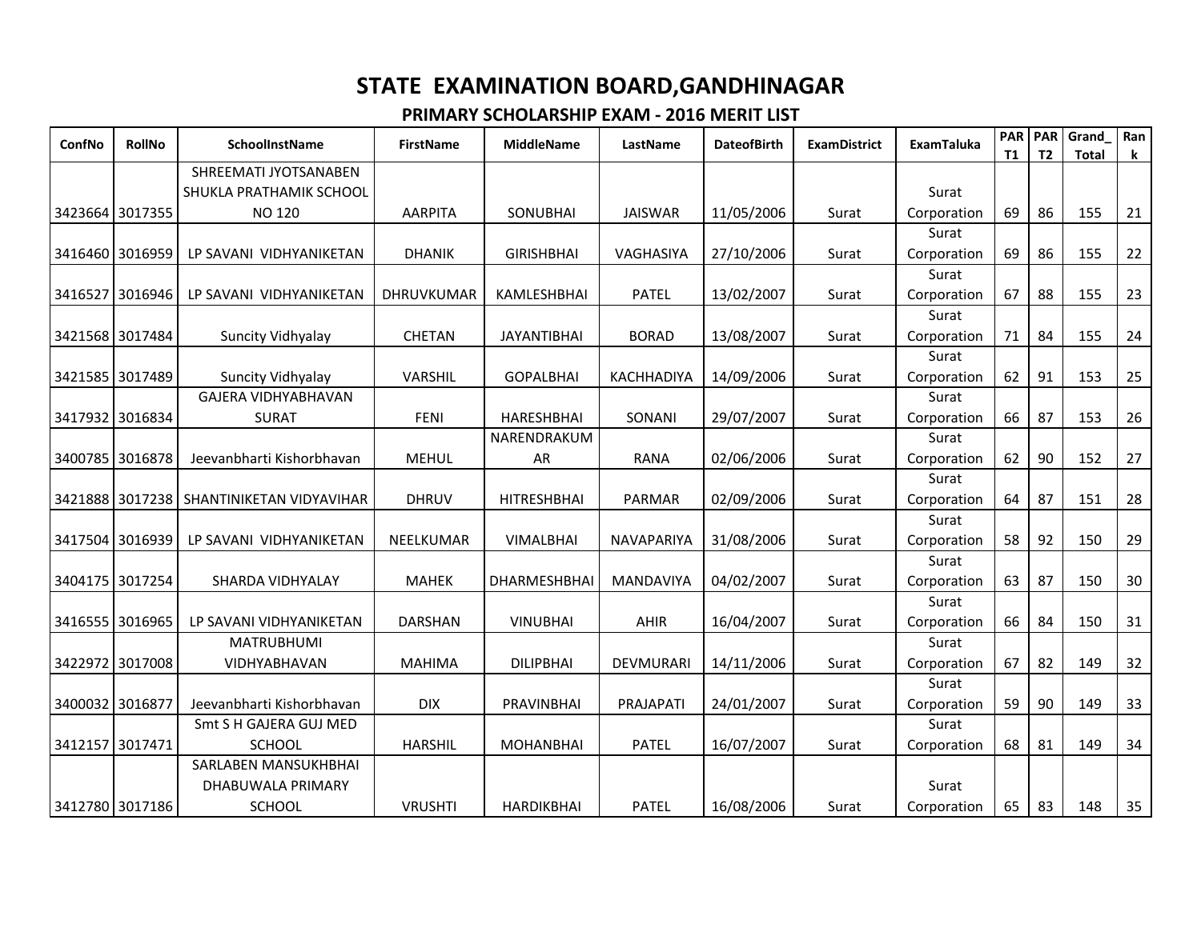# STATE EXAMINATION BOARD,GANDHINAGAR

## PRIMARY SCHOLARSHIP EXAM - 2016 MERIT LIST

| ConfNo | RollNo | SchoolInstName | FirstName | MiddleName | LastName | DateofBirth | ExamDistrict | ExamTaluka | PART1 | PART2 | Grand_Total | Rank |
|---|---|---|---|---|---|---|---|---|---|---|---|---|
| 3423664 | 3017355 | SHREEMATI JYOTSANABEN SHUKLA PRATHAMIK SCHOOL NO 120 | AARPITA | SONUBHAI | JAISWAR | 11/05/2006 | Surat | Surat Corporation | 69 | 86 | 155 | 21 |
| 3416460 | 3016959 | LP SAVANI VIDHYANIKETAN | DHANIK | GIRISHBHAI | VAGHASIYA | 27/10/2006 | Surat | Surat Corporation | 69 | 86 | 155 | 22 |
| 3416527 | 3016946 | LP SAVANI VIDHYANIKETAN | DHRUVKUMAR | KAMLESHBHAI | PATEL | 13/02/2007 | Surat | Surat Corporation | 67 | 88 | 155 | 23 |
| 3421568 | 3017484 | Suncity Vidhyalay | CHETAN | JAYANTIBHAI | BORAD | 13/08/2007 | Surat | Surat Corporation | 71 | 84 | 155 | 24 |
| 3421585 | 3017489 | Suncity Vidhyalay | VARSHIL | GOPALBHAI | KACHHADIYA | 14/09/2006 | Surat | Surat Corporation | 62 | 91 | 153 | 25 |
| 3417932 | 3016834 | GAJERA VIDHYABHAVAN SURAT | FENI | HARESHBHAI | SONANI | 29/07/2007 | Surat | Surat Corporation | 66 | 87 | 153 | 26 |
| 3400785 | 3016878 | Jeevanbharti Kishorbhavan | MEHUL | NARENDRAKUMAR | RANA | 02/06/2006 | Surat | Surat Corporation | 62 | 90 | 152 | 27 |
| 3421888 | 3017238 | SHANTINIKETAN VIDYAVIHAR | DHRUV | HITRESHBHAI | PARMAR | 02/09/2006 | Surat | Surat Corporation | 64 | 87 | 151 | 28 |
| 3417504 | 3016939 | LP SAVANI VIDHYANIKETAN | NEELKUMAR | VIMALBHAI | NAVAPARIYA | 31/08/2006 | Surat | Surat Corporation | 58 | 92 | 150 | 29 |
| 3404175 | 3017254 | SHARDA VIDHYALAY | MAHEK | DHARMESHBHAI | MANDAVIYA | 04/02/2007 | Surat | Surat Corporation | 63 | 87 | 150 | 30 |
| 3416555 | 3016965 | LP SAVANI VIDHYANIKETAN | DARSHAN | VINUBHAI | AHIR | 16/04/2007 | Surat | Surat Corporation | 66 | 84 | 150 | 31 |
| 3422972 | 3017008 | MATRUBHUMI VIDHYABHAVAN | MAHIMA | DILIPBHAI | DEVMURARI | 14/11/2006 | Surat | Surat Corporation | 67 | 82 | 149 | 32 |
| 3400032 | 3016877 | Jeevanbharti Kishorbhavan | DIX | PRAVINBHAI | PRAJAPATI | 24/01/2007 | Surat | Surat Corporation | 59 | 90 | 149 | 33 |
| 3412157 | 3017471 | Smt S H GAJERA GUJ MED SCHOOL | HARSHIL | MOHANBHAI | PATEL | 16/07/2007 | Surat | Surat Corporation | 68 | 81 | 149 | 34 |
| 3412780 | 3017186 | SARLABEN MANSUKHBHAI DHABUWALA PRIMARY SCHOOL | VRUSHTI | HARDIKBHAI | PATEL | 16/08/2006 | Surat | Surat Corporation | 65 | 83 | 148 | 35 |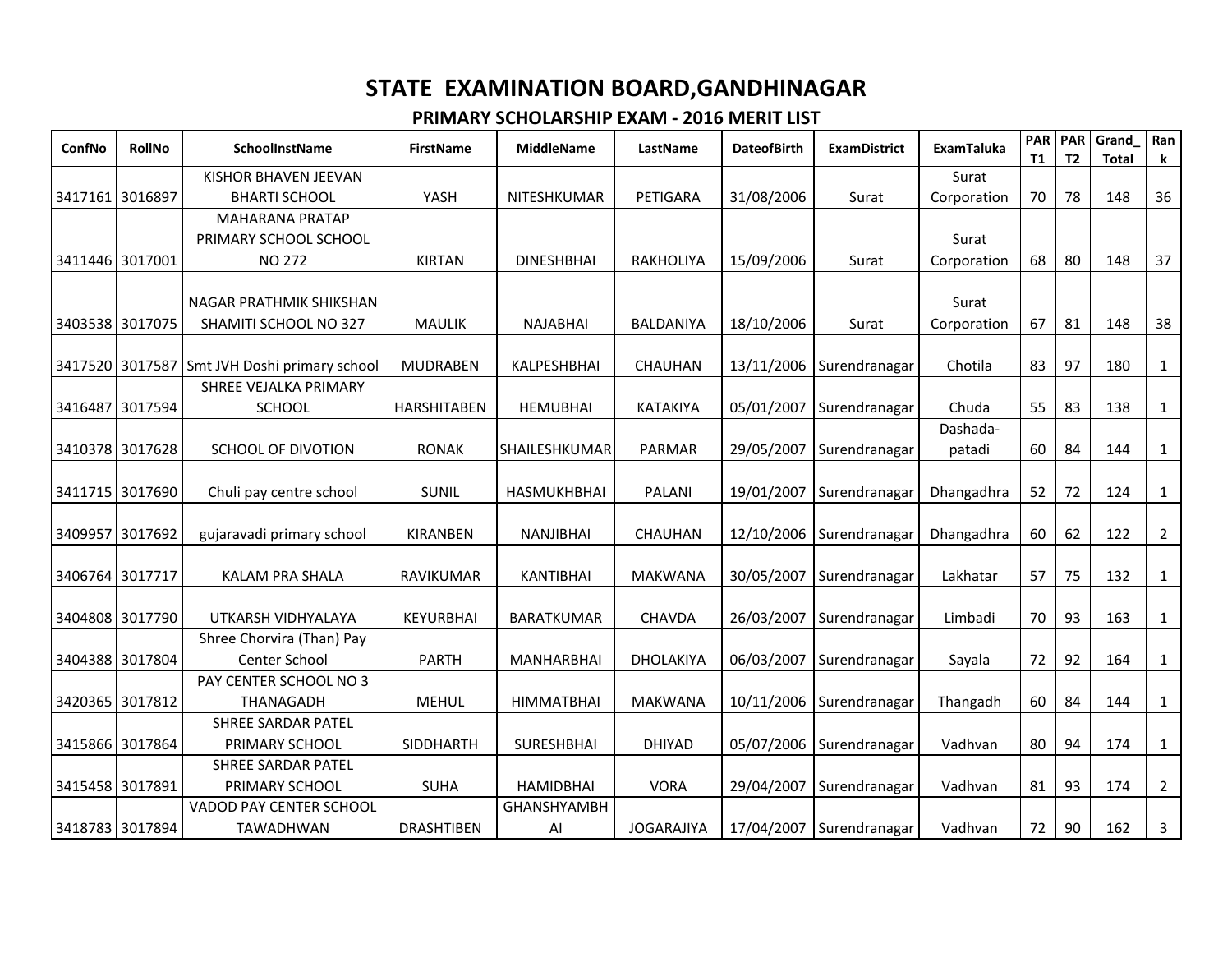# STATE EXAMINATION BOARD,GANDHINAGAR

## PRIMARY SCHOLARSHIP EXAM - 2016 MERIT LIST

| ConfNo | RollNo | SchoolInstName | FirstName | MiddleName | LastName | DateofBirth | ExamDistrict | ExamTaluka | PART1 | PART2 | Grand_Total | Rank |
|---|---|---|---|---|---|---|---|---|---|---|---|---|
| 3417161 | 3016897 | KISHOR BHAVEN JEEVAN BHARTI SCHOOL | YASH | NITESHKUMAR | PETIGARA | 31/08/2006 | Surat | Surat Corporation | 70 | 78 | 148 | 36 |
| 3411446 | 3017001 | MAHARANA PRATAP PRIMARY SCHOOL SCHOOL NO 272 | KIRTAN | DINESHBHAI | RAKHOLIYA | 15/09/2006 | Surat | Surat Corporation | 68 | 80 | 148 | 37 |
| 3403538 | 3017075 | NAGAR PRATHMIK SHIKSHAN SHAMITI SCHOOL NO 327 | MAULIK | NAJABHAI | BALDANIYA | 18/10/2006 | Surat | Surat Corporation | 67 | 81 | 148 | 38 |
| 3417520 | 3017587 | Smt JVH Doshi primary school | MUDRABEN | KALPESHBHAI | CHAUHAN | 13/11/2006 | Surendranagar | Chotila | 83 | 97 | 180 | 1 |
| 3416487 | 3017594 | SHREE VEJALKA PRIMARY SCHOOL | HARSHITABEN | HEMUBHAI | KATAKIYA | 05/01/2007 | Surendranagar | Chuda | 55 | 83 | 138 | 1 |
| 3410378 | 3017628 | SCHOOL OF DIVOTION | RONAK | SHAILESHKUMAR | PARMAR | 29/05/2007 | Surendranagar | Dashada-patadi | 60 | 84 | 144 | 1 |
| 3411715 | 3017690 | Chuli pay centre school | SUNIL | HASMUKHBHAI | PALANI | 19/01/2007 | Surendranagar | Dhangadhra | 52 | 72 | 124 | 1 |
| 3409957 | 3017692 | gujaravadi primary school | KIRANBEN | NANJIBHAI | CHAUHAN | 12/10/2006 | Surendranagar | Dhangadhra | 60 | 62 | 122 | 2 |
| 3406764 | 3017717 | KALAM PRA SHALA | RAVIKUMAR | KANTIBHAI | MAKWANA | 30/05/2007 | Surendranagar | Lakhatar | 57 | 75 | 132 | 1 |
| 3404808 | 3017790 | UTKARSH VIDHYALAYA | KEYURBHAI | BARATKUMAR | CHAVDA | 26/03/2007 | Surendranagar | Limbadi | 70 | 93 | 163 | 1 |
| 3404388 | 3017804 | Shree Chorvira (Than) Pay Center School | PARTH | MANHARBHAI | DHOLAKIYA | 06/03/2007 | Surendranagar | Sayala | 72 | 92 | 164 | 1 |
| 3420365 | 3017812 | PAY CENTER SCHOOL NO 3 THANAGADH | MEHUL | HIMMATBHAI | MAKWANA | 10/11/2006 | Surendranagar | Thangadh | 60 | 84 | 144 | 1 |
| 3415866 | 3017864 | SHREE SARDAR PATEL PRIMARY SCHOOL | SIDDHARTH | SURESHBHAI | DHIYAD | 05/07/2006 | Surendranagar | Vadhvan | 80 | 94 | 174 | 1 |
| 3415458 | 3017891 | SHREE SARDAR PATEL PRIMARY SCHOOL | SUHA | HAMIDBHAI | VORA | 29/04/2007 | Surendranagar | Vadhvan | 81 | 93 | 174 | 2 |
| 3418783 | 3017894 | VADOD PAY CENTER SCHOOL TAWADHWAN | DRASHTIBEN | GHANSHYAMBHAI | JOGARAJIYA | 17/04/2007 | Surendranagar | Vadhvan | 72 | 90 | 162 | 3 |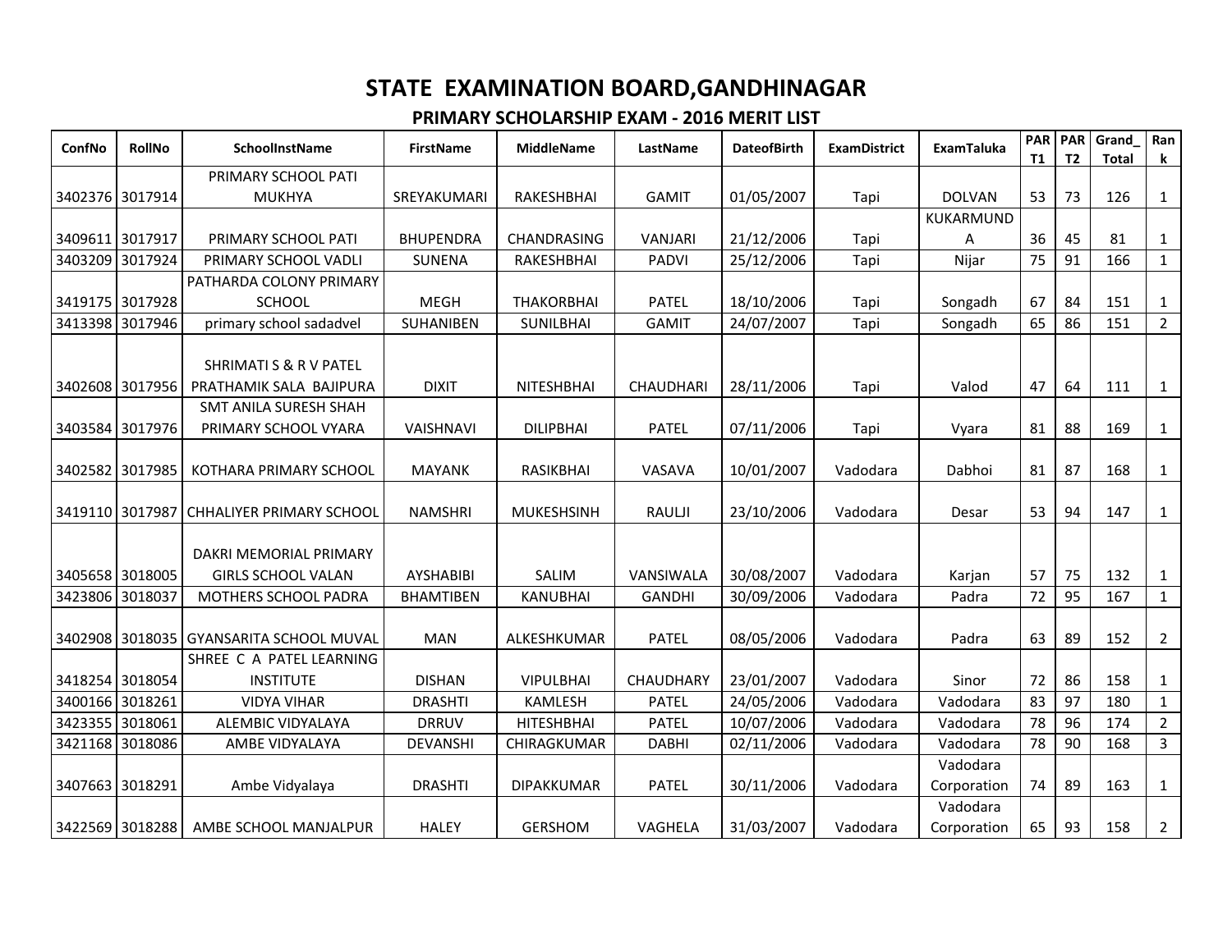# STATE EXAMINATION BOARD,GANDHINAGAR

## PRIMARY SCHOLARSHIP EXAM - 2016 MERIT LIST

| ConfNo | RollNo | SchoolInstName | FirstName | MiddleName | LastName | DateofBirth | ExamDistrict | ExamTaluka | PART1 | PART2 | Grand_Total | Rank |
|---|---|---|---|---|---|---|---|---|---|---|---|---|
| 3402376 | 3017914 | PRIMARY SCHOOL PATI MUKHYA | SREYAKUMARI | RAKESHBHAI | GAMIT | 01/05/2007 | Tapi | DOLVAN | 53 | 73 | 126 | 1 |
| 3409611 | 3017917 | PRIMARY SCHOOL PATI | BHUPENDRA | CHANDRASING | VANJARI | 21/12/2006 | Tapi | KUKARMUNDA | 36 | 45 | 81 | 1 |
| 3403209 | 3017924 | PRIMARY SCHOOL VADLI | SUNENA | RAKESHBHAI | PADVI | 25/12/2006 | Tapi | Nijar | 75 | 91 | 166 | 1 |
| 3419175 | 3017928 | PATHARDA COLONY PRIMARY SCHOOL | MEGH | THAKORBHAI | PATEL | 18/10/2006 | Tapi | Songadh | 67 | 84 | 151 | 1 |
| 3413398 | 3017946 | primary school sadadvel | SUHANIBEN | SUNILBHAI | GAMIT | 24/07/2007 | Tapi | Songadh | 65 | 86 | 151 | 2 |
| 3402608 | 3017956 | SHRIMATI S & R V PATEL PRATHAMIK SALA BAJIPURA | DIXIT | NITESHBHAI | CHAUDHARI | 28/11/2006 | Tapi | Valod | 47 | 64 | 111 | 1 |
| 3403584 | 3017976 | SMT ANILA SURESH SHAH PRIMARY SCHOOL VYARA | VAISHNAVI | DILIPBHAI | PATEL | 07/11/2006 | Tapi | Vyara | 81 | 88 | 169 | 1 |
| 3402582 | 3017985 | KOTHARA PRIMARY SCHOOL | MAYANK | RASIKBHAI | VASAVA | 10/01/2007 | Vadodara | Dabhoi | 81 | 87 | 168 | 1 |
| 3419110 | 3017987 | CHHALIYER PRIMARY SCHOOL | NAMSHRI | MUKESHSINH | RAULJI | 23/10/2006 | Vadodara | Desar | 53 | 94 | 147 | 1 |
| 3405658 | 3018005 | DAKRI MEMORIAL PRIMARY GIRLS SCHOOL VALAN | AYSHABIBI | SALIM | VANSIWALA | 30/08/2007 | Vadodara | Karjan | 57 | 75 | 132 | 1 |
| 3423806 | 3018037 | MOTHERS SCHOOL PADRA | BHAMTIBEN | KANUBHAI | GANDHI | 30/09/2006 | Vadodara | Padra | 72 | 95 | 167 | 1 |
| 3402908 | 3018035 | GYANSARITA SCHOOL MUVAL | MAN | ALKESHKUMAR | PATEL | 08/05/2006 | Vadodara | Padra | 63 | 89 | 152 | 2 |
| 3418254 | 3018054 | SHREE C A PATEL LEARNING INSTITUTE | DISHAN | VIPULBHAI | CHAUDHARY | 23/01/2007 | Vadodara | Sinor | 72 | 86 | 158 | 1 |
| 3400166 | 3018261 | VIDYA VIHAR | DRASHTI | KAMLESH | PATEL | 24/05/2006 | Vadodara | Vadodara | 83 | 97 | 180 | 1 |
| 3423355 | 3018061 | ALEMBIC VIDYALAYA | DRRUV | HITESHBHAI | PATEL | 10/07/2006 | Vadodara | Vadodara | 78 | 96 | 174 | 2 |
| 3421168 | 3018086 | AMBE VIDYALAYA | DEVANSHI | CHIRAGKUMAR | DABHI | 02/11/2006 | Vadodara | Vadodara | 78 | 90 | 168 | 3 |
| 3407663 | 3018291 | Ambe Vidyalaya | DRASHTI | DIPAKKUMAR | PATEL | 30/11/2006 | Vadodara | Vadodara Corporation | 74 | 89 | 163 | 1 |
| 3422569 | 3018288 | AMBE SCHOOL MANJALPUR | HALEY | GERSHOM | VAGHELA | 31/03/2007 | Vadodara | Vadodara Corporation | 65 | 93 | 158 | 2 |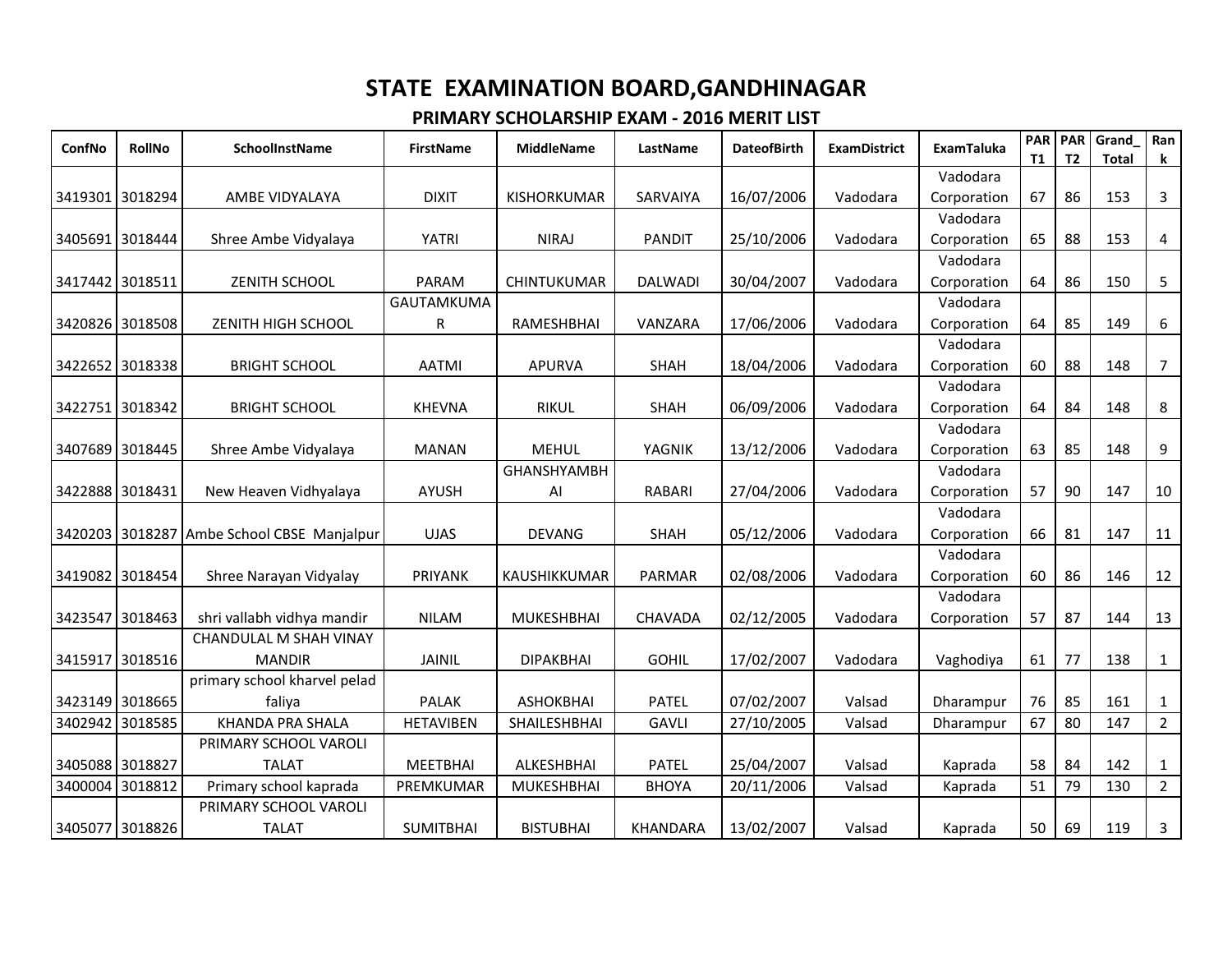# STATE EXAMINATION BOARD,GANDHINAGAR

## PRIMARY SCHOLARSHIP EXAM - 2016 MERIT LIST

| ConfNo | RollNo | SchoolInstName | FirstName | MiddleName | LastName | DateofBirth | ExamDistrict | ExamTaluka | PART1 | PART2 | Grand_Total | Rank |
|---|---|---|---|---|---|---|---|---|---|---|---|---|
| 3419301 | 3018294 | AMBE VIDYALAYA | DIXIT | KISHORKUMAR | SARVAIYA | 16/07/2006 | Vadodara | Vadodara Corporation | 67 | 86 | 153 | 3 |
| 3405691 | 3018444 | Shree Ambe Vidyalaya | YATRI | NIRAJ | PANDIT | 25/10/2006 | Vadodara | Vadodara Corporation | 65 | 88 | 153 | 4 |
| 3417442 | 3018511 | ZENITH SCHOOL | PARAM | CHINTUKUMAR | DALWADI | 30/04/2007 | Vadodara | Vadodara Corporation | 64 | 86 | 150 | 5 |
| 3420826 | 3018508 | ZENITH HIGH SCHOOL | GAUTAMKUMAR | RAMESHBHAI | VANZARA | 17/06/2006 | Vadodara | Vadodara Corporation | 64 | 85 | 149 | 6 |
| 3422652 | 3018338 | BRIGHT SCHOOL | AATMI | APURVA | SHAH | 18/04/2006 | Vadodara | Vadodara Corporation | 60 | 88 | 148 | 7 |
| 3422751 | 3018342 | BRIGHT SCHOOL | KHEVNA | RIKUL | SHAH | 06/09/2006 | Vadodara | Vadodara Corporation | 64 | 84 | 148 | 8 |
| 3407689 | 3018445 | Shree Ambe Vidyalaya | MANAN | MEHUL | YAGNIK | 13/12/2006 | Vadodara | Vadodara Corporation | 63 | 85 | 148 | 9 |
| 3422888 | 3018431 | New Heaven Vidhyalaya | AYUSH | GHANSHYAMBHAI | RABARI | 27/04/2006 | Vadodara | Vadodara Corporation | 57 | 90 | 147 | 10 |
| 3420203 | 3018287 | Ambe School CBSE Manjalpur | UJAS | DEVANG | SHAH | 05/12/2006 | Vadodara | Vadodara Corporation | 66 | 81 | 147 | 11 |
| 3419082 | 3018454 | Shree Narayan Vidyalay | PRIYANK | KAUSHIKKUMAR | PARMAR | 02/08/2006 | Vadodara | Vadodara Corporation | 60 | 86 | 146 | 12 |
| 3423547 | 3018463 | shri vallabh vidhya mandir | NILAM | MUKESHBHAI | CHAVADA | 02/12/2005 | Vadodara | Vadodara Corporation | 57 | 87 | 144 | 13 |
| 3415917 | 3018516 | CHANDULAL M SHAH VINAY MANDIR | JAINIL | DIPAKBHAI | GOHIL | 17/02/2007 | Vadodara | Vaghodiya | 61 | 77 | 138 | 1 |
| 3423149 | 3018665 | primary school kharvel pelad faliya | PALAK | ASHOKBHAI | PATEL | 07/02/2007 | Valsad | Dharampur | 76 | 85 | 161 | 1 |
| 3402942 | 3018585 | KHANDA PRA SHALA | HETAVIBEN | SHAILESHBHAI | GAVLI | 27/10/2005 | Valsad | Dharampur | 67 | 80 | 147 | 2 |
| 3405088 | 3018827 | PRIMARY SCHOOL VAROLI TALAT | MEETBHAI | ALKESHBHAI | PATEL | 25/04/2007 | Valsad | Kaprada | 58 | 84 | 142 | 1 |
| 3400004 | 3018812 | Primary school kaprada | PREMKUMAR | MUKESHBHAI | BHOYA | 20/11/2006 | Valsad | Kaprada | 51 | 79 | 130 | 2 |
| 3405077 | 3018826 | PRIMARY SCHOOL VAROLI TALAT | SUMITBHAI | BISTUBHAI | KHANDARA | 13/02/2007 | Valsad | Kaprada | 50 | 69 | 119 | 3 |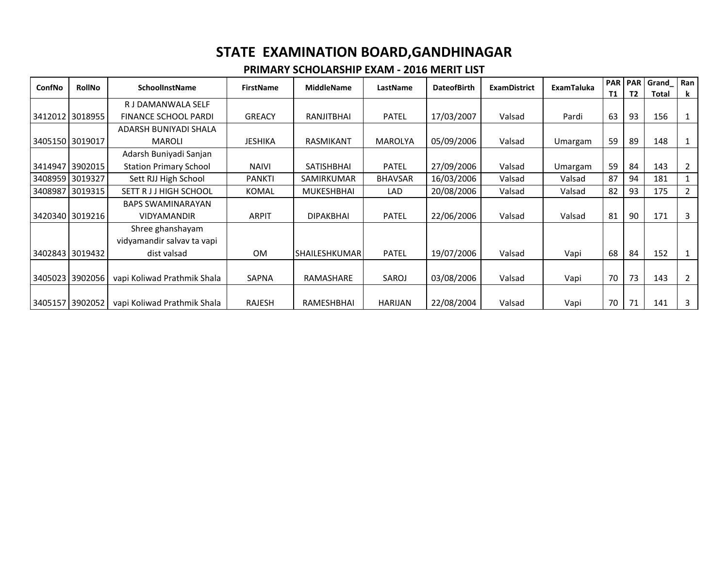# STATE EXAMINATION BOARD,GANDHINAGAR

## PRIMARY SCHOLARSHIP EXAM - 2016 MERIT LIST

| ConfNo | RollNo | SchoolInstName | FirstName | MiddleName | LastName | DateofBirth | ExamDistrict | ExamTaluka | PART1 | PART2 | Grand_Total | Rank |
|---|---|---|---|---|---|---|---|---|---|---|---|---|
| 3412012 | 3018955 | R J DAMANWALA SELF FINANCE SCHOOL PARDI | GREACY | RANJITBHAI | PATEL | 17/03/2007 | Valsad | Pardi | 63 | 93 | 156 | 1 |
| 3405150 | 3019017 | ADARSH BUNIYADI SHALA MAROLI | JESHIKA | RASMIKANT | MAROLYA | 05/09/2006 | Valsad | Umargam | 59 | 89 | 148 | 1 |
| 3414947 | 3902015 | Adarsh Buniyadi Sanjan Station Primary School | NAIVI | SATISHBHAI | PATEL | 27/09/2006 | Valsad | Umargam | 59 | 84 | 143 | 2 |
| 3408959 | 3019327 | Sett RJJ High School | PANKTI | SAMIRKUMAR | BHAVSAR | 16/03/2006 | Valsad | Valsad | 87 | 94 | 181 | 1 |
| 3408987 | 3019315 | SETT R J J HIGH SCHOOL | KOMAL | MUKESHBHAI | LAD | 20/08/2006 | Valsad | Valsad | 82 | 93 | 175 | 2 |
| 3420340 | 3019216 | BAPS SWAMINARAYAN VIDYAMANDIR | ARPIT | DIPAKBHAI | PATEL | 22/06/2006 | Valsad | Valsad | 81 | 90 | 171 | 3 |
| 3402843 | 3019432 | Shree ghanshayam vidyamandir salvav ta vapi dist valsad | OM | SHAILESHKUMAR | PATEL | 19/07/2006 | Valsad | Vapi | 68 | 84 | 152 | 1 |
| 3405023 | 3902056 | vapi Koliwad Prathmik Shala | SAPNA | RAMASHARE | SAROJ | 03/08/2006 | Valsad | Vapi | 70 | 73 | 143 | 2 |
| 3405157 | 3902052 | vapi Koliwad Prathmik Shala | RAJESH | RAMESHBHAI | HARIJAN | 22/08/2004 | Valsad | Vapi | 70 | 71 | 141 | 3 |